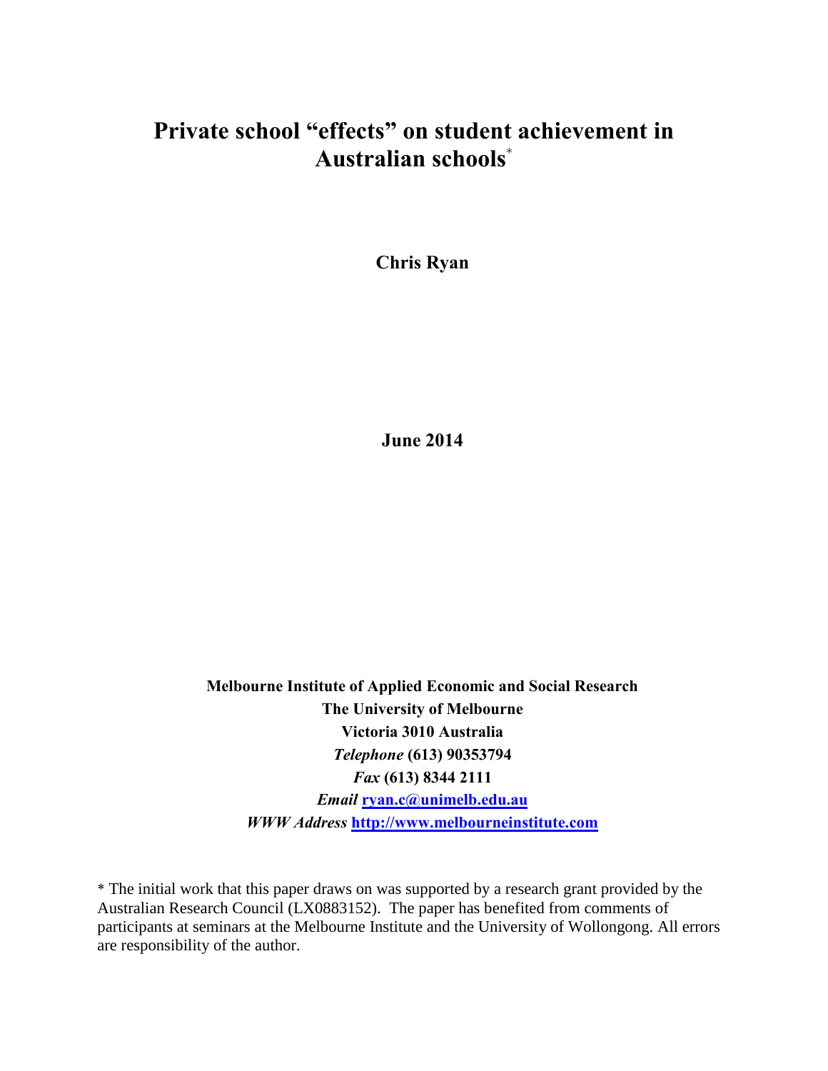# Private school "effects" on student achievement in Australian schools*

**Chris Ryan**

**June 2014**

**Melbourne Institute of Applied Economic and Social Research**
**The University of Melbourne**
**Victoria 3010 Australia**
***Telephone* (613) 90353794**
***Fax* (613) 8344 2111**
***Email* ryan.c@unimelb.edu.au**
***WWW Address* http://www.melbourneinstitute.com**

* The initial work that this paper draws on was supported by a research grant provided by the Australian Research Council (LX0883152). The paper has benefited from comments of participants at seminars at the Melbourne Institute and the University of Wollongong. All errors are responsibility of the author.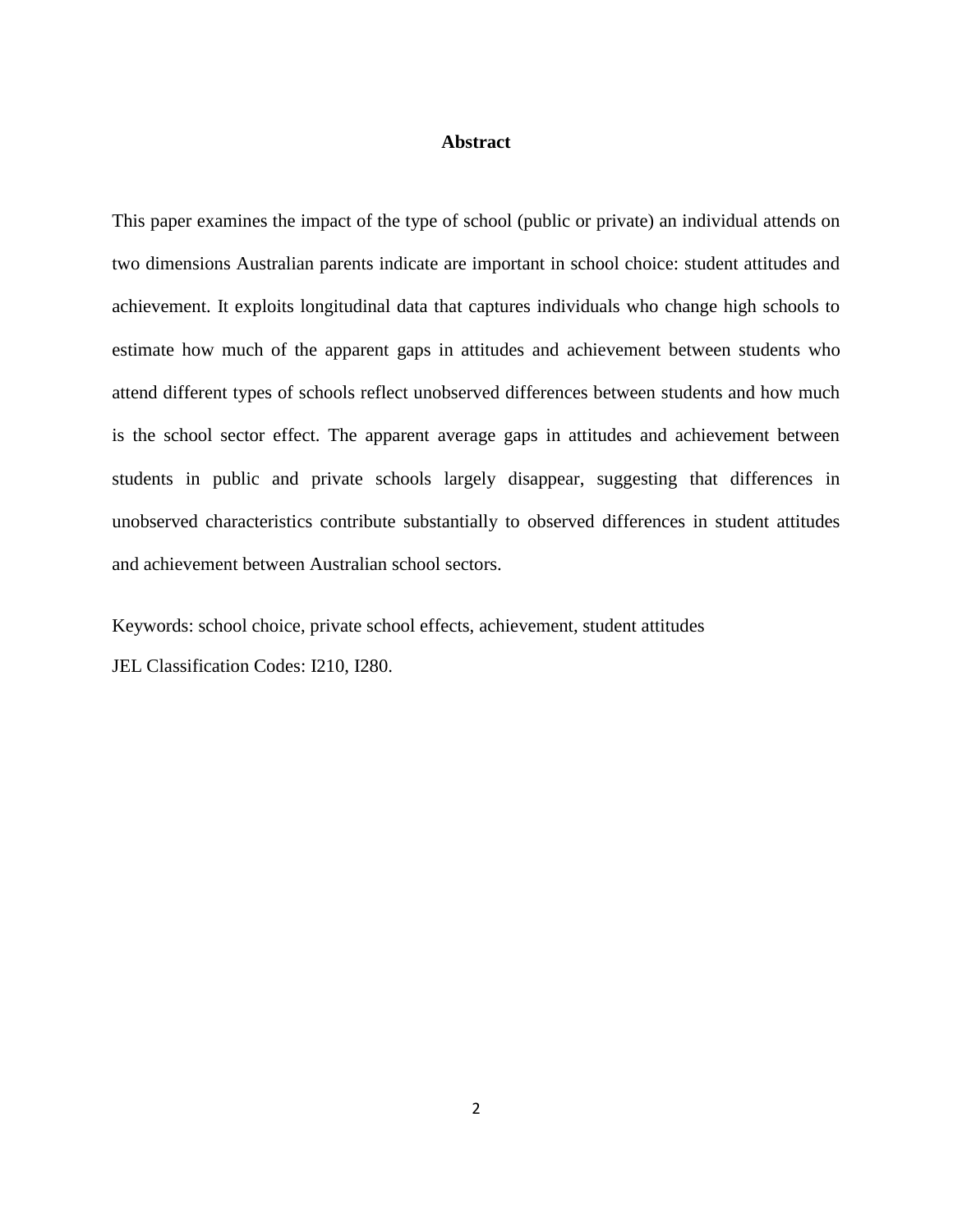## Abstract

This paper examines the impact of the type of school (public or private) an individual attends on two dimensions Australian parents indicate are important in school choice: student attitudes and achievement. It exploits longitudinal data that captures individuals who change high schools to estimate how much of the apparent gaps in attitudes and achievement between students who attend different types of schools reflect unobserved differences between students and how much is the school sector effect. The apparent average gaps in attitudes and achievement between students in public and private schools largely disappear, suggesting that differences in unobserved characteristics contribute substantially to observed differences in student attitudes and achievement between Australian school sectors.

Keywords: school choice, private school effects, achievement, student attitudes

JEL Classification Codes: I210, I280.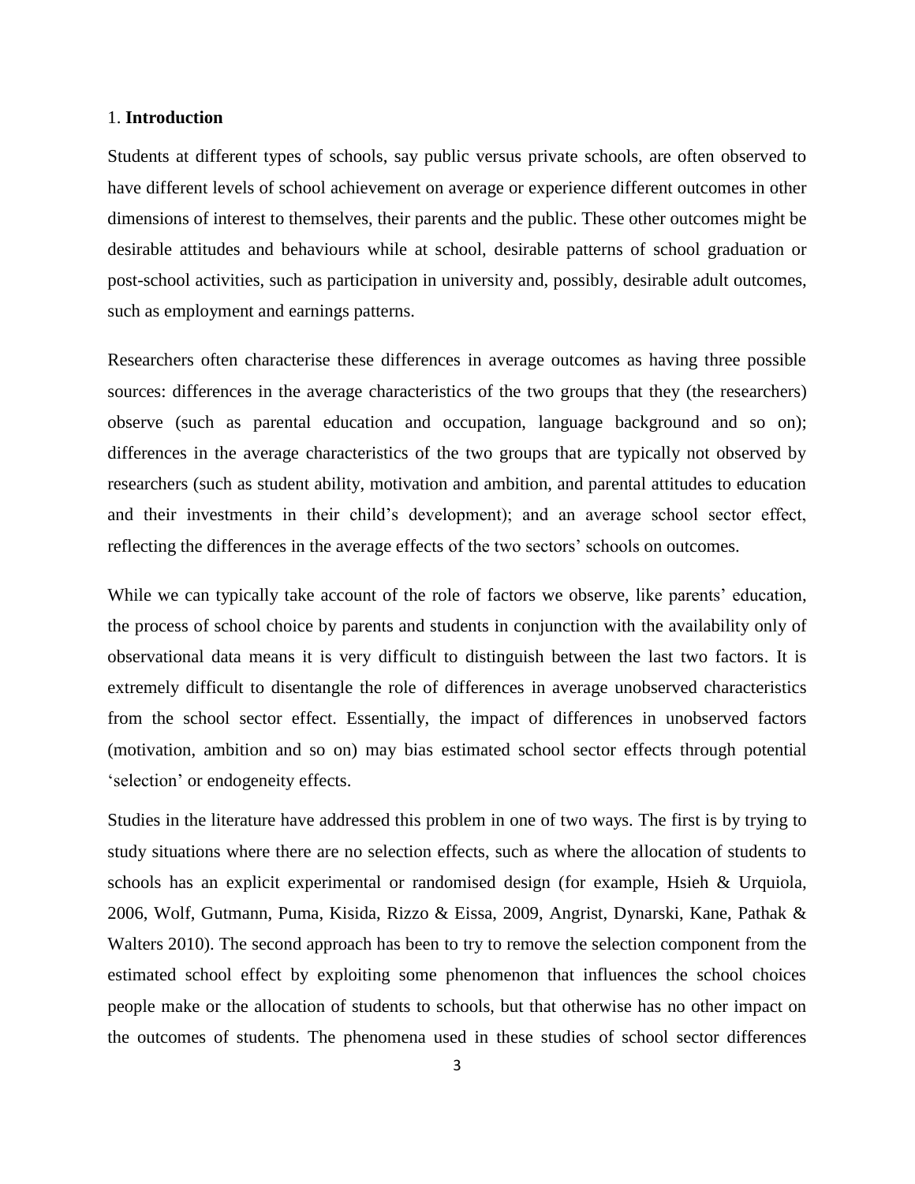## 1. **Introduction**

Students at different types of schools, say public versus private schools, are often observed to have different levels of school achievement on average or experience different outcomes in other dimensions of interest to themselves, their parents and the public. These other outcomes might be desirable attitudes and behaviours while at school, desirable patterns of school graduation or post-school activities, such as participation in university and, possibly, desirable adult outcomes, such as employment and earnings patterns.

Researchers often characterise these differences in average outcomes as having three possible sources: differences in the average characteristics of the two groups that they (the researchers) observe (such as parental education and occupation, language background and so on); differences in the average characteristics of the two groups that are typically not observed by researchers (such as student ability, motivation and ambition, and parental attitudes to education and their investments in their child's development); and an average school sector effect, reflecting the differences in the average effects of the two sectors' schools on outcomes.

While we can typically take account of the role of factors we observe, like parents' education, the process of school choice by parents and students in conjunction with the availability only of observational data means it is very difficult to distinguish between the last two factors. It is extremely difficult to disentangle the role of differences in average unobserved characteristics from the school sector effect. Essentially, the impact of differences in unobserved factors (motivation, ambition and so on) may bias estimated school sector effects through potential 'selection' or endogeneity effects.

Studies in the literature have addressed this problem in one of two ways. The first is by trying to study situations where there are no selection effects, such as where the allocation of students to schools has an explicit experimental or randomised design (for example, Hsieh & Urquiola, 2006, Wolf, Gutmann, Puma, Kisida, Rizzo & Eissa, 2009, Angrist, Dynarski, Kane, Pathak & Walters 2010). The second approach has been to try to remove the selection component from the estimated school effect by exploiting some phenomenon that influences the school choices people make or the allocation of students to schools, but that otherwise has no other impact on the outcomes of students. The phenomena used in these studies of school sector differences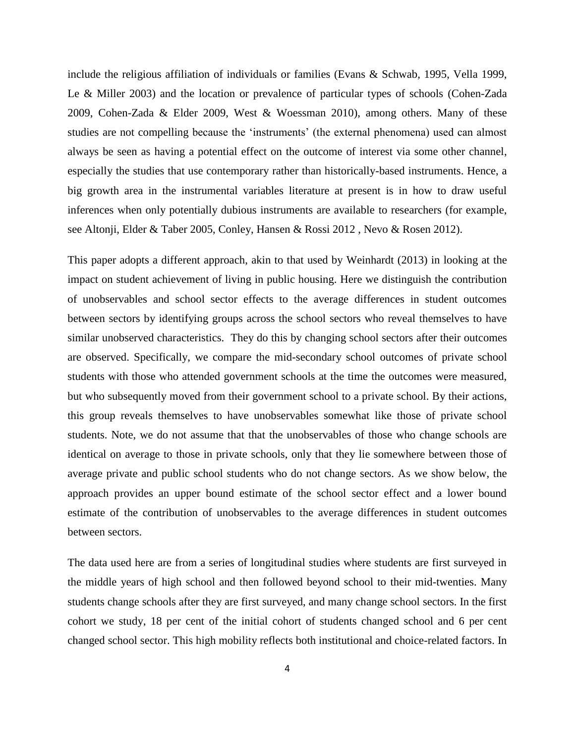include the religious affiliation of individuals or families (Evans & Schwab, 1995, Vella 1999, Le & Miller 2003) and the location or prevalence of particular types of schools (Cohen-Zada 2009, Cohen-Zada & Elder 2009, West & Woessman 2010), among others. Many of these studies are not compelling because the 'instruments' (the external phenomena) used can almost always be seen as having a potential effect on the outcome of interest via some other channel, especially the studies that use contemporary rather than historically-based instruments. Hence, a big growth area in the instrumental variables literature at present is in how to draw useful inferences when only potentially dubious instruments are available to researchers (for example, see Altonji, Elder & Taber 2005, Conley, Hansen & Rossi 2012 , Nevo & Rosen 2012).

This paper adopts a different approach, akin to that used by Weinhardt (2013) in looking at the impact on student achievement of living in public housing. Here we distinguish the contribution of unobservables and school sector effects to the average differences in student outcomes between sectors by identifying groups across the school sectors who reveal themselves to have similar unobserved characteristics. They do this by changing school sectors after their outcomes are observed. Specifically, we compare the mid-secondary school outcomes of private school students with those who attended government schools at the time the outcomes were measured, but who subsequently moved from their government school to a private school. By their actions, this group reveals themselves to have unobservables somewhat like those of private school students. Note, we do not assume that that the unobservables of those who change schools are identical on average to those in private schools, only that they lie somewhere between those of average private and public school students who do not change sectors. As we show below, the approach provides an upper bound estimate of the school sector effect and a lower bound estimate of the contribution of unobservables to the average differences in student outcomes between sectors.

The data used here are from a series of longitudinal studies where students are first surveyed in the middle years of high school and then followed beyond school to their mid-twenties. Many students change schools after they are first surveyed, and many change school sectors. In the first cohort we study, 18 per cent of the initial cohort of students changed school and 6 per cent changed school sector. This high mobility reflects both institutional and choice-related factors. In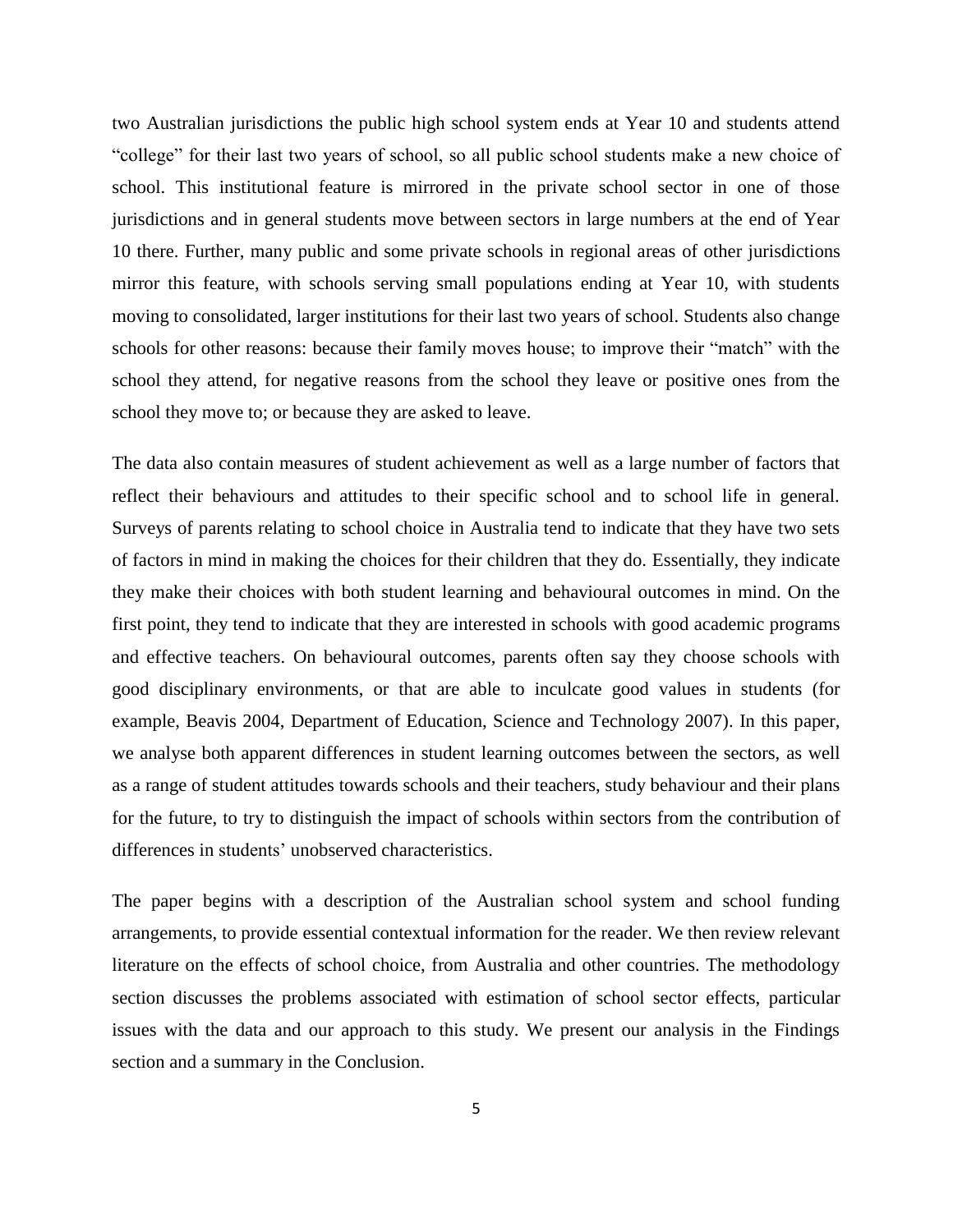two Australian jurisdictions the public high school system ends at Year 10 and students attend "college" for their last two years of school, so all public school students make a new choice of school. This institutional feature is mirrored in the private school sector in one of those jurisdictions and in general students move between sectors in large numbers at the end of Year 10 there. Further, many public and some private schools in regional areas of other jurisdictions mirror this feature, with schools serving small populations ending at Year 10, with students moving to consolidated, larger institutions for their last two years of school. Students also change schools for other reasons: because their family moves house; to improve their "match" with the school they attend, for negative reasons from the school they leave or positive ones from the school they move to; or because they are asked to leave.

The data also contain measures of student achievement as well as a large number of factors that reflect their behaviours and attitudes to their specific school and to school life in general. Surveys of parents relating to school choice in Australia tend to indicate that they have two sets of factors in mind in making the choices for their children that they do. Essentially, they indicate they make their choices with both student learning and behavioural outcomes in mind. On the first point, they tend to indicate that they are interested in schools with good academic programs and effective teachers. On behavioural outcomes, parents often say they choose schools with good disciplinary environments, or that are able to inculcate good values in students (for example, Beavis 2004, Department of Education, Science and Technology 2007). In this paper, we analyse both apparent differences in student learning outcomes between the sectors, as well as a range of student attitudes towards schools and their teachers, study behaviour and their plans for the future, to try to distinguish the impact of schools within sectors from the contribution of differences in students' unobserved characteristics.

The paper begins with a description of the Australian school system and school funding arrangements, to provide essential contextual information for the reader. We then review relevant literature on the effects of school choice, from Australia and other countries. The methodology section discusses the problems associated with estimation of school sector effects, particular issues with the data and our approach to this study. We present our analysis in the Findings section and a summary in the Conclusion.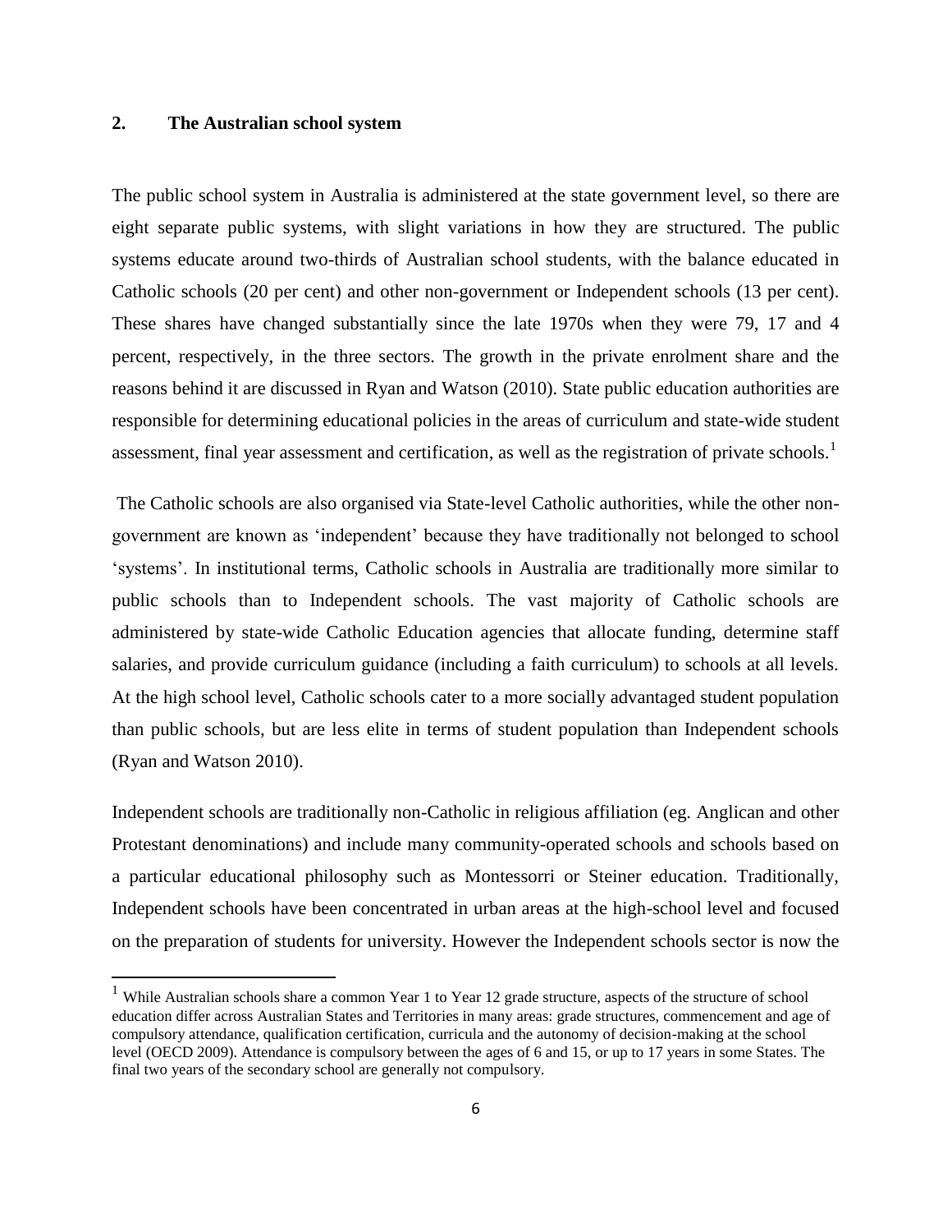## 2. The Australian school system

The public school system in Australia is administered at the state government level, so there are eight separate public systems, with slight variations in how they are structured. The public systems educate around two-thirds of Australian school students, with the balance educated in Catholic schools (20 per cent) and other non-government or Independent schools (13 per cent). These shares have changed substantially since the late 1970s when they were 79, 17 and 4 percent, respectively, in the three sectors. The growth in the private enrolment share and the reasons behind it are discussed in Ryan and Watson (2010). State public education authorities are responsible for determining educational policies in the areas of curriculum and state-wide student assessment, final year assessment and certification, as well as the registration of private schools.[1]

The Catholic schools are also organised via State-level Catholic authorities, while the other non-government are known as 'independent' because they have traditionally not belonged to school 'systems'. In institutional terms, Catholic schools in Australia are traditionally more similar to public schools than to Independent schools. The vast majority of Catholic schools are administered by state-wide Catholic Education agencies that allocate funding, determine staff salaries, and provide curriculum guidance (including a faith curriculum) to schools at all levels. At the high school level, Catholic schools cater to a more socially advantaged student population than public schools, but are less elite in terms of student population than Independent schools (Ryan and Watson 2010).

Independent schools are traditionally non-Catholic in religious affiliation (eg. Anglican and other Protestant denominations) and include many community-operated schools and schools based on a particular educational philosophy such as Montessorri or Steiner education. Traditionally, Independent schools have been concentrated in urban areas at the high-school level and focused on the preparation of students for university. However the Independent schools sector is now the

[1] While Australian schools share a common Year 1 to Year 12 grade structure, aspects of the structure of school education differ across Australian States and Territories in many areas: grade structures, commencement and age of compulsory attendance, qualification certification, curricula and the autonomy of decision-making at the school level (OECD 2009). Attendance is compulsory between the ages of 6 and 15, or up to 17 years in some States. The final two years of the secondary school are generally not compulsory.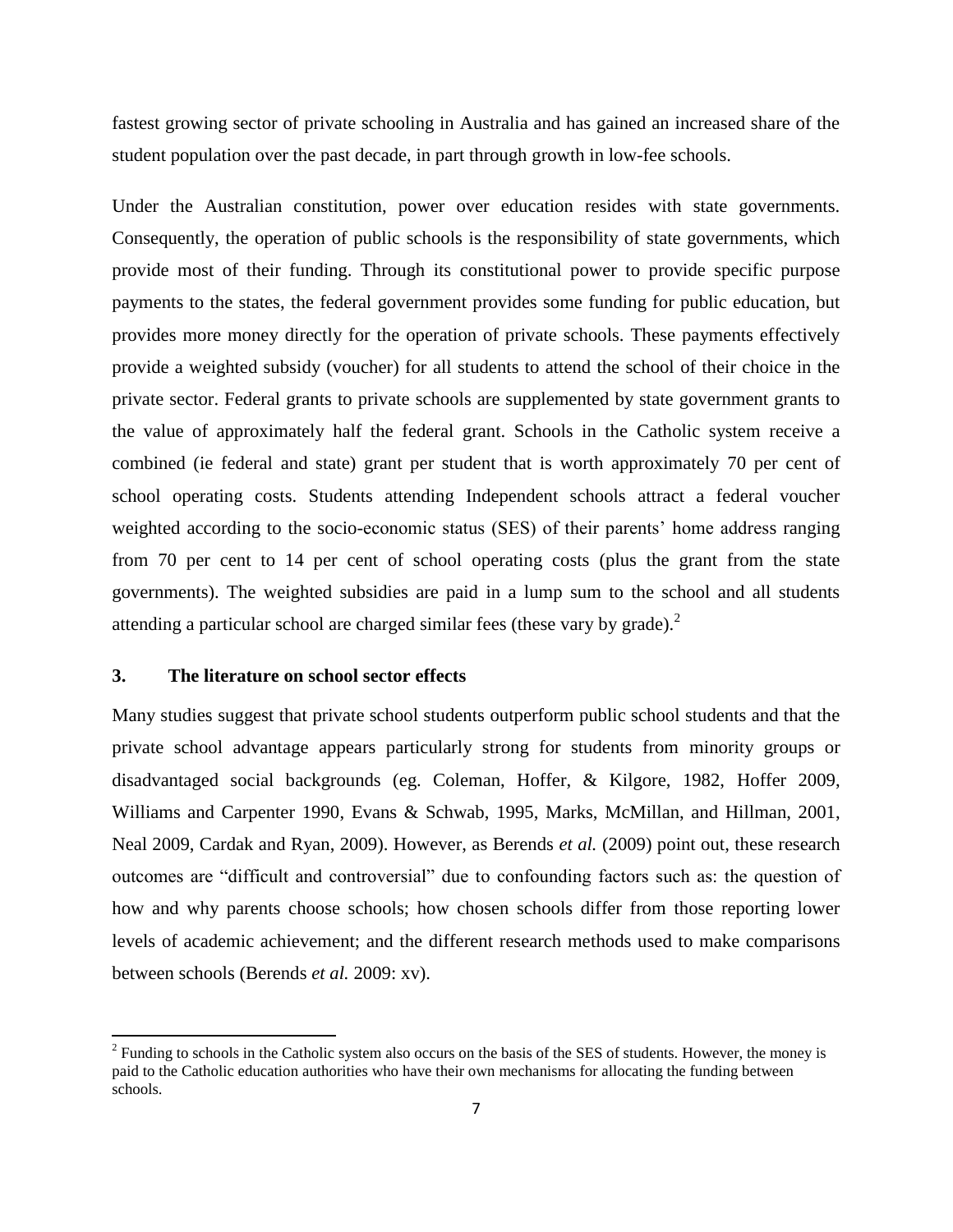fastest growing sector of private schooling in Australia and has gained an increased share of the student population over the past decade, in part through growth in low-fee schools.

Under the Australian constitution, power over education resides with state governments. Consequently, the operation of public schools is the responsibility of state governments, which provide most of their funding. Through its constitutional power to provide specific purpose payments to the states, the federal government provides some funding for public education, but provides more money directly for the operation of private schools. These payments effectively provide a weighted subsidy (voucher) for all students to attend the school of their choice in the private sector. Federal grants to private schools are supplemented by state government grants to the value of approximately half the federal grant. Schools in the Catholic system receive a combined (ie federal and state) grant per student that is worth approximately 70 per cent of school operating costs. Students attending Independent schools attract a federal voucher weighted according to the socio-economic status (SES) of their parents' home address ranging from 70 per cent to 14 per cent of school operating costs (plus the grant from the state governments). The weighted subsidies are paid in a lump sum to the school and all students attending a particular school are charged similar fees (these vary by grade).[2]

## 3. The literature on school sector effects

Many studies suggest that private school students outperform public school students and that the private school advantage appears particularly strong for students from minority groups or disadvantaged social backgrounds (eg. Coleman, Hoffer, & Kilgore, 1982, Hoffer 2009, Williams and Carpenter 1990, Evans & Schwab, 1995, Marks, McMillan, and Hillman, 2001, Neal 2009, Cardak and Ryan, 2009). However, as Berends *et al.* (2009) point out, these research outcomes are "difficult and controversial" due to confounding factors such as: the question of how and why parents choose schools; how chosen schools differ from those reporting lower levels of academic achievement; and the different research methods used to make comparisons between schools (Berends *et al.* 2009: xv).

[2] Funding to schools in the Catholic system also occurs on the basis of the SES of students. However, the money is paid to the Catholic education authorities who have their own mechanisms for allocating the funding between schools.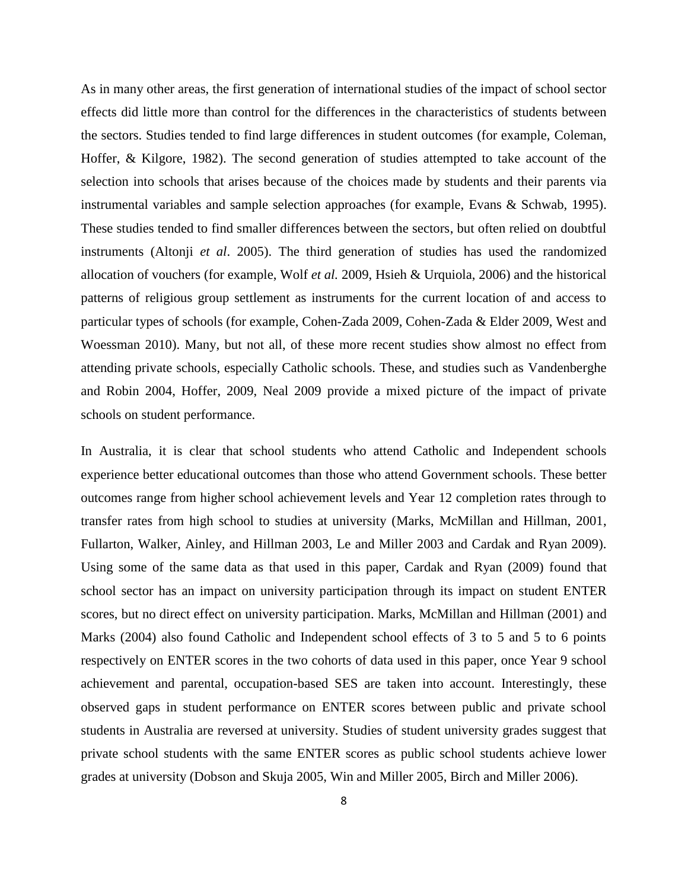As in many other areas, the first generation of international studies of the impact of school sector effects did little more than control for the differences in the characteristics of students between the sectors. Studies tended to find large differences in student outcomes (for example, Coleman, Hoffer, & Kilgore, 1982). The second generation of studies attempted to take account of the selection into schools that arises because of the choices made by students and their parents via instrumental variables and sample selection approaches (for example, Evans & Schwab, 1995). These studies tended to find smaller differences between the sectors, but often relied on doubtful instruments (Altonji *et al*. 2005). The third generation of studies has used the randomized allocation of vouchers (for example, Wolf *et al.* 2009, Hsieh & Urquiola, 2006) and the historical patterns of religious group settlement as instruments for the current location of and access to particular types of schools (for example, Cohen-Zada 2009, Cohen-Zada & Elder 2009, West and Woessman 2010). Many, but not all, of these more recent studies show almost no effect from attending private schools, especially Catholic schools. These, and studies such as Vandenberghe and Robin 2004, Hoffer, 2009, Neal 2009 provide a mixed picture of the impact of private schools on student performance.

In Australia, it is clear that school students who attend Catholic and Independent schools experience better educational outcomes than those who attend Government schools. These better outcomes range from higher school achievement levels and Year 12 completion rates through to transfer rates from high school to studies at university (Marks, McMillan and Hillman, 2001, Fullarton, Walker, Ainley, and Hillman 2003, Le and Miller 2003 and Cardak and Ryan 2009). Using some of the same data as that used in this paper, Cardak and Ryan (2009) found that school sector has an impact on university participation through its impact on student ENTER scores, but no direct effect on university participation. Marks, McMillan and Hillman (2001) and Marks (2004) also found Catholic and Independent school effects of 3 to 5 and 5 to 6 points respectively on ENTER scores in the two cohorts of data used in this paper, once Year 9 school achievement and parental, occupation-based SES are taken into account. Interestingly, these observed gaps in student performance on ENTER scores between public and private school students in Australia are reversed at university. Studies of student university grades suggest that private school students with the same ENTER scores as public school students achieve lower grades at university (Dobson and Skuja 2005, Win and Miller 2005, Birch and Miller 2006).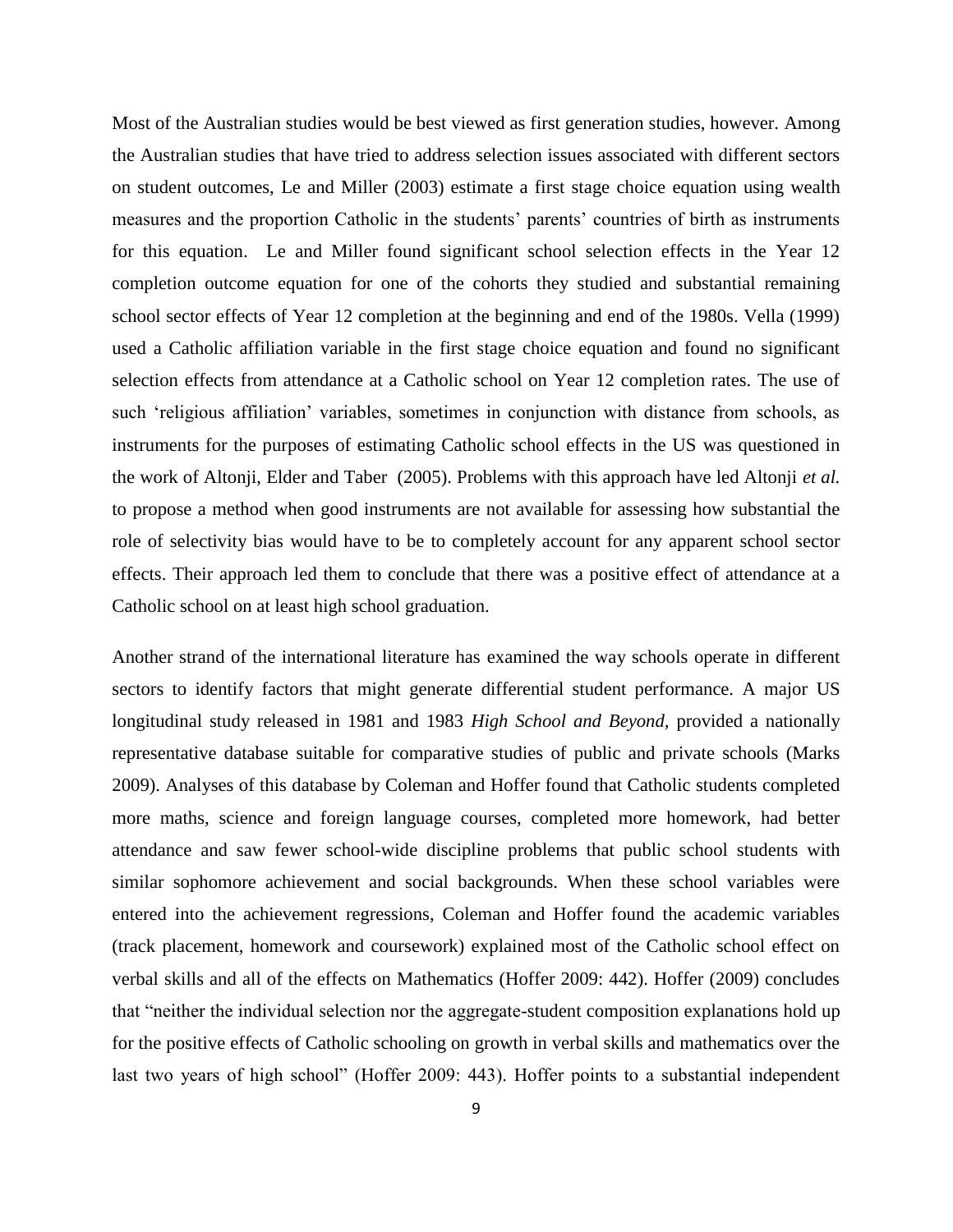Most of the Australian studies would be best viewed as first generation studies, however. Among the Australian studies that have tried to address selection issues associated with different sectors on student outcomes, Le and Miller (2003) estimate a first stage choice equation using wealth measures and the proportion Catholic in the students' parents' countries of birth as instruments for this equation. Le and Miller found significant school selection effects in the Year 12 completion outcome equation for one of the cohorts they studied and substantial remaining school sector effects of Year 12 completion at the beginning and end of the 1980s. Vella (1999) used a Catholic affiliation variable in the first stage choice equation and found no significant selection effects from attendance at a Catholic school on Year 12 completion rates. The use of such 'religious affiliation' variables, sometimes in conjunction with distance from schools, as instruments for the purposes of estimating Catholic school effects in the US was questioned in the work of Altonji, Elder and Taber (2005). Problems with this approach have led Altonji *et al.* to propose a method when good instruments are not available for assessing how substantial the role of selectivity bias would have to be to completely account for any apparent school sector effects. Their approach led them to conclude that there was a positive effect of attendance at a Catholic school on at least high school graduation.

Another strand of the international literature has examined the way schools operate in different sectors to identify factors that might generate differential student performance. A major US longitudinal study released in 1981 and 1983 *High School and Beyond*, provided a nationally representative database suitable for comparative studies of public and private schools (Marks 2009). Analyses of this database by Coleman and Hoffer found that Catholic students completed more maths, science and foreign language courses, completed more homework, had better attendance and saw fewer school-wide discipline problems that public school students with similar sophomore achievement and social backgrounds. When these school variables were entered into the achievement regressions, Coleman and Hoffer found the academic variables (track placement, homework and coursework) explained most of the Catholic school effect on verbal skills and all of the effects on Mathematics (Hoffer 2009: 442). Hoffer (2009) concludes that "neither the individual selection nor the aggregate-student composition explanations hold up for the positive effects of Catholic schooling on growth in verbal skills and mathematics over the last two years of high school" (Hoffer 2009: 443). Hoffer points to a substantial independent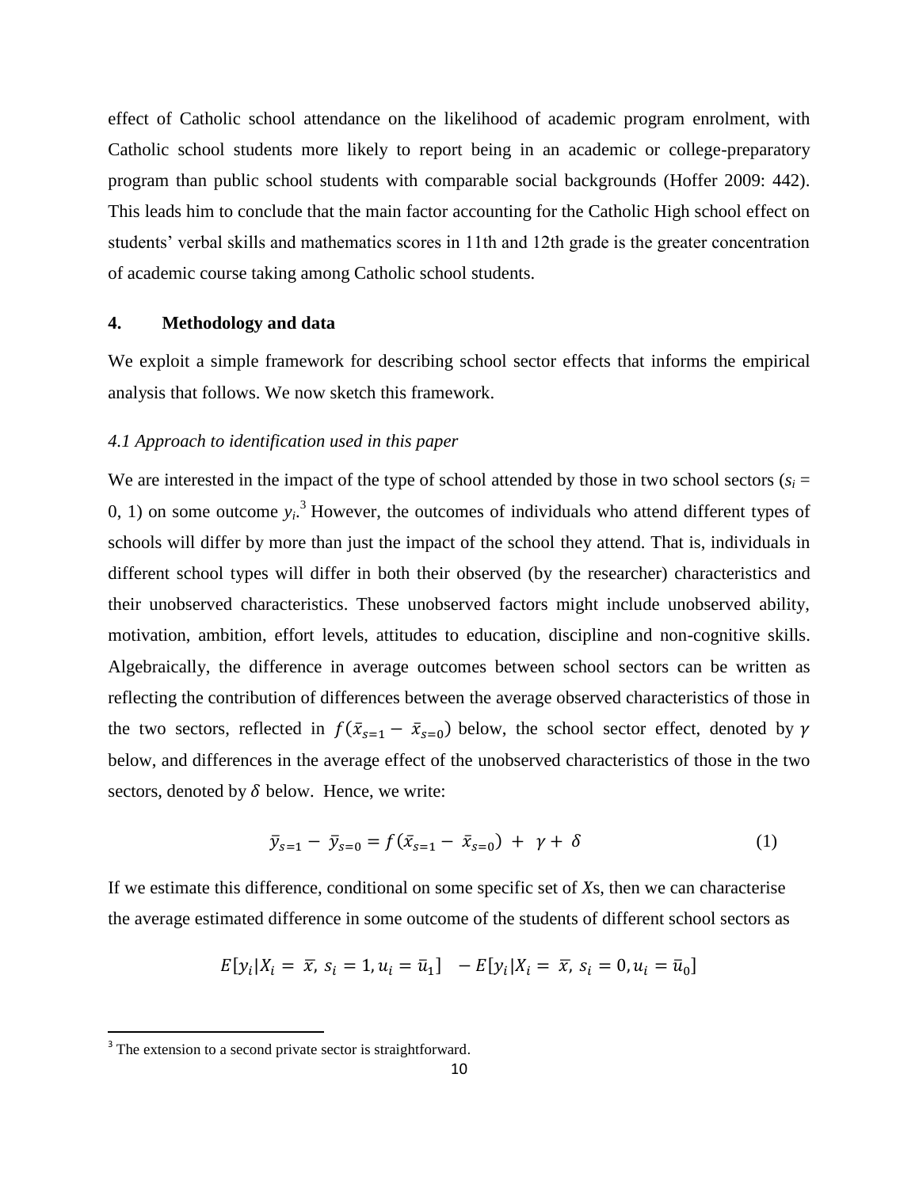effect of Catholic school attendance on the likelihood of academic program enrolment, with Catholic school students more likely to report being in an academic or college-preparatory program than public school students with comparable social backgrounds (Hoffer 2009: 442). This leads him to conclude that the main factor accounting for the Catholic High school effect on students' verbal skills and mathematics scores in 11th and 12th grade is the greater concentration of academic course taking among Catholic school students.

## 4. Methodology and data

We exploit a simple framework for describing school sector effects that informs the empirical analysis that follows. We now sketch this framework.

### *4.1 Approach to identification used in this paper*

We are interested in the impact of the type of school attended by those in two school sectors ($s_i$ = 0, 1) on some outcome $y_i$.[3] However, the outcomes of individuals who attend different types of schools will differ by more than just the impact of the school they attend. That is, individuals in different school types will differ in both their observed (by the researcher) characteristics and their unobserved characteristics. These unobserved factors might include unobserved ability, motivation, ambition, effort levels, attitudes to education, discipline and non-cognitive skills. Algebraically, the difference in average outcomes between school sectors can be written as reflecting the contribution of differences between the average observed characteristics of those in the two sectors, reflected in $f(\bar{x}_{s=1} - \bar{x}_{s=0})$ below, the school sector effect, denoted by $\gamma$ below, and differences in the average effect of the unobserved characteristics of those in the two sectors, denoted by $\delta$ below. Hence, we write:

$$\bar{y}_{s=1} - \bar{y}_{s=0} = f(\bar{x}_{s=1} - \bar{x}_{s=0}) + \gamma + \delta \tag{1}$$

If we estimate this difference, conditional on some specific set of *X*s, then we can characterise the average estimated difference in some outcome of the students of different school sectors as

$$E[y_i | X_i = \bar{x}, s_i = 1, u_i = \bar{u}_1] - E[y_i | X_i = \bar{x}, s_i = 0, u_i = \bar{u}_0]$$

[3] The extension to a second private sector is straightforward.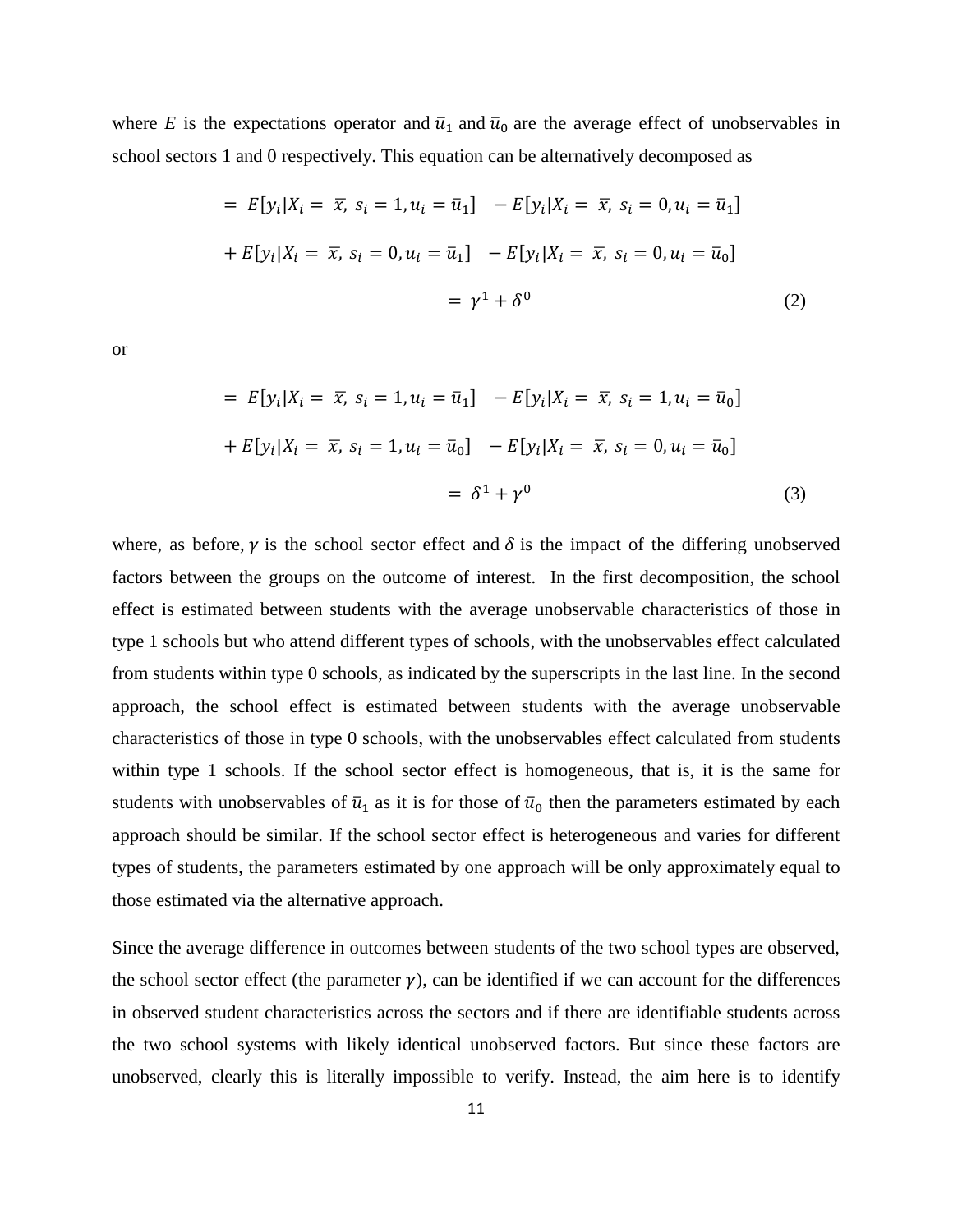where $E$ is the expectations operator and $\bar{u}_1$ and $\bar{u}_0$ are the average effect of unobservables in school sectors 1 and 0 respectively. This equation can be alternatively decomposed as

$$
\begin{aligned}
&= E[y_i|X_i = \bar{x}, s_i = 1, u_i = \bar{u}_1] - E[y_i|X_i = \bar{x}, s_i = 0, u_i = \bar{u}_1] \\
&+ E[y_i|X_i = \bar{x}, s_i = 0, u_i = \bar{u}_1] - E[y_i|X_i = \bar{x}, s_i = 0, u_i = \bar{u}_0] \\
&= \gamma^1 + \delta^0
\end{aligned}
\tag{2}
$$

or

$$
\begin{aligned}
&= E[y_i|X_i = \bar{x}, s_i = 1, u_i = \bar{u}_1] - E[y_i|X_i = \bar{x}, s_i = 1, u_i = \bar{u}_0] \\
&+ E[y_i|X_i = \bar{x}, s_i = 1, u_i = \bar{u}_0] - E[y_i|X_i = \bar{x}, s_i = 0, u_i = \bar{u}_0] \\
&= \delta^1 + \gamma^0
\end{aligned}
\tag{3}
$$

where, as before, $\gamma$ is the school sector effect and $\delta$ is the impact of the differing unobserved factors between the groups on the outcome of interest. In the first decomposition, the school effect is estimated between students with the average unobservable characteristics of those in type 1 schools but who attend different types of schools, with the unobservables effect calculated from students within type 0 schools, as indicated by the superscripts in the last line. In the second approach, the school effect is estimated between students with the average unobservable characteristics of those in type 0 schools, with the unobservables effect calculated from students within type 1 schools. If the school sector effect is homogeneous, that is, it is the same for students with unobservables of $\bar{u}_1$ as it is for those of $\bar{u}_0$ then the parameters estimated by each approach should be similar. If the school sector effect is heterogeneous and varies for different types of students, the parameters estimated by one approach will be only approximately equal to those estimated via the alternative approach.

Since the average difference in outcomes between students of the two school types are observed, the school sector effect (the parameter $\gamma$), can be identified if we can account for the differences in observed student characteristics across the sectors and if there are identifiable students across the two school systems with likely identical unobserved factors. But since these factors are unobserved, clearly this is literally impossible to verify. Instead, the aim here is to identify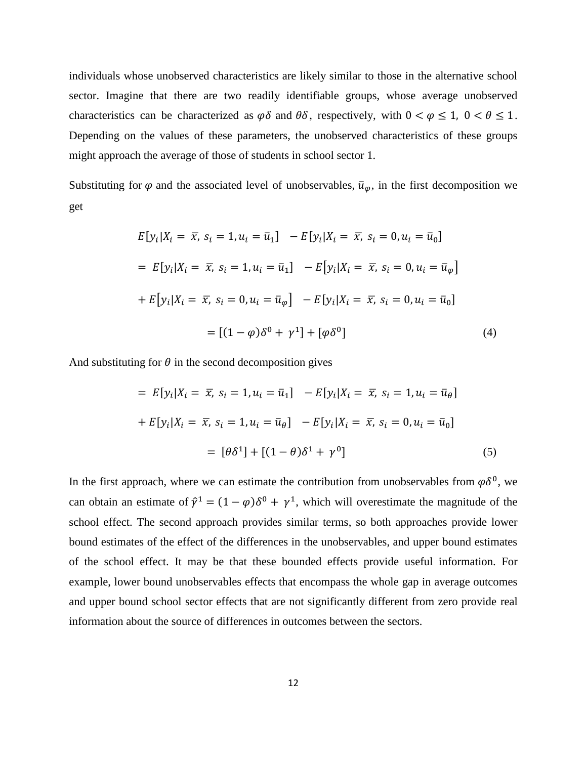individuals whose unobserved characteristics are likely similar to those in the alternative school sector. Imagine that there are two readily identifiable groups, whose average unobserved characteristics can be characterized as $\varphi\delta$ and $\theta\delta$, respectively, with $0 < \varphi \leq 1,\ 0 < \theta \leq 1$. Depending on the values of these parameters, the unobserved characteristics of these groups might approach the average of those of students in school sector 1.

Substituting for $\varphi$ and the associated level of unobservables, $\bar{u}_{\varphi}$, in the first decomposition we get

$$
\begin{aligned}
&E[y_i|X_i = \bar{x},\ s_i = 1, u_i = \bar{u}_1] \ \ - E[y_i|X_i = \bar{x},\ s_i = 0, u_i = \bar{u}_0] \\
&= E[y_i|X_i = \bar{x},\ s_i = 1, u_i = \bar{u}_1] \ \ - E\big[y_i|X_i = \bar{x},\ s_i = 0, u_i = \bar{u}_{\varphi}\big] \\
&+ E\big[y_i|X_i = \bar{x},\ s_i = 0, u_i = \bar{u}_{\varphi}\big] \ \ - E[y_i|X_i = \bar{x},\ s_i = 0, u_i = \bar{u}_0] \\
&\qquad = [(1-\varphi)\delta^0 + \gamma^1] + [\varphi\delta^0]
\end{aligned}
\tag{4}
$$

And substituting for $\theta$ in the second decomposition gives

$$
\begin{aligned}
&= E[y_i|X_i = \bar{x},\ s_i = 1, u_i = \bar{u}_1] \ \ - E[y_i|X_i = \bar{x},\ s_i = 1, u_i = \bar{u}_{\theta}] \\
&+ E[y_i|X_i = \bar{x},\ s_i = 1, u_i = \bar{u}_{\theta}] \ \ - E[y_i|X_i = \bar{x},\ s_i = 0, u_i = \bar{u}_0] \\
&\qquad = [\theta\delta^1] + [(1-\theta)\delta^1 + \gamma^0]
\end{aligned}
\tag{5}
$$

In the first approach, where we can estimate the contribution from unobservables from $\varphi\delta^0$, we can obtain an estimate of $\hat{\gamma}^1 = (1-\varphi)\delta^0 + \gamma^1$, which will overestimate the magnitude of the school effect. The second approach provides similar terms, so both approaches provide lower bound estimates of the effect of the differences in the unobservables, and upper bound estimates of the school effect. It may be that these bounded effects provide useful information. For example, lower bound unobservables effects that encompass the whole gap in average outcomes and upper bound school sector effects that are not significantly different from zero provide real information about the source of differences in outcomes between the sectors.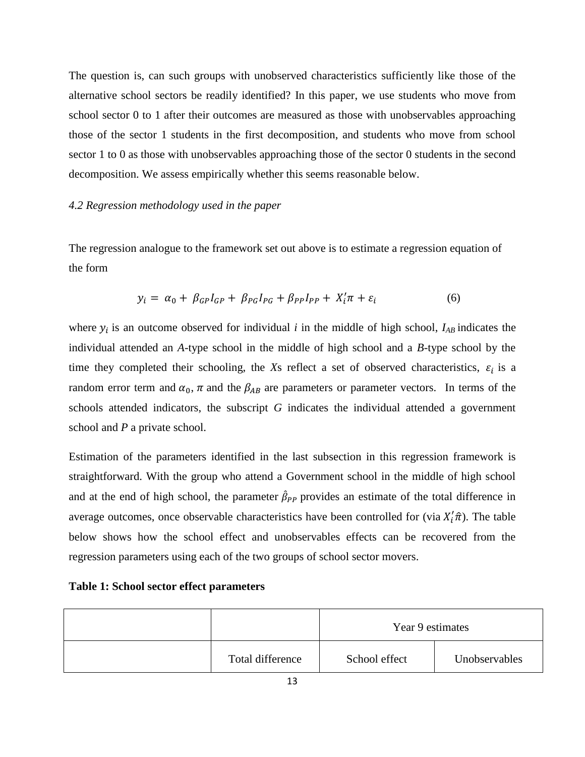The question is, can such groups with unobserved characteristics sufficiently like those of the alternative school sectors be readily identified? In this paper, we use students who move from school sector 0 to 1 after their outcomes are measured as those with unobservables approaching those of the sector 1 students in the first decomposition, and students who move from school sector 1 to 0 as those with unobservables approaching those of the sector 0 students in the second decomposition. We assess empirically whether this seems reasonable below.

### *4.2 Regression methodology used in the paper*

The regression analogue to the framework set out above is to estimate a regression equation of the form

$$y_i = \alpha_0 + \beta_{GP} I_{GP} + \beta_{PG} I_{PG} + \beta_{PP} I_{PP} + X_i' \pi + \varepsilon_i \qquad (6)$$

where $y_i$ is an outcome observed for individual *i* in the middle of high school, $I_{AB}$ indicates the individual attended an *A*-type school in the middle of high school and a *B*-type school by the time they completed their schooling, the *X*s reflect a set of observed characteristics, $\varepsilon_i$ is a random error term and $\alpha_0$, $\pi$ and the $\beta_{AB}$ are parameters or parameter vectors. In terms of the schools attended indicators, the subscript *G* indicates the individual attended a government school and *P* a private school.

Estimation of the parameters identified in the last subsection in this regression framework is straightforward. With the group who attend a Government school in the middle of high school and at the end of high school, the parameter $\hat{\beta}_{PP}$ provides an estimate of the total difference in average outcomes, once observable characteristics have been controlled for (via $X_i' \hat{\pi}$). The table below shows how the school effect and unobservables effects can be recovered from the regression parameters using each of the two groups of school sector movers.

**Table 1: School sector effect parameters**

| | | Year 9 estimates | |
|---|---|---|---|
| | Total difference | School effect | Unobservables |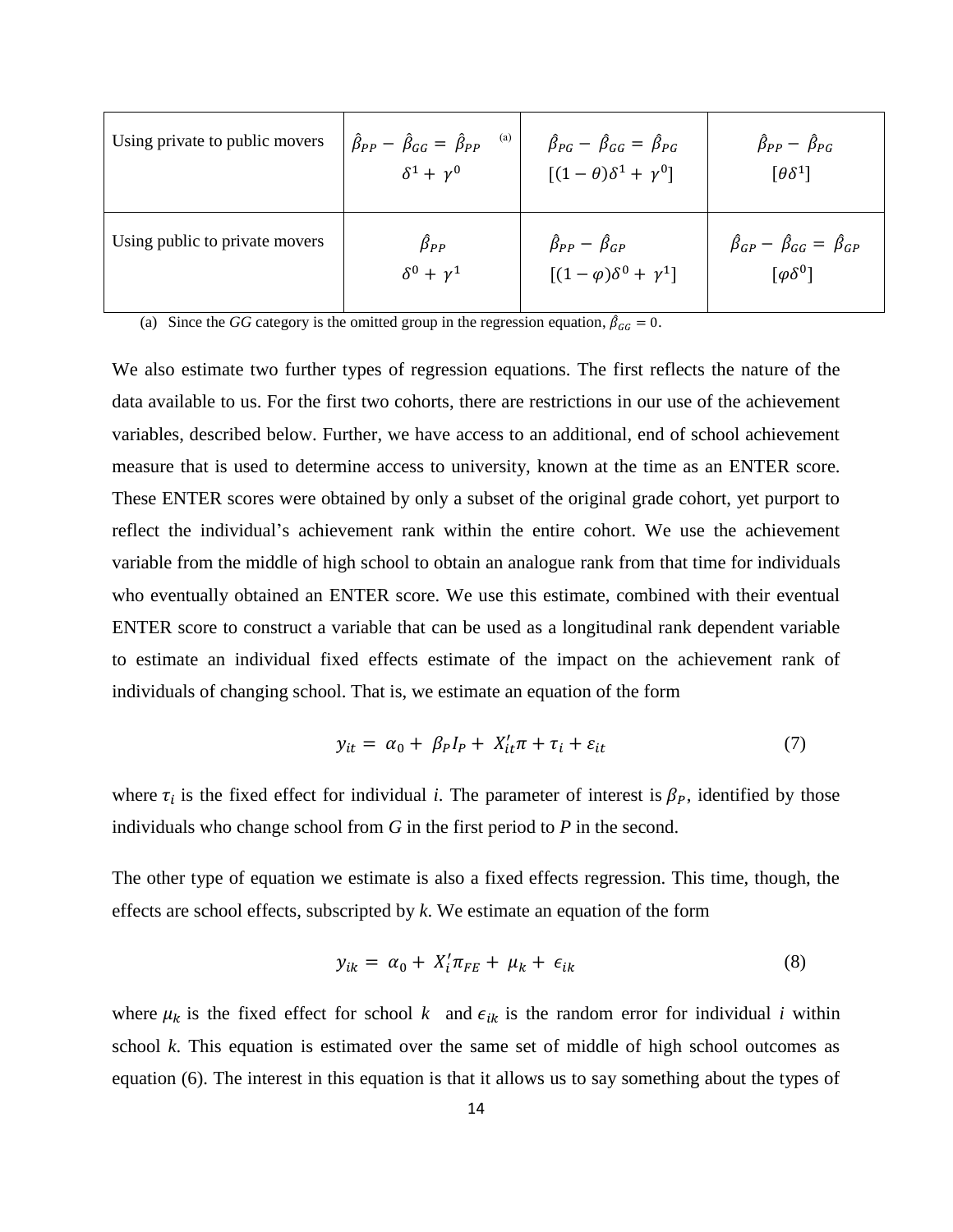| Using private to public movers | $\hat{\beta}_{PP} - \hat{\beta}_{GG} = \hat{\beta}_{PP}$ [(a)] $\delta^1 + \gamma^0$ | $\hat{\beta}_{PG} - \hat{\beta}_{GG} = \hat{\beta}_{PG}$ $[(1-\theta)\delta^1 + \gamma^0]$ | $\hat{\beta}_{PP} - \hat{\beta}_{PG}$ $[\theta\delta^1]$ |
|---|---|---|---|
| Using public to private movers | $\hat{\beta}_{PP}$ $\delta^0 + \gamma^1$ | $\hat{\beta}_{PP} - \hat{\beta}_{GP}$ $[(1-\varphi)\delta^0 + \gamma^1]$ | $\hat{\beta}_{GP} - \hat{\beta}_{GG} = \hat{\beta}_{GP}$ $[\varphi\delta^0]$ |

(a) Since the *GG* category is the omitted group in the regression equation, $\hat{\beta}_{GG} = 0$.

We also estimate two further types of regression equations. The first reflects the nature of the data available to us. For the first two cohorts, there are restrictions in our use of the achievement variables, described below. Further, we have access to an additional, end of school achievement measure that is used to determine access to university, known at the time as an ENTER score. These ENTER scores were obtained by only a subset of the original grade cohort, yet purport to reflect the individual's achievement rank within the entire cohort. We use the achievement variable from the middle of high school to obtain an analogue rank from that time for individuals who eventually obtained an ENTER score. We use this estimate, combined with their eventual ENTER score to construct a variable that can be used as a longitudinal rank dependent variable to estimate an individual fixed effects estimate of the impact on the achievement rank of individuals of changing school. That is, we estimate an equation of the form

$$y_{it} = \alpha_0 + \beta_P I_P + X_{it}'\pi + \tau_i + \varepsilon_{it} \tag{7}$$

where $\tau_i$ is the fixed effect for individual *i*. The parameter of interest is $\beta_P$, identified by those individuals who change school from *G* in the first period to *P* in the second.

The other type of equation we estimate is also a fixed effects regression. This time, though, the effects are school effects, subscripted by *k*. We estimate an equation of the form

$$y_{ik} = \alpha_0 + X_i'\pi_{FE} + \mu_k + \epsilon_{ik} \tag{8}$$

where $\mu_k$ is the fixed effect for school *k* and $\epsilon_{ik}$ is the random error for individual *i* within school *k*. This equation is estimated over the same set of middle of high school outcomes as equation (6). The interest in this equation is that it allows us to say something about the types of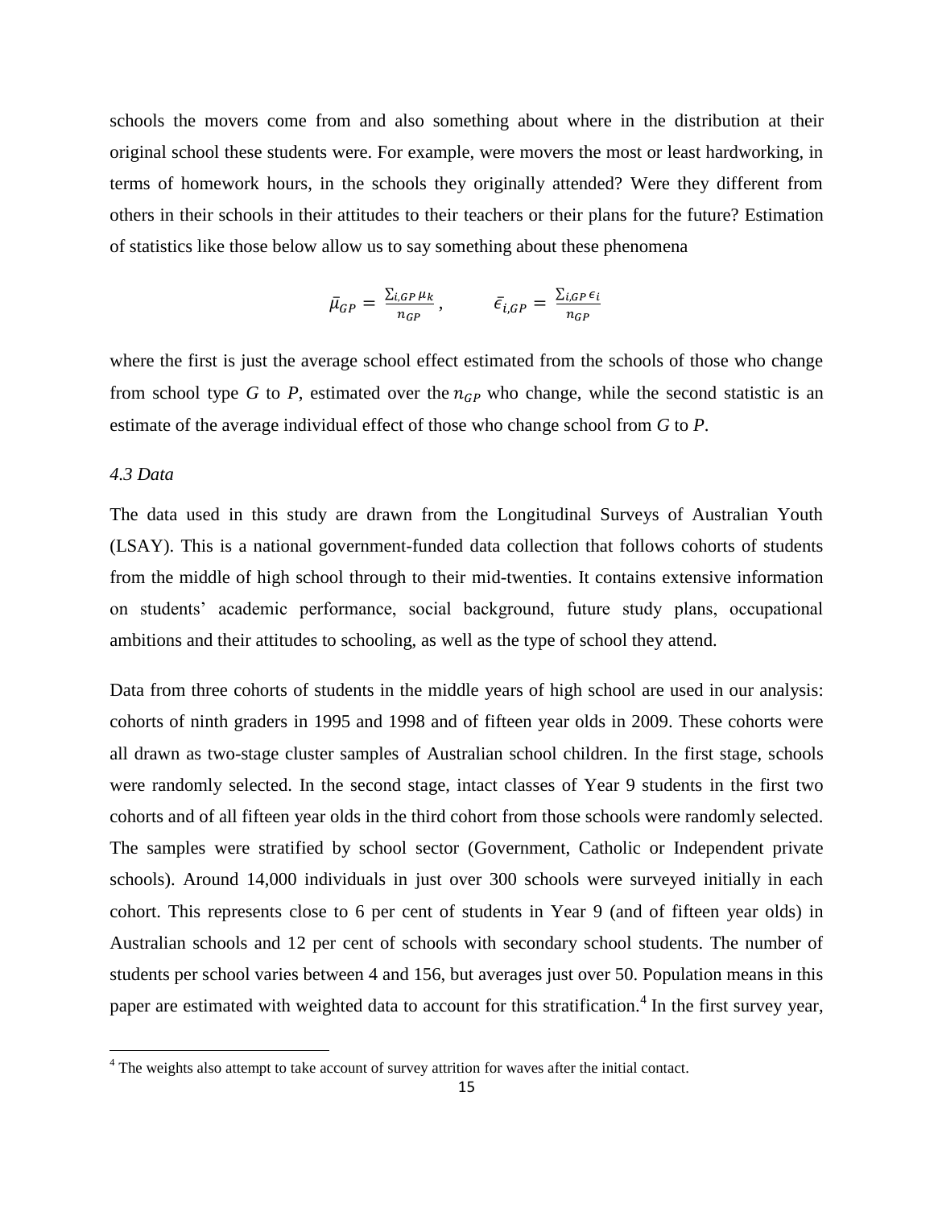schools the movers come from and also something about where in the distribution at their original school these students were. For example, were movers the most or least hardworking, in terms of homework hours, in the schools they originally attended? Were they different from others in their schools in their attitudes to their teachers or their plans for the future? Estimation of statistics like those below allow us to say something about these phenomena

$$\bar{\mu}_{GP} = \frac{\sum_{i,GP} \mu_k}{n_{GP}}, \qquad \bar{\epsilon}_{i,GP} = \frac{\sum_{i,GP} \epsilon_i}{n_{GP}}$$

where the first is just the average school effect estimated from the schools of those who change from school type *G* to *P*, estimated over the $n_{GP}$ who change, while the second statistic is an estimate of the average individual effect of those who change school from *G* to *P*.

### *4.3 Data*

The data used in this study are drawn from the Longitudinal Surveys of Australian Youth (LSAY). This is a national government-funded data collection that follows cohorts of students from the middle of high school through to their mid-twenties. It contains extensive information on students' academic performance, social background, future study plans, occupational ambitions and their attitudes to schooling, as well as the type of school they attend.

Data from three cohorts of students in the middle years of high school are used in our analysis: cohorts of ninth graders in 1995 and 1998 and of fifteen year olds in 2009. These cohorts were all drawn as two-stage cluster samples of Australian school children. In the first stage, schools were randomly selected. In the second stage, intact classes of Year 9 students in the first two cohorts and of all fifteen year olds in the third cohort from those schools were randomly selected. The samples were stratified by school sector (Government, Catholic or Independent private schools). Around 14,000 individuals in just over 300 schools were surveyed initially in each cohort. This represents close to 6 per cent of students in Year 9 (and of fifteen year olds) in Australian schools and 12 per cent of schools with secondary school students. The number of students per school varies between 4 and 156, but averages just over 50. Population means in this paper are estimated with weighted data to account for this stratification.[4] In the first survey year,

[4] The weights also attempt to take account of survey attrition for waves after the initial contact.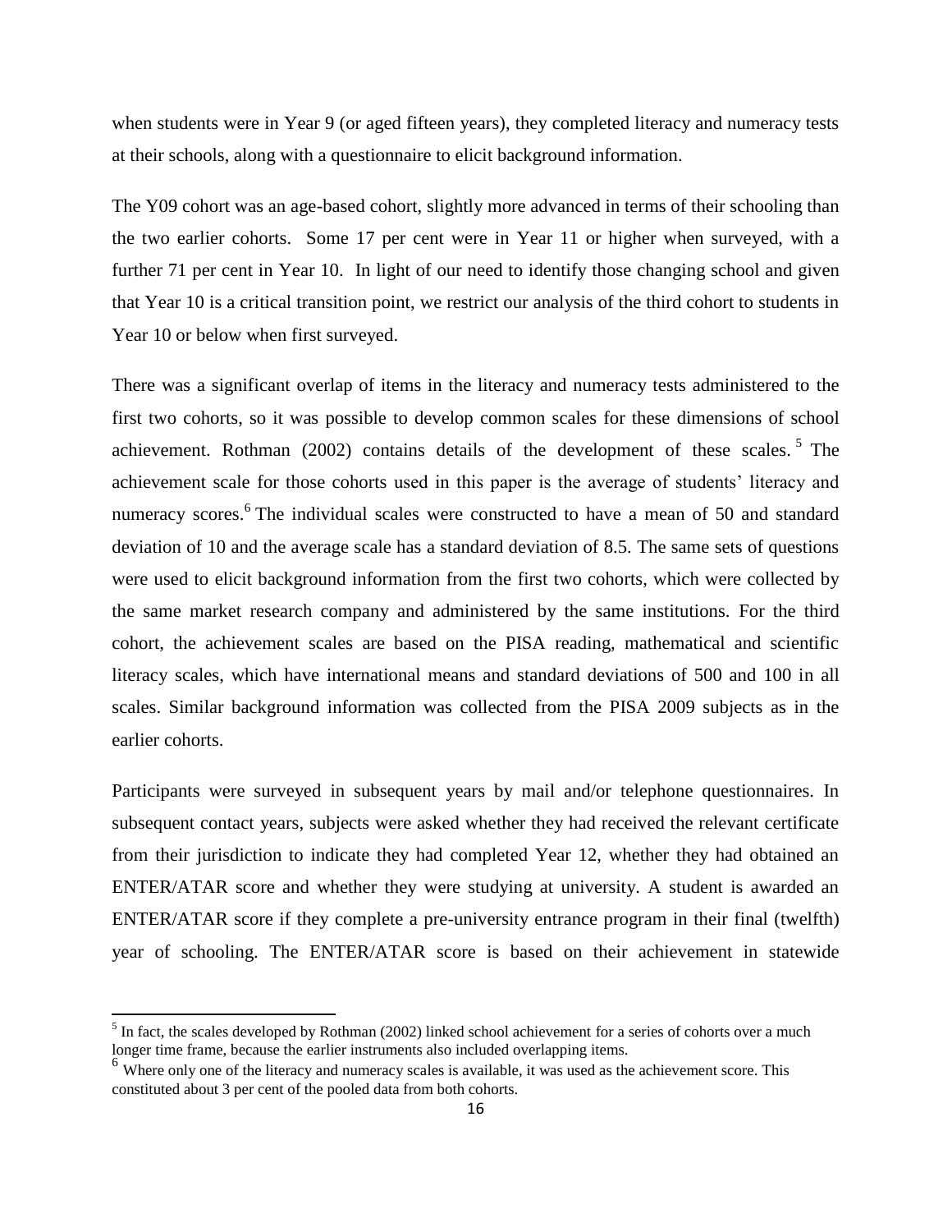when students were in Year 9 (or aged fifteen years), they completed literacy and numeracy tests at their schools, along with a questionnaire to elicit background information.

The Y09 cohort was an age-based cohort, slightly more advanced in terms of their schooling than the two earlier cohorts. Some 17 per cent were in Year 11 or higher when surveyed, with a further 71 per cent in Year 10. In light of our need to identify those changing school and given that Year 10 is a critical transition point, we restrict our analysis of the third cohort to students in Year 10 or below when first surveyed.

There was a significant overlap of items in the literacy and numeracy tests administered to the first two cohorts, so it was possible to develop common scales for these dimensions of school achievement. Rothman (2002) contains details of the development of these scales.[5] The achievement scale for those cohorts used in this paper is the average of students' literacy and numeracy scores.[6] The individual scales were constructed to have a mean of 50 and standard deviation of 10 and the average scale has a standard deviation of 8.5. The same sets of questions were used to elicit background information from the first two cohorts, which were collected by the same market research company and administered by the same institutions. For the third cohort, the achievement scales are based on the PISA reading, mathematical and scientific literacy scales, which have international means and standard deviations of 500 and 100 in all scales. Similar background information was collected from the PISA 2009 subjects as in the earlier cohorts.

Participants were surveyed in subsequent years by mail and/or telephone questionnaires. In subsequent contact years, subjects were asked whether they had received the relevant certificate from their jurisdiction to indicate they had completed Year 12, whether they had obtained an ENTER/ATAR score and whether they were studying at university. A student is awarded an ENTER/ATAR score if they complete a pre-university entrance program in their final (twelfth) year of schooling. The ENTER/ATAR score is based on their achievement in statewide

---

[5] In fact, the scales developed by Rothman (2002) linked school achievement for a series of cohorts over a much longer time frame, because the earlier instruments also included overlapping items.

[6] Where only one of the literacy and numeracy scales is available, it was used as the achievement score. This constituted about 3 per cent of the pooled data from both cohorts.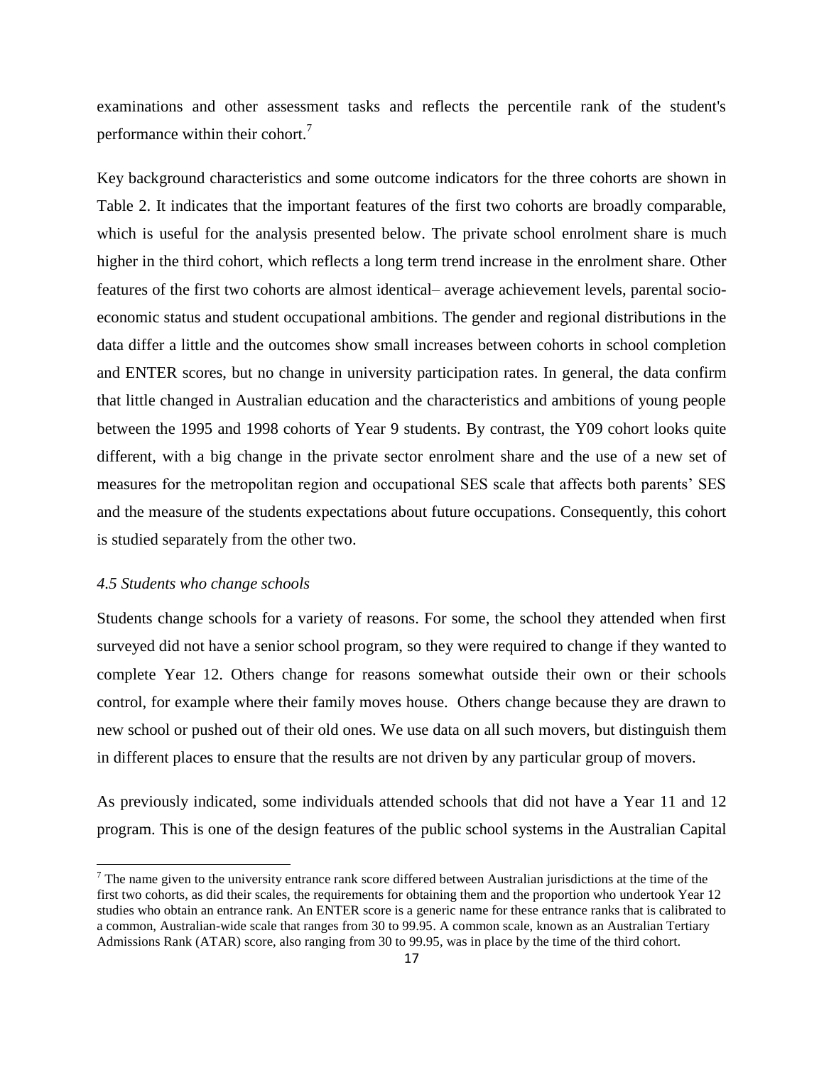examinations and other assessment tasks and reflects the percentile rank of the student's performance within their cohort.[7]

Key background characteristics and some outcome indicators for the three cohorts are shown in Table 2. It indicates that the important features of the first two cohorts are broadly comparable, which is useful for the analysis presented below. The private school enrolment share is much higher in the third cohort, which reflects a long term trend increase in the enrolment share. Other features of the first two cohorts are almost identical– average achievement levels, parental socio-economic status and student occupational ambitions. The gender and regional distributions in the data differ a little and the outcomes show small increases between cohorts in school completion and ENTER scores, but no change in university participation rates. In general, the data confirm that little changed in Australian education and the characteristics and ambitions of young people between the 1995 and 1998 cohorts of Year 9 students. By contrast, the Y09 cohort looks quite different, with a big change in the private sector enrolment share and the use of a new set of measures for the metropolitan region and occupational SES scale that affects both parents' SES and the measure of the students expectations about future occupations. Consequently, this cohort is studied separately from the other two.

### *4.5 Students who change schools*

Students change schools for a variety of reasons. For some, the school they attended when first surveyed did not have a senior school program, so they were required to change if they wanted to complete Year 12. Others change for reasons somewhat outside their own or their schools control, for example where their family moves house. Others change because they are drawn to new school or pushed out of their old ones. We use data on all such movers, but distinguish them in different places to ensure that the results are not driven by any particular group of movers.

As previously indicated, some individuals attended schools that did not have a Year 11 and 12 program. This is one of the design features of the public school systems in the Australian Capital

[7] The name given to the university entrance rank score differed between Australian jurisdictions at the time of the first two cohorts, as did their scales, the requirements for obtaining them and the proportion who undertook Year 12 studies who obtain an entrance rank. An ENTER score is a generic name for these entrance ranks that is calibrated to a common, Australian-wide scale that ranges from 30 to 99.95. A common scale, known as an Australian Tertiary Admissions Rank (ATAR) score, also ranging from 30 to 99.95, was in place by the time of the third cohort.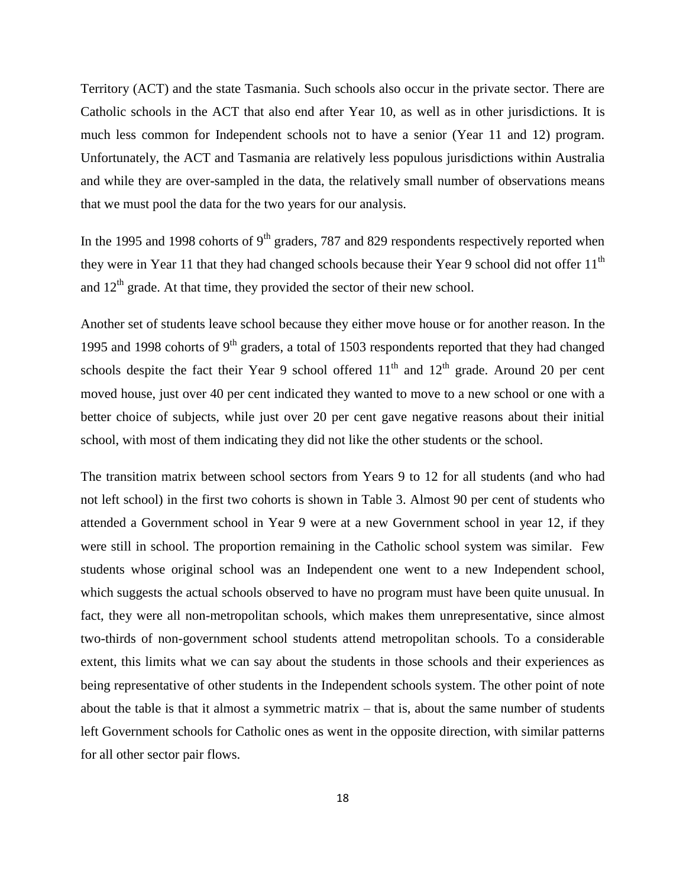Territory (ACT) and the state Tasmania. Such schools also occur in the private sector. There are Catholic schools in the ACT that also end after Year 10, as well as in other jurisdictions. It is much less common for Independent schools not to have a senior (Year 11 and 12) program. Unfortunately, the ACT and Tasmania are relatively less populous jurisdictions within Australia and while they are over-sampled in the data, the relatively small number of observations means that we must pool the data for the two years for our analysis.

In the 1995 and 1998 cohorts of 9th graders, 787 and 829 respondents respectively reported when they were in Year 11 that they had changed schools because their Year 9 school did not offer 11th and 12th grade. At that time, they provided the sector of their new school.

Another set of students leave school because they either move house or for another reason. In the 1995 and 1998 cohorts of 9th graders, a total of 1503 respondents reported that they had changed schools despite the fact their Year 9 school offered 11th and 12th grade. Around 20 per cent moved house, just over 40 per cent indicated they wanted to move to a new school or one with a better choice of subjects, while just over 20 per cent gave negative reasons about their initial school, with most of them indicating they did not like the other students or the school.

The transition matrix between school sectors from Years 9 to 12 for all students (and who had not left school) in the first two cohorts is shown in Table 3. Almost 90 per cent of students who attended a Government school in Year 9 were at a new Government school in year 12, if they were still in school. The proportion remaining in the Catholic school system was similar. Few students whose original school was an Independent one went to a new Independent school, which suggests the actual schools observed to have no program must have been quite unusual. In fact, they were all non-metropolitan schools, which makes them unrepresentative, since almost two-thirds of non-government school students attend metropolitan schools. To a considerable extent, this limits what we can say about the students in those schools and their experiences as being representative of other students in the Independent schools system. The other point of note about the table is that it almost a symmetric matrix – that is, about the same number of students left Government schools for Catholic ones as went in the opposite direction, with similar patterns for all other sector pair flows.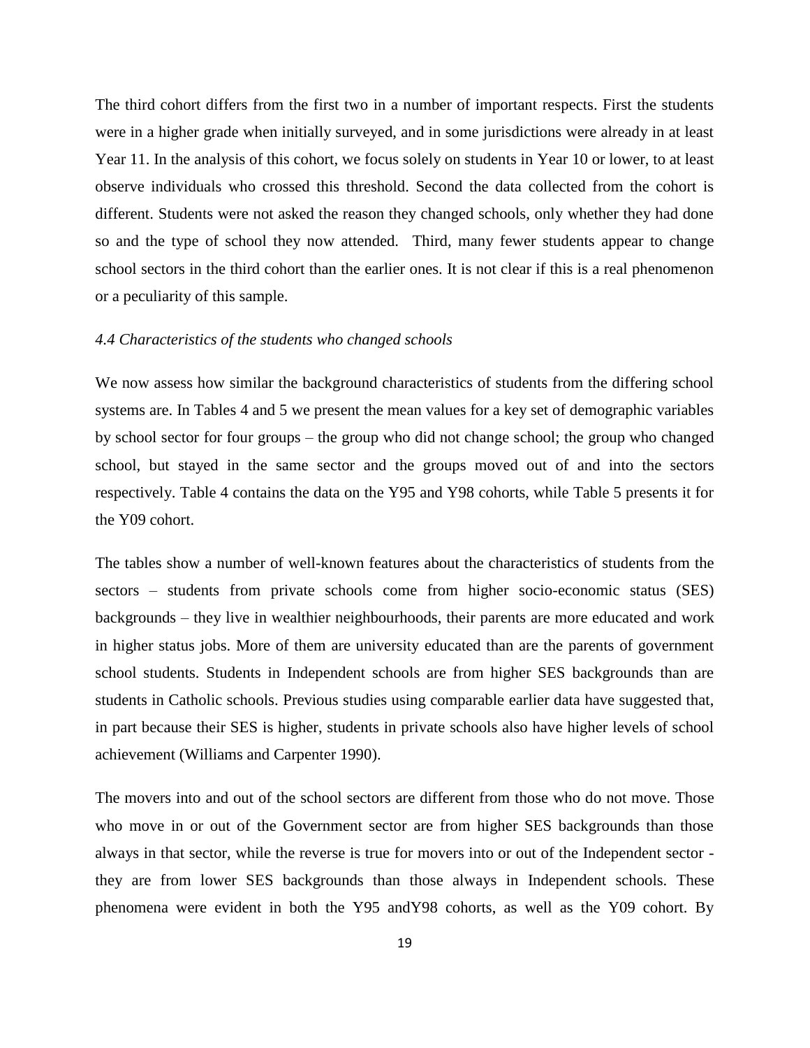The third cohort differs from the first two in a number of important respects. First the students were in a higher grade when initially surveyed, and in some jurisdictions were already in at least Year 11. In the analysis of this cohort, we focus solely on students in Year 10 or lower, to at least observe individuals who crossed this threshold. Second the data collected from the cohort is different. Students were not asked the reason they changed schools, only whether they had done so and the type of school they now attended. Third, many fewer students appear to change school sectors in the third cohort than the earlier ones. It is not clear if this is a real phenomenon or a peculiarity of this sample.

*4.4 Characteristics of the students who changed schools*

We now assess how similar the background characteristics of students from the differing school systems are. In Tables 4 and 5 we present the mean values for a key set of demographic variables by school sector for four groups – the group who did not change school; the group who changed school, but stayed in the same sector and the groups moved out of and into the sectors respectively. Table 4 contains the data on the Y95 and Y98 cohorts, while Table 5 presents it for the Y09 cohort.

The tables show a number of well-known features about the characteristics of students from the sectors – students from private schools come from higher socio-economic status (SES) backgrounds – they live in wealthier neighbourhoods, their parents are more educated and work in higher status jobs. More of them are university educated than are the parents of government school students. Students in Independent schools are from higher SES backgrounds than are students in Catholic schools. Previous studies using comparable earlier data have suggested that, in part because their SES is higher, students in private schools also have higher levels of school achievement (Williams and Carpenter 1990).

The movers into and out of the school sectors are different from those who do not move. Those who move in or out of the Government sector are from higher SES backgrounds than those always in that sector, while the reverse is true for movers into or out of the Independent sector - they are from lower SES backgrounds than those always in Independent schools. These phenomena were evident in both the Y95 andY98 cohorts, as well as the Y09 cohort. By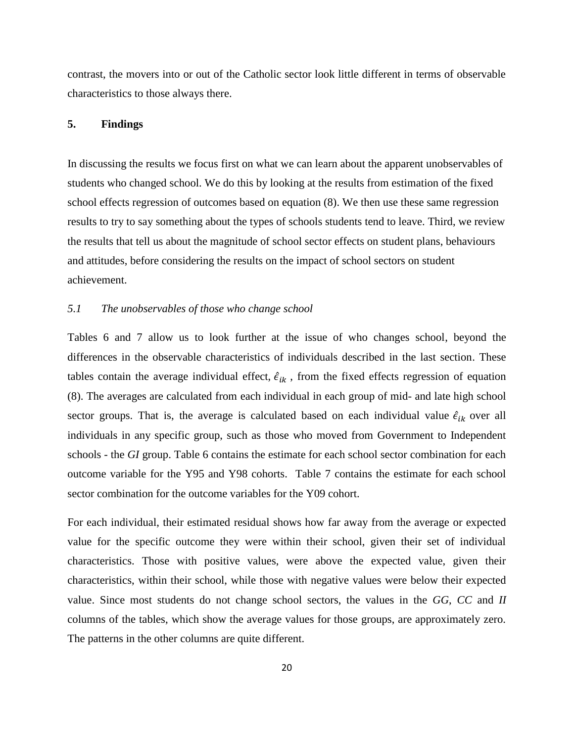contrast, the movers into or out of the Catholic sector look little different in terms of observable characteristics to those always there.

## 5. Findings

In discussing the results we focus first on what we can learn about the apparent unobservables of students who changed school. We do this by looking at the results from estimation of the fixed school effects regression of outcomes based on equation (8). We then use these same regression results to try to say something about the types of schools students tend to leave. Third, we review the results that tell us about the magnitude of school sector effects on student plans, behaviours and attitudes, before considering the results on the impact of school sectors on student achievement.

### *5.1 The unobservables of those who change school*

Tables 6 and 7 allow us to look further at the issue of who changes school, beyond the differences in the observable characteristics of individuals described in the last section. These tables contain the average individual effect, $\hat{\epsilon}_{ik}$ , from the fixed effects regression of equation (8). The averages are calculated from each individual in each group of mid- and late high school sector groups. That is, the average is calculated based on each individual value $\hat{\epsilon}_{ik}$ over all individuals in any specific group, such as those who moved from Government to Independent schools - the *GI* group. Table 6 contains the estimate for each school sector combination for each outcome variable for the Y95 and Y98 cohorts. Table 7 contains the estimate for each school sector combination for the outcome variables for the Y09 cohort.

For each individual, their estimated residual shows how far away from the average or expected value for the specific outcome they were within their school, given their set of individual characteristics. Those with positive values, were above the expected value, given their characteristics, within their school, while those with negative values were below their expected value. Since most students do not change school sectors, the values in the *GG*, *CC* and *II* columns of the tables, which show the average values for those groups, are approximately zero. The patterns in the other columns are quite different.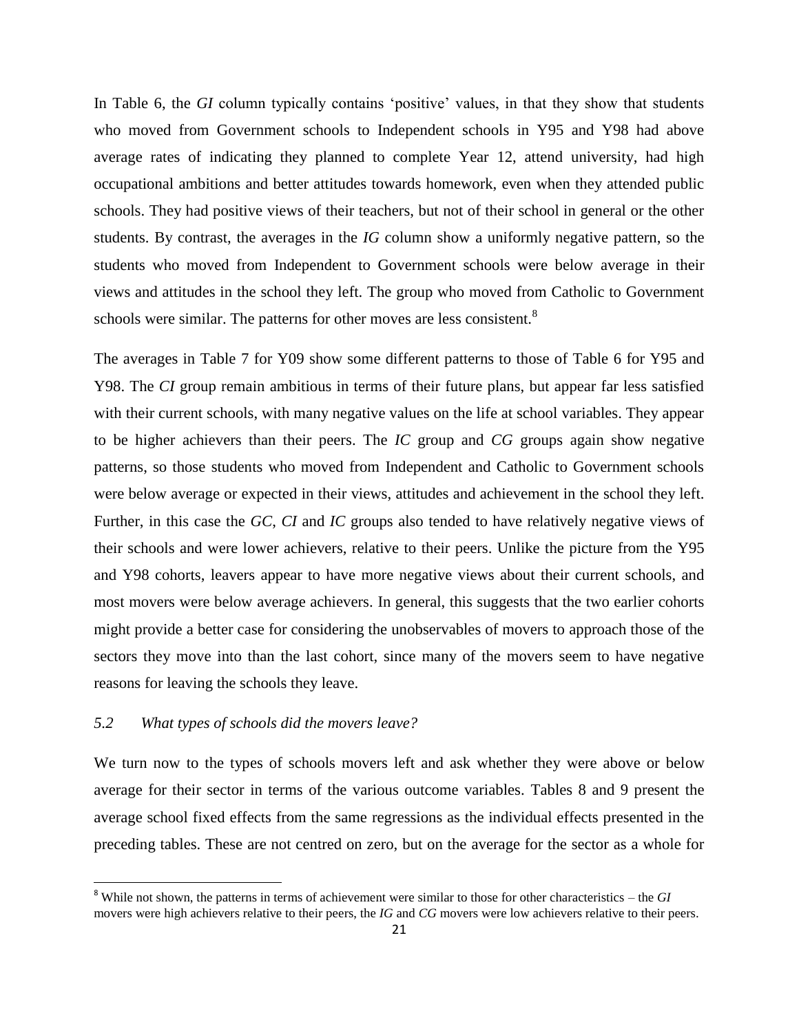In Table 6, the *GI* column typically contains 'positive' values, in that they show that students who moved from Government schools to Independent schools in Y95 and Y98 had above average rates of indicating they planned to complete Year 12, attend university, had high occupational ambitions and better attitudes towards homework, even when they attended public schools. They had positive views of their teachers, but not of their school in general or the other students. By contrast, the averages in the *IG* column show a uniformly negative pattern, so the students who moved from Independent to Government schools were below average in their views and attitudes in the school they left. The group who moved from Catholic to Government schools were similar. The patterns for other moves are less consistent.[8]

The averages in Table 7 for Y09 show some different patterns to those of Table 6 for Y95 and Y98. The *CI* group remain ambitious in terms of their future plans, but appear far less satisfied with their current schools, with many negative values on the life at school variables. They appear to be higher achievers than their peers. The *IC* group and *CG* groups again show negative patterns, so those students who moved from Independent and Catholic to Government schools were below average or expected in their views, attitudes and achievement in the school they left. Further, in this case the *GC*, *CI* and *IC* groups also tended to have relatively negative views of their schools and were lower achievers, relative to their peers. Unlike the picture from the Y95 and Y98 cohorts, leavers appear to have more negative views about their current schools, and most movers were below average achievers. In general, this suggests that the two earlier cohorts might provide a better case for considering the unobservables of movers to approach those of the sectors they move into than the last cohort, since many of the movers seem to have negative reasons for leaving the schools they leave.

### *5.2 What types of schools did the movers leave?*

We turn now to the types of schools movers left and ask whether they were above or below average for their sector in terms of the various outcome variables. Tables 8 and 9 present the average school fixed effects from the same regressions as the individual effects presented in the preceding tables. These are not centred on zero, but on the average for the sector as a whole for

---

[8] While not shown, the patterns in terms of achievement were similar to those for other characteristics – the *GI* movers were high achievers relative to their peers, the *IG* and *CG* movers were low achievers relative to their peers.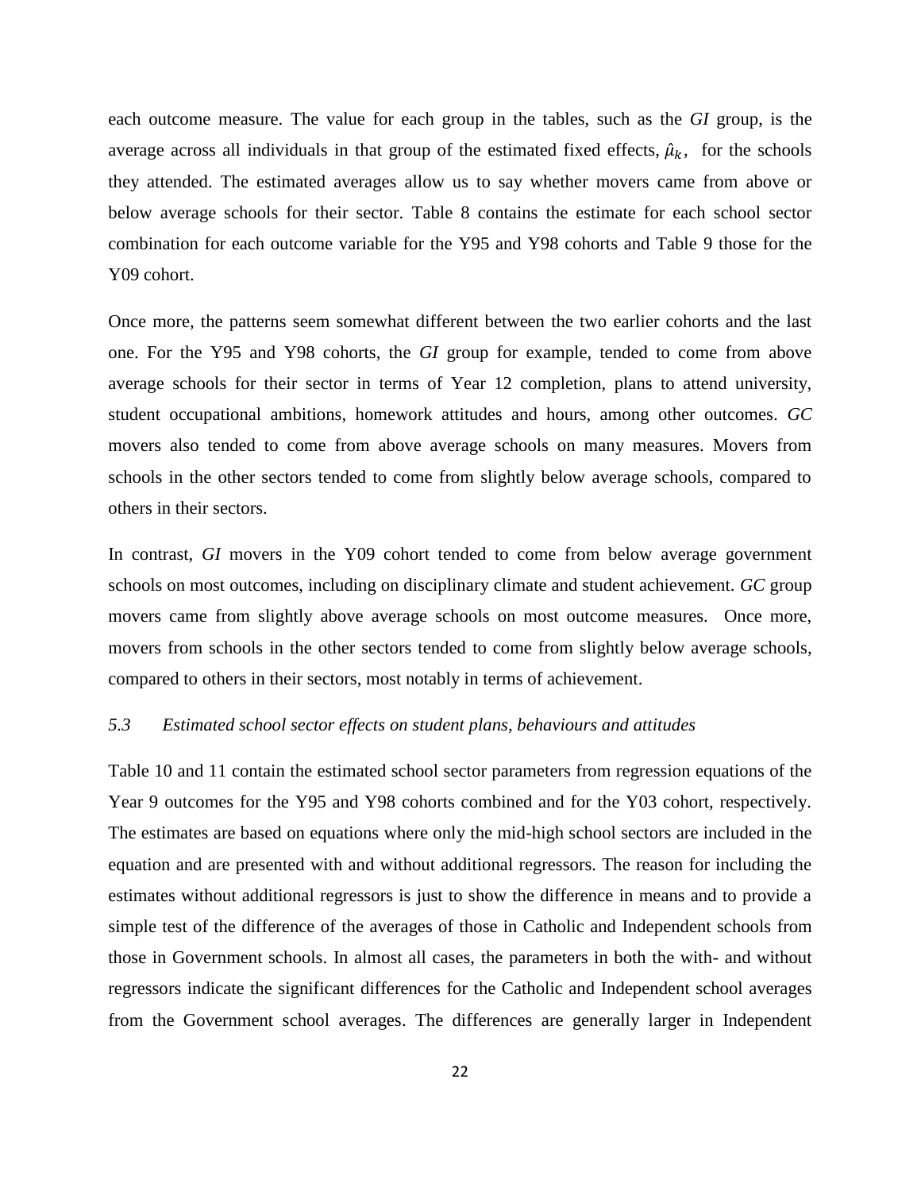each outcome measure. The value for each group in the tables, such as the *GI* group, is the average across all individuals in that group of the estimated fixed effects, $\hat{\mu}_k$, for the schools they attended. The estimated averages allow us to say whether movers came from above or below average schools for their sector. Table 8 contains the estimate for each school sector combination for each outcome variable for the Y95 and Y98 cohorts and Table 9 those for the Y09 cohort.

Once more, the patterns seem somewhat different between the two earlier cohorts and the last one. For the Y95 and Y98 cohorts, the *GI* group for example, tended to come from above average schools for their sector in terms of Year 12 completion, plans to attend university, student occupational ambitions, homework attitudes and hours, among other outcomes. *GC* movers also tended to come from above average schools on many measures. Movers from schools in the other sectors tended to come from slightly below average schools, compared to others in their sectors.

In contrast, *GI* movers in the Y09 cohort tended to come from below average government schools on most outcomes, including on disciplinary climate and student achievement. *GC* group movers came from slightly above average schools on most outcome measures. Once more, movers from schools in the other sectors tended to come from slightly below average schools, compared to others in their sectors, most notably in terms of achievement.

### *5.3 Estimated school sector effects on student plans, behaviours and attitudes*

Table 10 and 11 contain the estimated school sector parameters from regression equations of the Year 9 outcomes for the Y95 and Y98 cohorts combined and for the Y03 cohort, respectively. The estimates are based on equations where only the mid-high school sectors are included in the equation and are presented with and without additional regressors. The reason for including the estimates without additional regressors is just to show the difference in means and to provide a simple test of the difference of the averages of those in Catholic and Independent schools from those in Government schools. In almost all cases, the parameters in both the with- and without regressors indicate the significant differences for the Catholic and Independent school averages from the Government school averages. The differences are generally larger in Independent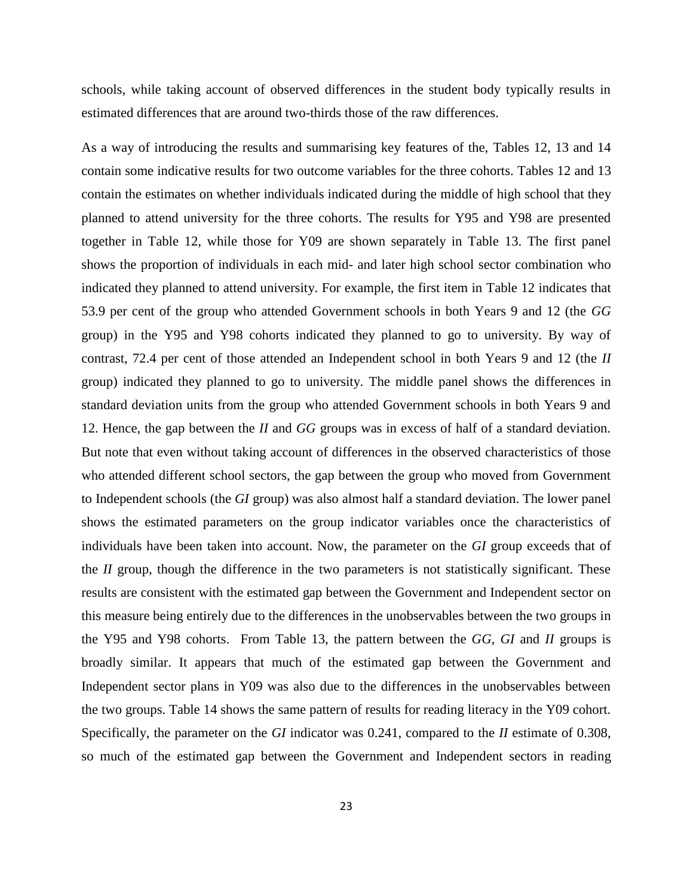schools, while taking account of observed differences in the student body typically results in estimated differences that are around two-thirds those of the raw differences.

As a way of introducing the results and summarising key features of the, Tables 12, 13 and 14 contain some indicative results for two outcome variables for the three cohorts. Tables 12 and 13 contain the estimates on whether individuals indicated during the middle of high school that they planned to attend university for the three cohorts. The results for Y95 and Y98 are presented together in Table 12, while those for Y09 are shown separately in Table 13. The first panel shows the proportion of individuals in each mid- and later high school sector combination who indicated they planned to attend university. For example, the first item in Table 12 indicates that 53.9 per cent of the group who attended Government schools in both Years 9 and 12 (the *GG* group) in the Y95 and Y98 cohorts indicated they planned to go to university. By way of contrast, 72.4 per cent of those attended an Independent school in both Years 9 and 12 (the *II* group) indicated they planned to go to university. The middle panel shows the differences in standard deviation units from the group who attended Government schools in both Years 9 and 12. Hence, the gap between the *II* and *GG* groups was in excess of half of a standard deviation. But note that even without taking account of differences in the observed characteristics of those who attended different school sectors, the gap between the group who moved from Government to Independent schools (the *GI* group) was also almost half a standard deviation. The lower panel shows the estimated parameters on the group indicator variables once the characteristics of individuals have been taken into account. Now, the parameter on the *GI* group exceeds that of the *II* group, though the difference in the two parameters is not statistically significant. These results are consistent with the estimated gap between the Government and Independent sector on this measure being entirely due to the differences in the unobservables between the two groups in the Y95 and Y98 cohorts. From Table 13, the pattern between the *GG*, *GI* and *II* groups is broadly similar. It appears that much of the estimated gap between the Government and Independent sector plans in Y09 was also due to the differences in the unobservables between the two groups. Table 14 shows the same pattern of results for reading literacy in the Y09 cohort. Specifically, the parameter on the *GI* indicator was 0.241, compared to the *II* estimate of 0.308, so much of the estimated gap between the Government and Independent sectors in reading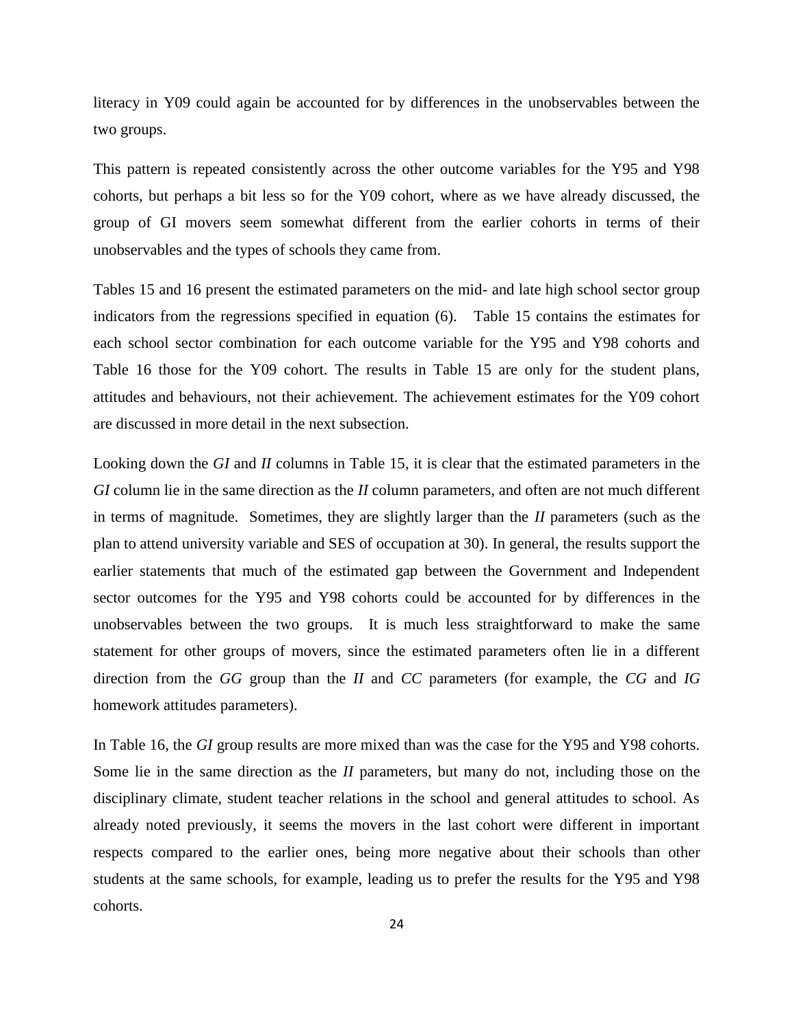literacy in Y09 could again be accounted for by differences in the unobservables between the two groups.

This pattern is repeated consistently across the other outcome variables for the Y95 and Y98 cohorts, but perhaps a bit less so for the Y09 cohort, where as we have already discussed, the group of GI movers seem somewhat different from the earlier cohorts in terms of their unobservables and the types of schools they came from.

Tables 15 and 16 present the estimated parameters on the mid- and late high school sector group indicators from the regressions specified in equation (6). Table 15 contains the estimates for each school sector combination for each outcome variable for the Y95 and Y98 cohorts and Table 16 those for the Y09 cohort. The results in Table 15 are only for the student plans, attitudes and behaviours, not their achievement. The achievement estimates for the Y09 cohort are discussed in more detail in the next subsection.

Looking down the *GI* and *II* columns in Table 15, it is clear that the estimated parameters in the *GI* column lie in the same direction as the *II* column parameters, and often are not much different in terms of magnitude. Sometimes, they are slightly larger than the *II* parameters (such as the plan to attend university variable and SES of occupation at 30). In general, the results support the earlier statements that much of the estimated gap between the Government and Independent sector outcomes for the Y95 and Y98 cohorts could be accounted for by differences in the unobservables between the two groups. It is much less straightforward to make the same statement for other groups of movers, since the estimated parameters often lie in a different direction from the *GG* group than the *II* and *CC* parameters (for example, the *CG* and *IG* homework attitudes parameters).

In Table 16, the *GI* group results are more mixed than was the case for the Y95 and Y98 cohorts. Some lie in the same direction as the *II* parameters, but many do not, including those on the disciplinary climate, student teacher relations in the school and general attitudes to school. As already noted previously, it seems the movers in the last cohort were different in important respects compared to the earlier ones, being more negative about their schools than other students at the same schools, for example, leading us to prefer the results for the Y95 and Y98 cohorts.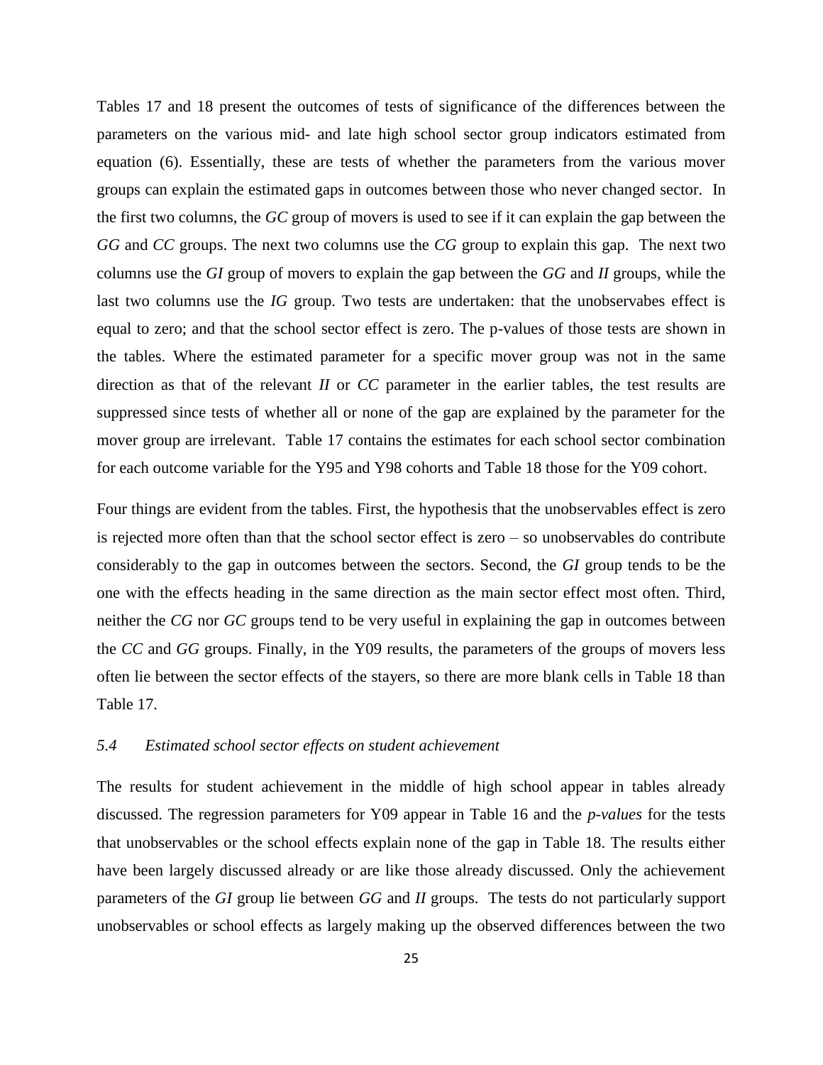Tables 17 and 18 present the outcomes of tests of significance of the differences between the parameters on the various mid- and late high school sector group indicators estimated from equation (6). Essentially, these are tests of whether the parameters from the various mover groups can explain the estimated gaps in outcomes between those who never changed sector. In the first two columns, the *GC* group of movers is used to see if it can explain the gap between the *GG* and *CC* groups. The next two columns use the *CG* group to explain this gap. The next two columns use the *GI* group of movers to explain the gap between the *GG* and *II* groups, while the last two columns use the *IG* group. Two tests are undertaken: that the unobservabes effect is equal to zero; and that the school sector effect is zero. The p-values of those tests are shown in the tables. Where the estimated parameter for a specific mover group was not in the same direction as that of the relevant *II* or *CC* parameter in the earlier tables, the test results are suppressed since tests of whether all or none of the gap are explained by the parameter for the mover group are irrelevant. Table 17 contains the estimates for each school sector combination for each outcome variable for the Y95 and Y98 cohorts and Table 18 those for the Y09 cohort.

Four things are evident from the tables. First, the hypothesis that the unobservables effect is zero is rejected more often than that the school sector effect is zero – so unobservables do contribute considerably to the gap in outcomes between the sectors. Second, the *GI* group tends to be the one with the effects heading in the same direction as the main sector effect most often. Third, neither the *CG* nor *GC* groups tend to be very useful in explaining the gap in outcomes between the *CC* and *GG* groups. Finally, in the Y09 results, the parameters of the groups of movers less often lie between the sector effects of the stayers, so there are more blank cells in Table 18 than Table 17.

### *5.4 Estimated school sector effects on student achievement*

The results for student achievement in the middle of high school appear in tables already discussed. The regression parameters for Y09 appear in Table 16 and the *p-values* for the tests that unobservables or the school effects explain none of the gap in Table 18. The results either have been largely discussed already or are like those already discussed. Only the achievement parameters of the *GI* group lie between *GG* and *II* groups. The tests do not particularly support unobservables or school effects as largely making up the observed differences between the two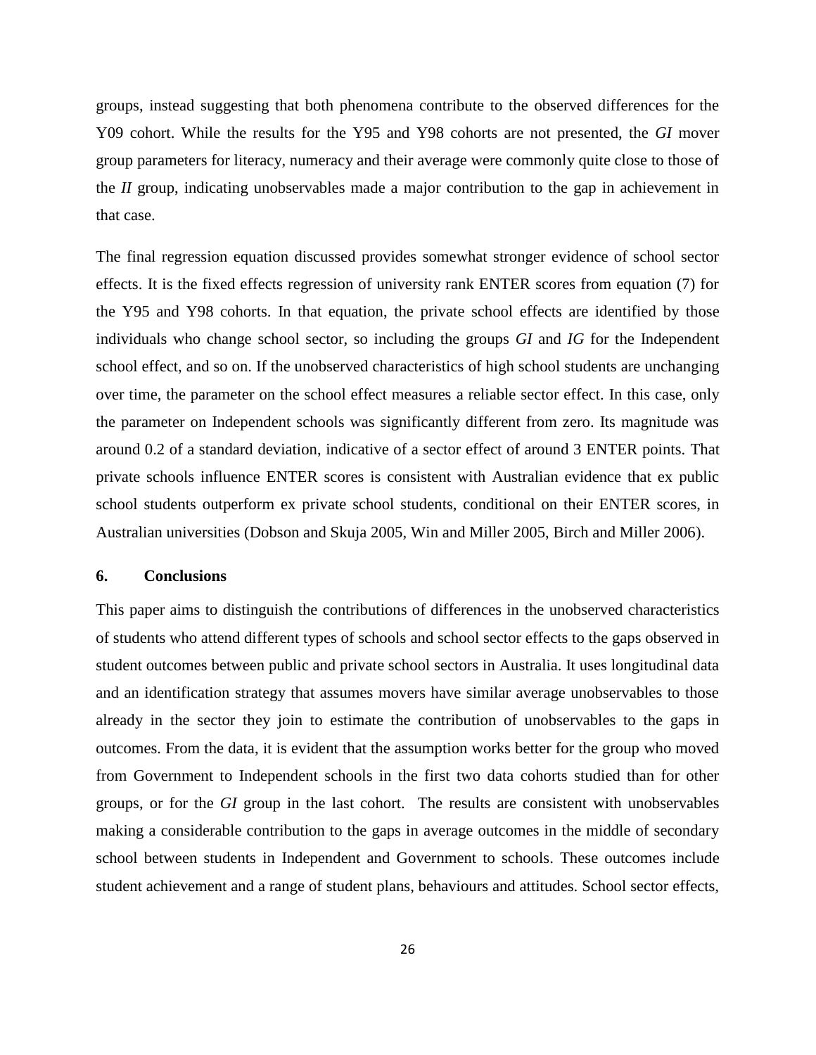groups, instead suggesting that both phenomena contribute to the observed differences for the Y09 cohort. While the results for the Y95 and Y98 cohorts are not presented, the *GI* mover group parameters for literacy, numeracy and their average were commonly quite close to those of the *II* group, indicating unobservables made a major contribution to the gap in achievement in that case.

The final regression equation discussed provides somewhat stronger evidence of school sector effects. It is the fixed effects regression of university rank ENTER scores from equation (7) for the Y95 and Y98 cohorts. In that equation, the private school effects are identified by those individuals who change school sector, so including the groups *GI* and *IG* for the Independent school effect, and so on. If the unobserved characteristics of high school students are unchanging over time, the parameter on the school effect measures a reliable sector effect. In this case, only the parameter on Independent schools was significantly different from zero. Its magnitude was around 0.2 of a standard deviation, indicative of a sector effect of around 3 ENTER points. That private schools influence ENTER scores is consistent with Australian evidence that ex public school students outperform ex private school students, conditional on their ENTER scores, in Australian universities (Dobson and Skuja 2005, Win and Miller 2005, Birch and Miller 2006).

## 6. Conclusions

This paper aims to distinguish the contributions of differences in the unobserved characteristics of students who attend different types of schools and school sector effects to the gaps observed in student outcomes between public and private school sectors in Australia. It uses longitudinal data and an identification strategy that assumes movers have similar average unobservables to those already in the sector they join to estimate the contribution of unobservables to the gaps in outcomes. From the data, it is evident that the assumption works better for the group who moved from Government to Independent schools in the first two data cohorts studied than for other groups, or for the *GI* group in the last cohort. The results are consistent with unobservables making a considerable contribution to the gaps in average outcomes in the middle of secondary school between students in Independent and Government to schools. These outcomes include student achievement and a range of student plans, behaviours and attitudes. School sector effects,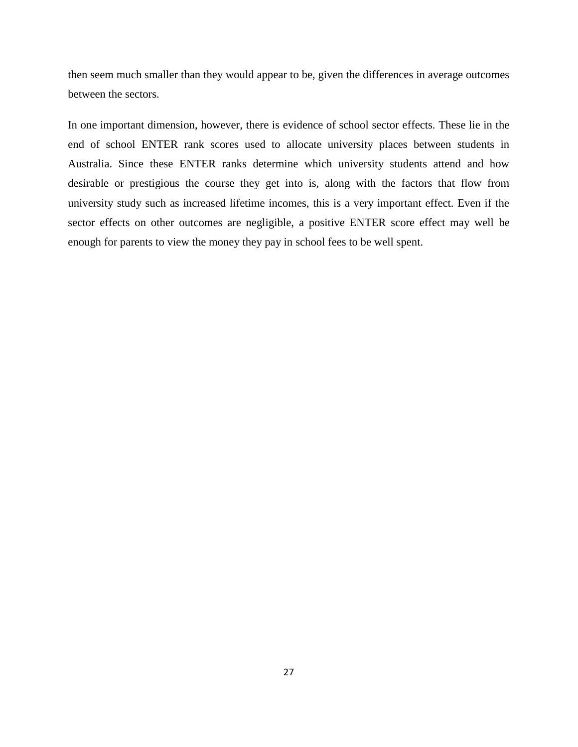then seem much smaller than they would appear to be, given the differences in average outcomes between the sectors.

In one important dimension, however, there is evidence of school sector effects. These lie in the end of school ENTER rank scores used to allocate university places between students in Australia. Since these ENTER ranks determine which university students attend and how desirable or prestigious the course they get into is, along with the factors that flow from university study such as increased lifetime incomes, this is a very important effect. Even if the sector effects on other outcomes are negligible, a positive ENTER score effect may well be enough for parents to view the money they pay in school fees to be well spent.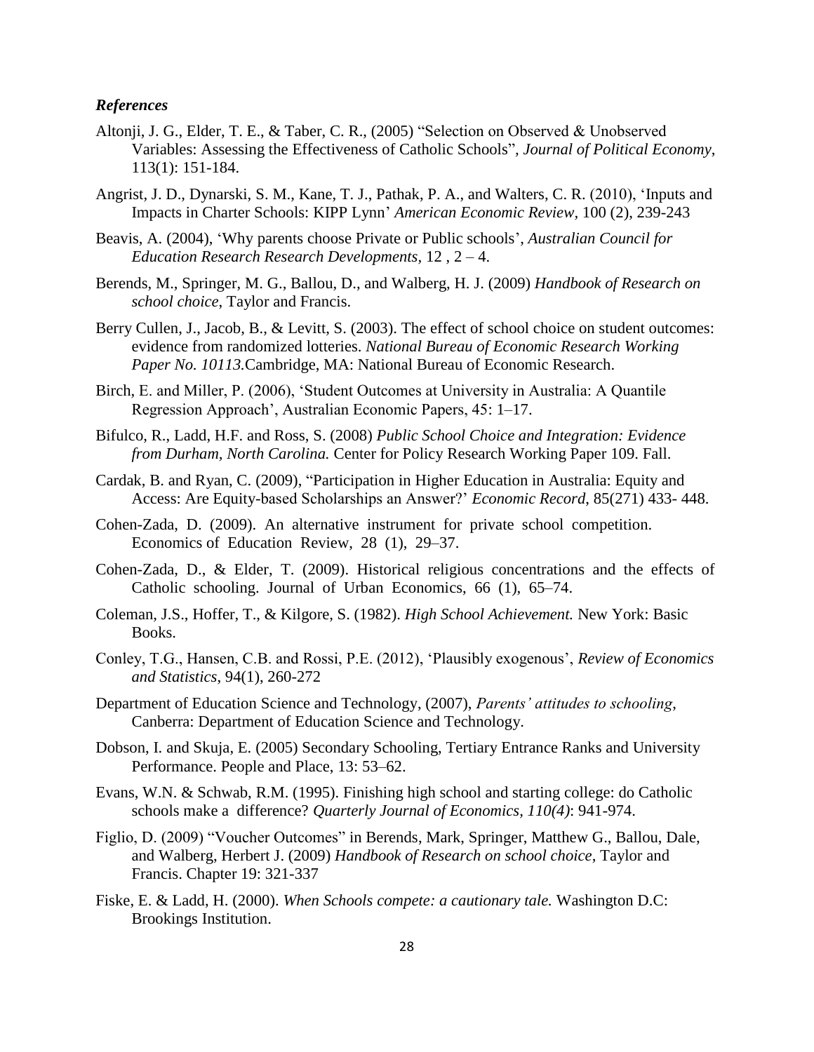### *References*

Altonji, J. G., Elder, T. E., & Taber, C. R., (2005) "Selection on Observed & Unobserved Variables: Assessing the Effectiveness of Catholic Schools", *Journal of Political Economy*, 113(1): 151-184.

Angrist, J. D., Dynarski, S. M., Kane, T. J., Pathak, P. A., and Walters, C. R. (2010), 'Inputs and Impacts in Charter Schools: KIPP Lynn' *American Economic Review,* 100 (2), 239-243

Beavis, A. (2004), 'Why parents choose Private or Public schools', *Australian Council for Education Research Research Developments*, 12 , 2 – 4.

Berends, M., Springer, M. G., Ballou, D., and Walberg, H. J. (2009) *Handbook of Research on school choice*, Taylor and Francis.

Berry Cullen, J., Jacob, B., & Levitt, S. (2003). The effect of school choice on student outcomes: evidence from randomized lotteries. *National Bureau of Economic Research Working Paper No. 10113.*Cambridge, MA: National Bureau of Economic Research.

Birch, E. and Miller, P. (2006), 'Student Outcomes at University in Australia: A Quantile Regression Approach', Australian Economic Papers, 45: 1–17.

Bifulco, R., Ladd, H.F. and Ross, S. (2008) *Public School Choice and Integration: Evidence from Durham, North Carolina.* Center for Policy Research Working Paper 109. Fall.

Cardak, B. and Ryan, C. (2009), "Participation in Higher Education in Australia: Equity and Access: Are Equity-based Scholarships an Answer?' *Economic Record*, 85(271) 433- 448.

Cohen-Zada, D. (2009). An alternative instrument for private school competition. Economics of Education Review, 28 (1), 29–37.

Cohen-Zada, D., & Elder, T. (2009). Historical religious concentrations and the effects of Catholic schooling. Journal of Urban Economics, 66 (1), 65–74.

Coleman, J.S., Hoffer, T., & Kilgore, S. (1982). *High School Achievement.* New York: Basic Books.

Conley, T.G., Hansen, C.B. and Rossi, P.E. (2012), 'Plausibly exogenous', *Review of Economics and Statistics*, 94(1), 260-272

Department of Education Science and Technology, (2007), *Parents' attitudes to schooling*, Canberra: Department of Education Science and Technology.

Dobson, I. and Skuja, E. (2005) Secondary Schooling, Tertiary Entrance Ranks and University Performance. People and Place, 13: 53–62.

Evans, W.N. & Schwab, R.M. (1995). Finishing high school and starting college: do Catholic schools make a difference? *Quarterly Journal of Economics, 110(4)*: 941-974.

Figlio, D. (2009) "Voucher Outcomes" in Berends, Mark, Springer, Matthew G., Ballou, Dale, and Walberg, Herbert J. (2009) *Handbook of Research on school choice*, Taylor and Francis. Chapter 19: 321-337

Fiske, E. & Ladd, H. (2000). *When Schools compete: a cautionary tale.* Washington D.C: Brookings Institution.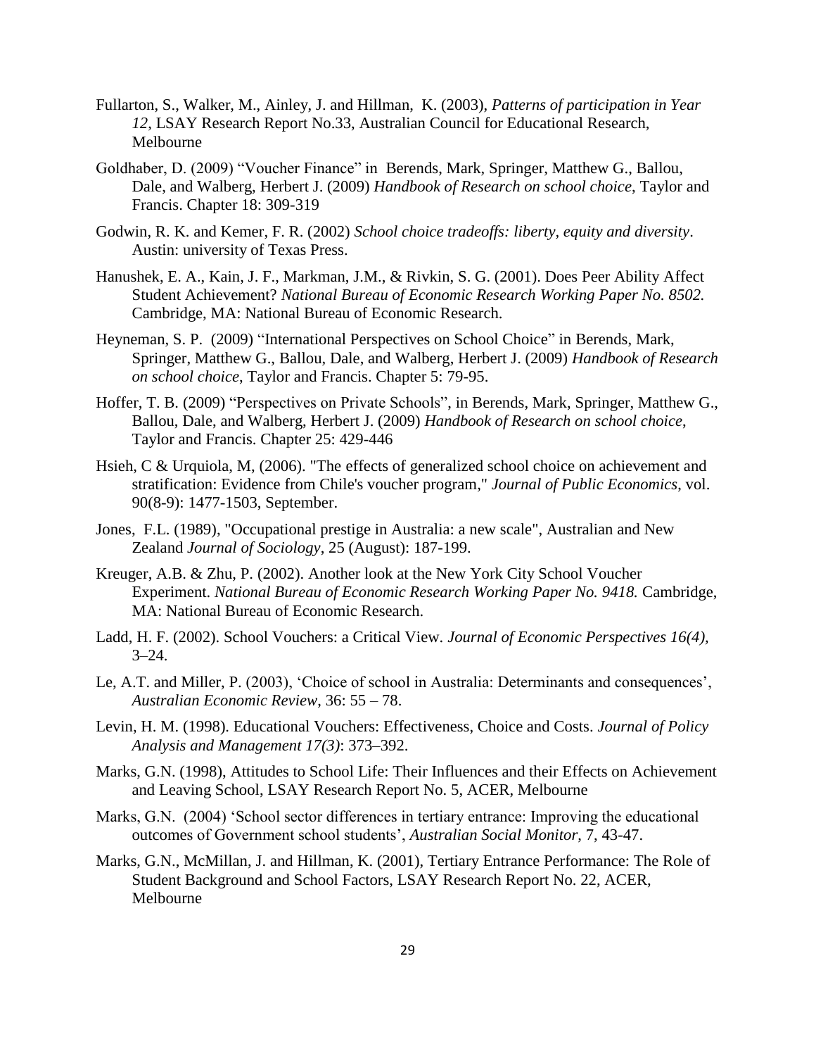Fullarton, S., Walker, M., Ainley, J. and Hillman, K. (2003), *Patterns of participation in Year 12*, LSAY Research Report No.33, Australian Council for Educational Research, Melbourne

Goldhaber, D. (2009) "Voucher Finance" in Berends, Mark, Springer, Matthew G., Ballou, Dale, and Walberg, Herbert J. (2009) *Handbook of Research on school choice*, Taylor and Francis. Chapter 18: 309-319

Godwin, R. K. and Kemer, F. R. (2002) *School choice tradeoffs: liberty, equity and diversity*. Austin: university of Texas Press.

Hanushek, E. A., Kain, J. F., Markman, J.M., & Rivkin, S. G. (2001). Does Peer Ability Affect Student Achievement? *National Bureau of Economic Research Working Paper No. 8502.* Cambridge, MA: National Bureau of Economic Research.

Heyneman, S. P. (2009) "International Perspectives on School Choice" in Berends, Mark, Springer, Matthew G., Ballou, Dale, and Walberg, Herbert J. (2009) *Handbook of Research on school choice*, Taylor and Francis. Chapter 5: 79-95.

Hoffer, T. B. (2009) "Perspectives on Private Schools", in Berends, Mark, Springer, Matthew G., Ballou, Dale, and Walberg, Herbert J. (2009) *Handbook of Research on school choice*, Taylor and Francis. Chapter 25: 429-446

Hsieh, C & Urquiola, M, (2006). "The effects of generalized school choice on achievement and stratification: Evidence from Chile's voucher program," *Journal of Public Economics*, vol. 90(8-9): 1477-1503, September.

Jones, F.L. (1989), "Occupational prestige in Australia: a new scale", Australian and New Zealand *Journal of Sociology*, 25 (August): 187-199.

Kreuger, A.B. & Zhu, P. (2002). Another look at the New York City School Voucher Experiment. *National Bureau of Economic Research Working Paper No. 9418.* Cambridge, MA: National Bureau of Economic Research.

Ladd, H. F. (2002). School Vouchers: a Critical View. *Journal of Economic Perspectives 16(4)*, 3–24.

Le, A.T. and Miller, P. (2003), 'Choice of school in Australia: Determinants and consequences', *Australian Economic Review*, 36: 55 – 78.

Levin, H. M. (1998). Educational Vouchers: Effectiveness, Choice and Costs. *Journal of Policy Analysis and Management 17(3)*: 373–392.

Marks, G.N. (1998), Attitudes to School Life: Their Influences and their Effects on Achievement and Leaving School, LSAY Research Report No. 5, ACER, Melbourne

Marks, G.N. (2004) 'School sector differences in tertiary entrance: Improving the educational outcomes of Government school students', *Australian Social Monitor*, 7, 43-47.

Marks, G.N., McMillan, J. and Hillman, K. (2001), Tertiary Entrance Performance: The Role of Student Background and School Factors, LSAY Research Report No. 22, ACER, Melbourne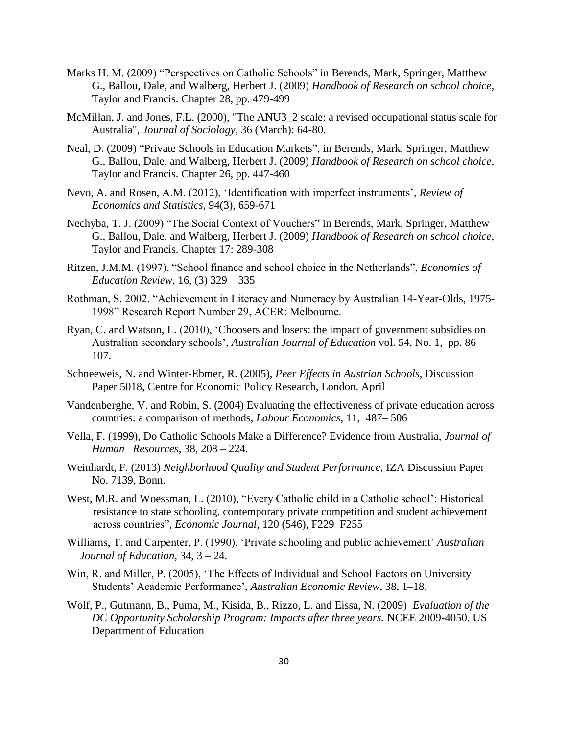Marks H. M. (2009) "Perspectives on Catholic Schools" in Berends, Mark, Springer, Matthew G., Ballou, Dale, and Walberg, Herbert J. (2009) *Handbook of Research on school choice*, Taylor and Francis. Chapter 28, pp. 479-499

McMillan, J. and Jones, F.L. (2000), "The ANU3_2 scale: a revised occupational status scale for Australia", *Journal of Sociology*, 36 (March): 64-80.

Neal, D. (2009) "Private Schools in Education Markets", in Berends, Mark, Springer, Matthew G., Ballou, Dale, and Walberg, Herbert J. (2009) *Handbook of Research on school choice*, Taylor and Francis. Chapter 26, pp. 447-460

Nevo, A. and Rosen, A.M. (2012), 'Identification with imperfect instruments', *Review of Economics and Statistics*, 94(3), 659-671

Nechyba, T. J. (2009) "The Social Context of Vouchers" in Berends, Mark, Springer, Matthew G., Ballou, Dale, and Walberg, Herbert J. (2009) *Handbook of Research on school choice*, Taylor and Francis. Chapter 17: 289-308

Ritzen, J.M.M. (1997), "School finance and school choice in the Netherlands", *Economics of Education Review*, 16, (3) 329 – 335

Rothman, S. 2002. "Achievement in Literacy and Numeracy by Australian 14-Year-Olds, 1975-1998" Research Report Number 29, ACER: Melbourne.

Ryan, C. and Watson, L. (2010), 'Choosers and losers: the impact of government subsidies on Australian secondary schools', *Australian Journal of Education* vol. 54, No. 1, pp. 86–107.

Schneeweis, N. and Winter-Ebmer, R. (2005), *Peer Effects in Austrian Schools*, Discussion Paper 5018, Centre for Economic Policy Research, London. April

Vandenberghe, V. and Robin, S. (2004) Evaluating the effectiveness of private education across countries: a comparison of methods, *Labour Economics*, 11, 487– 506

Vella, F. (1999), Do Catholic Schools Make a Difference? Evidence from Australia, *Journal of Human Resources*, 38, 208 – 224.

Weinhardt, F. (2013) *Neighborhood Quality and Student Performance*, IZA Discussion Paper No. 7139, Bonn.

West, M.R. and Woessman, L. (2010), "Every Catholic child in a Catholic school': Historical resistance to state schooling, contemporary private competition and student achievement across countries", *Economic Journal*, 120 (546), F229–F255

Williams, T. and Carpenter, P. (1990), 'Private schooling and public achievement' *Australian Journal of Education*, 34, 3 – 24.

Win, R. and Miller, P. (2005), 'The Effects of Individual and School Factors on University Students' Academic Performance', *Australian Economic Review*, 38, 1–18.

Wolf, P., Gutmann, B., Puma, M., Kisida, B., Rizzo, L. and Eissa, N. (2009) *Evaluation of the DC Opportunity Scholarship Program: Impacts after three years.* NCEE 2009-4050. US Department of Education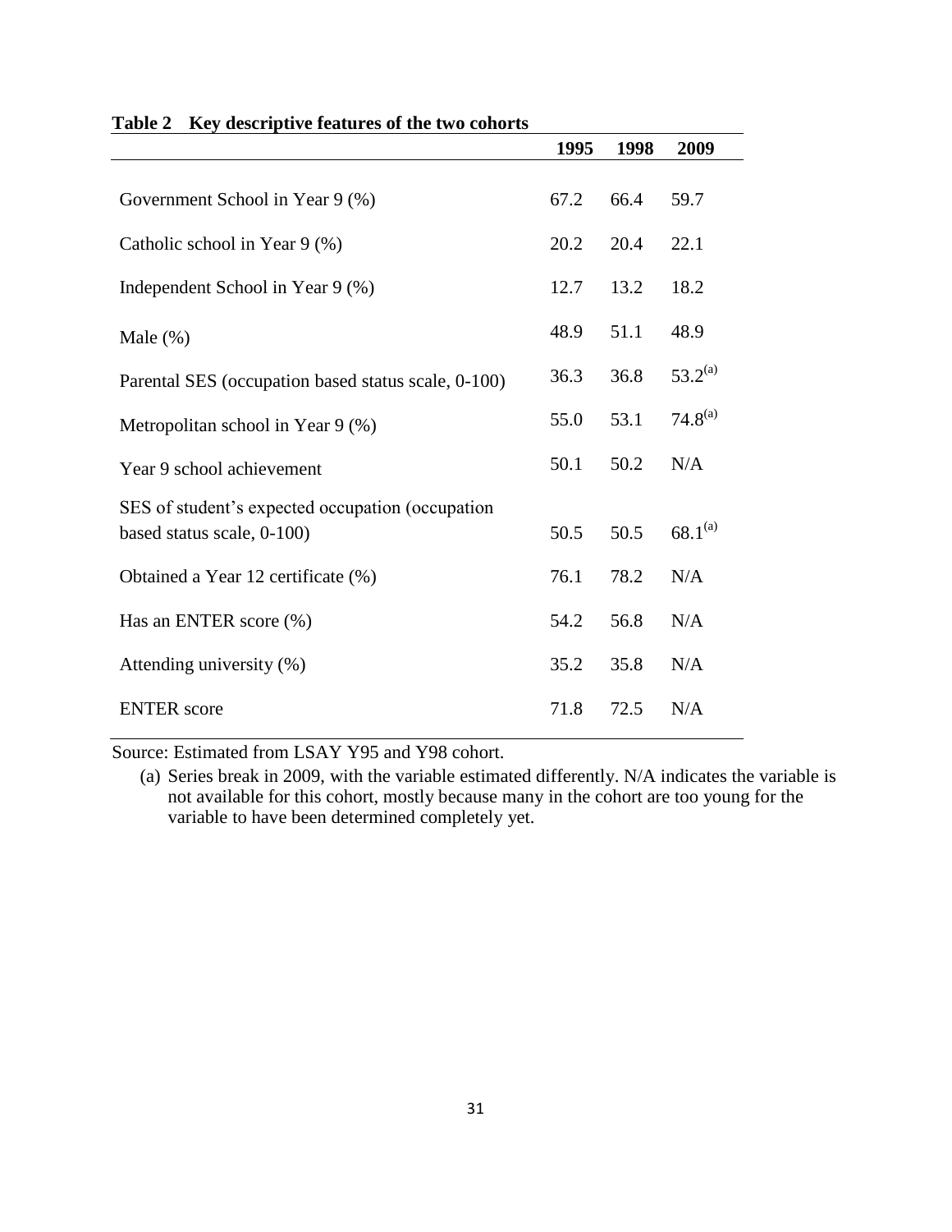**Table 2 Key descriptive features of the two cohorts**

| | 1995 | 1998 | 2009 |
|---|---|---|---|
| Government School in Year 9 (%) | 67.2 | 66.4 | 59.7 |
| Catholic school in Year 9 (%) | 20.2 | 20.4 | 22.1 |
| Independent School in Year 9 (%) | 12.7 | 13.2 | 18.2 |
| Male (%) | 48.9 | 51.1 | 48.9 |
| Parental SES (occupation based status scale, 0-100) | 36.3 | 36.8 | 53.2[(a)] |
| Metropolitan school in Year 9 (%) | 55.0 | 53.1 | 74.8[(a)] |
| Year 9 school achievement | 50.1 | 50.2 | N/A |
| SES of student's expected occupation (occupation based status scale, 0-100) | 50.5 | 50.5 | 68.1[(a)] |
| Obtained a Year 12 certificate (%) | 76.1 | 78.2 | N/A |
| Has an ENTER score (%) | 54.2 | 56.8 | N/A |
| Attending university (%) | 35.2 | 35.8 | N/A |
| ENTER score | 71.8 | 72.5 | N/A |

Source: Estimated from LSAY Y95 and Y98 cohort.

(a) Series break in 2009, with the variable estimated differently. N/A indicates the variable is not available for this cohort, mostly because many in the cohort are too young for the variable to have been determined completely yet.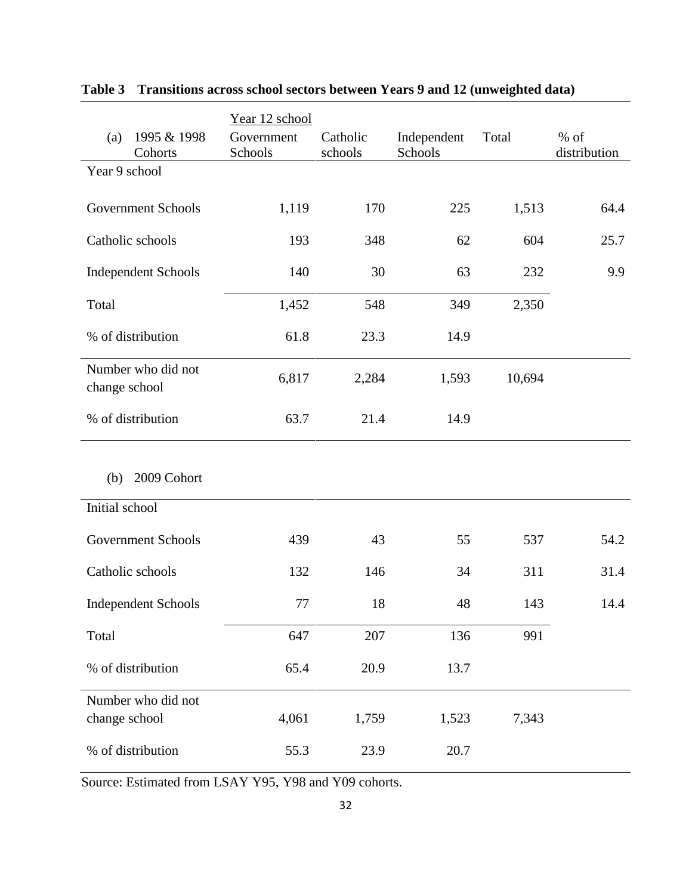**Table 3 Transitions across school sectors between Years 9 and 12 (unweighted data)**

| (a) 1995 & 1998 Cohorts | Year 12 school<br>Government Schools | Catholic schools | Independent Schools | Total | % of distribution |
|---|---|---|---|---|---|
| Year 9 school | | | | | |
| Government Schools | 1,119 | 170 | 225 | 1,513 | 64.4 |
| Catholic schools | 193 | 348 | 62 | 604 | 25.7 |
| Independent Schools | 140 | 30 | 63 | 232 | 9.9 |
| Total | 1,452 | 548 | 349 | 2,350 | |
| % of distribution | 61.8 | 23.3 | 14.9 | | |
| Number who did not change school | 6,817 | 2,284 | 1,593 | 10,694 | |
| % of distribution | 63.7 | 21.4 | 14.9 | | |

| (b) 2009 Cohort | Government Schools | Catholic schools | Independent Schools | Total | % of distribution |
|---|---|---|---|---|---|
| Initial school | | | | | |
| Government Schools | 439 | 43 | 55 | 537 | 54.2 |
| Catholic schools | 132 | 146 | 34 | 311 | 31.4 |
| Independent Schools | 77 | 18 | 48 | 143 | 14.4 |
| Total | 647 | 207 | 136 | 991 | |
| % of distribution | 65.4 | 20.9 | 13.7 | | |
| Number who did not change school | 4,061 | 1,759 | 1,523 | 7,343 | |
| % of distribution | 55.3 | 23.9 | 20.7 | | |

Source: Estimated from LSAY Y95, Y98 and Y09 cohorts.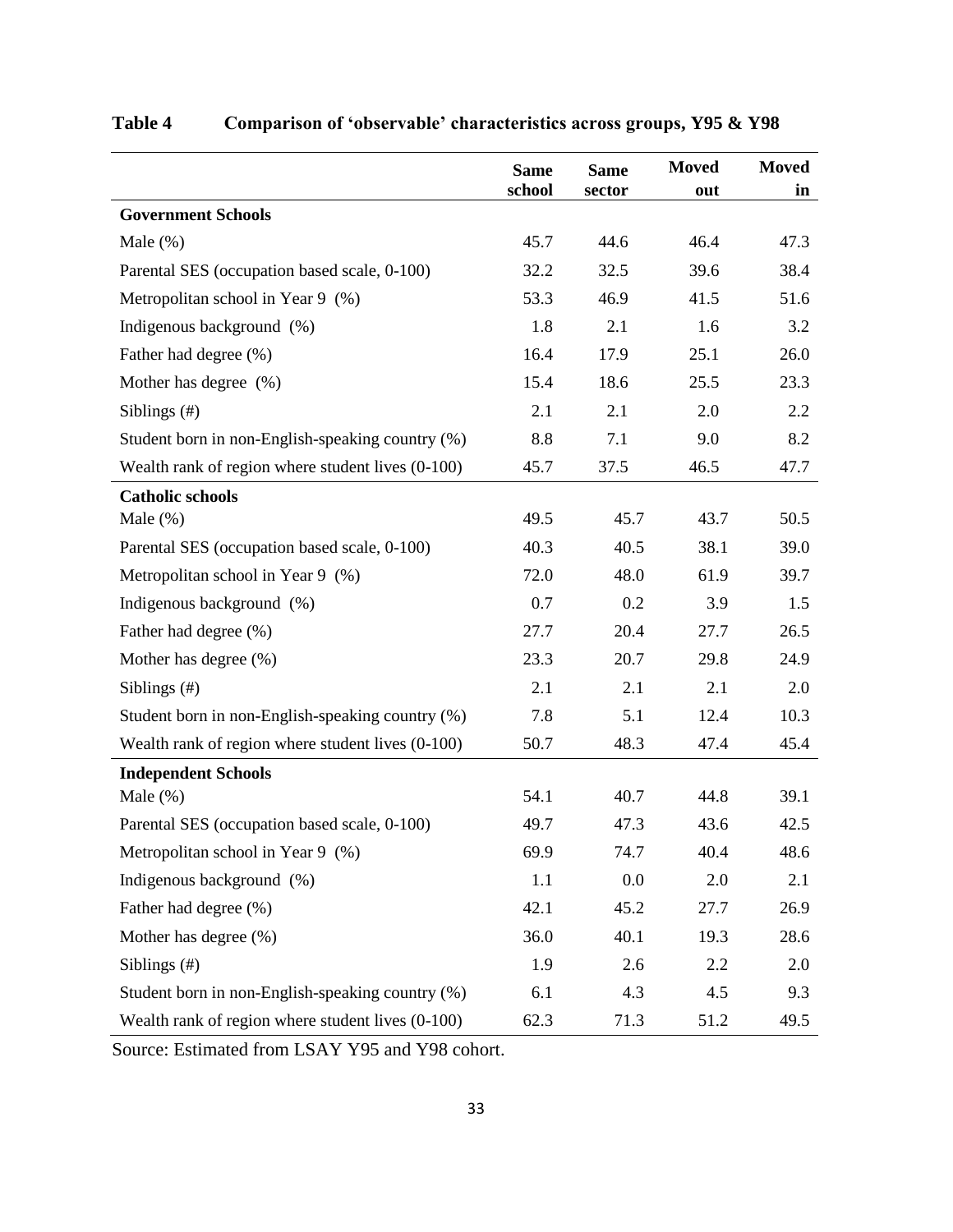**Table 4 Comparison of 'observable' characteristics across groups, Y95 & Y98**

| | Same school | Same sector | Moved out | Moved in |
|---|---|---|---|---|
| **Government Schools** | | | | |
| Male (%) | 45.7 | 44.6 | 46.4 | 47.3 |
| Parental SES (occupation based scale, 0-100) | 32.2 | 32.5 | 39.6 | 38.4 |
| Metropolitan school in Year 9 (%) | 53.3 | 46.9 | 41.5 | 51.6 |
| Indigenous background (%) | 1.8 | 2.1 | 1.6 | 3.2 |
| Father had degree (%) | 16.4 | 17.9 | 25.1 | 26.0 |
| Mother has degree (%) | 15.4 | 18.6 | 25.5 | 23.3 |
| Siblings (#) | 2.1 | 2.1 | 2.0 | 2.2 |
| Student born in non-English-speaking country (%) | 8.8 | 7.1 | 9.0 | 8.2 |
| Wealth rank of region where student lives (0-100) | 45.7 | 37.5 | 46.5 | 47.7 |
| **Catholic schools** | | | | |
| Male (%) | 49.5 | 45.7 | 43.7 | 50.5 |
| Parental SES (occupation based scale, 0-100) | 40.3 | 40.5 | 38.1 | 39.0 |
| Metropolitan school in Year 9 (%) | 72.0 | 48.0 | 61.9 | 39.7 |
| Indigenous background (%) | 0.7 | 0.2 | 3.9 | 1.5 |
| Father had degree (%) | 27.7 | 20.4 | 27.7 | 26.5 |
| Mother has degree (%) | 23.3 | 20.7 | 29.8 | 24.9 |
| Siblings (#) | 2.1 | 2.1 | 2.1 | 2.0 |
| Student born in non-English-speaking country (%) | 7.8 | 5.1 | 12.4 | 10.3 |
| Wealth rank of region where student lives (0-100) | 50.7 | 48.3 | 47.4 | 45.4 |
| **Independent Schools** | | | | |
| Male (%) | 54.1 | 40.7 | 44.8 | 39.1 |
| Parental SES (occupation based scale, 0-100) | 49.7 | 47.3 | 43.6 | 42.5 |
| Metropolitan school in Year 9 (%) | 69.9 | 74.7 | 40.4 | 48.6 |
| Indigenous background (%) | 1.1 | 0.0 | 2.0 | 2.1 |
| Father had degree (%) | 42.1 | 45.2 | 27.7 | 26.9 |
| Mother has degree (%) | 36.0 | 40.1 | 19.3 | 28.6 |
| Siblings (#) | 1.9 | 2.6 | 2.2 | 2.0 |
| Student born in non-English-speaking country (%) | 6.1 | 4.3 | 4.5 | 9.3 |
| Wealth rank of region where student lives (0-100) | 62.3 | 71.3 | 51.2 | 49.5 |

Source: Estimated from LSAY Y95 and Y98 cohort.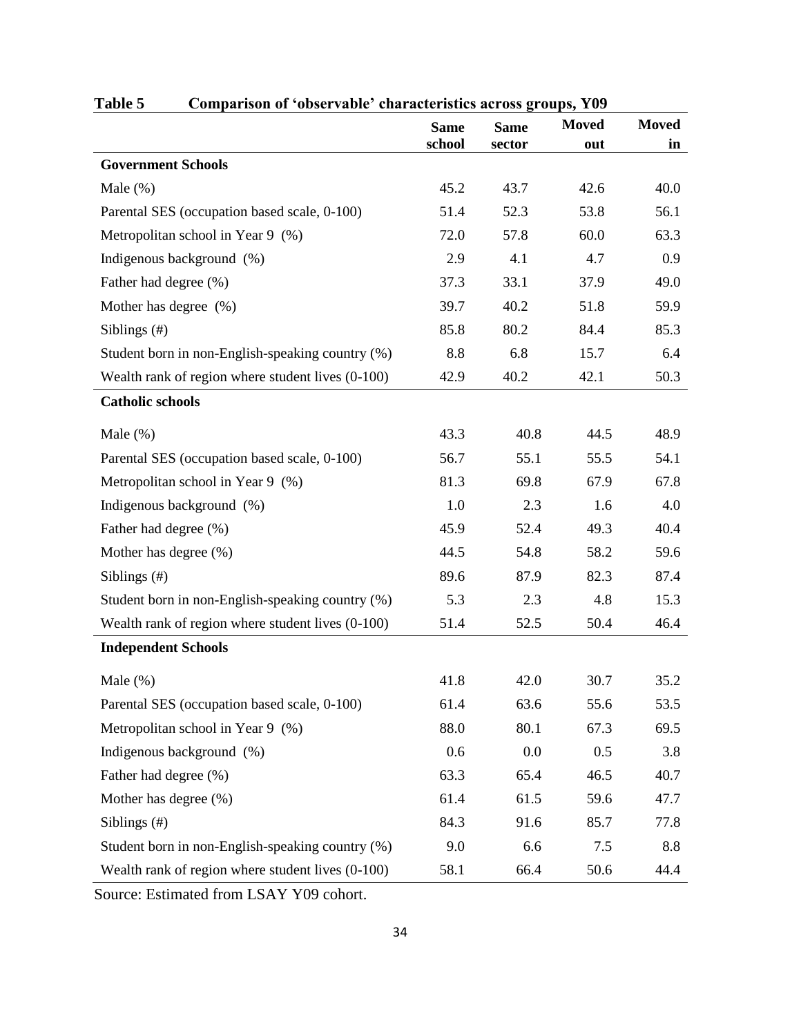**Table 5 Comparison of 'observable' characteristics across groups, Y09**

| | Same school | Same sector | Moved out | Moved in |
|---|---|---|---|---|
| **Government Schools** | | | | |
| Male (%) | 45.2 | 43.7 | 42.6 | 40.0 |
| Parental SES (occupation based scale, 0-100) | 51.4 | 52.3 | 53.8 | 56.1 |
| Metropolitan school in Year 9 (%) | 72.0 | 57.8 | 60.0 | 63.3 |
| Indigenous background (%) | 2.9 | 4.1 | 4.7 | 0.9 |
| Father had degree (%) | 37.3 | 33.1 | 37.9 | 49.0 |
| Mother has degree (%) | 39.7 | 40.2 | 51.8 | 59.9 |
| Siblings (#) | 85.8 | 80.2 | 84.4 | 85.3 |
| Student born in non-English-speaking country (%) | 8.8 | 6.8 | 15.7 | 6.4 |
| Wealth rank of region where student lives (0-100) | 42.9 | 40.2 | 42.1 | 50.3 |
| **Catholic schools** | | | | |
| Male (%) | 43.3 | 40.8 | 44.5 | 48.9 |
| Parental SES (occupation based scale, 0-100) | 56.7 | 55.1 | 55.5 | 54.1 |
| Metropolitan school in Year 9 (%) | 81.3 | 69.8 | 67.9 | 67.8 |
| Indigenous background (%) | 1.0 | 2.3 | 1.6 | 4.0 |
| Father had degree (%) | 45.9 | 52.4 | 49.3 | 40.4 |
| Mother has degree (%) | 44.5 | 54.8 | 58.2 | 59.6 |
| Siblings (#) | 89.6 | 87.9 | 82.3 | 87.4 |
| Student born in non-English-speaking country (%) | 5.3 | 2.3 | 4.8 | 15.3 |
| Wealth rank of region where student lives (0-100) | 51.4 | 52.5 | 50.4 | 46.4 |
| **Independent Schools** | | | | |
| Male (%) | 41.8 | 42.0 | 30.7 | 35.2 |
| Parental SES (occupation based scale, 0-100) | 61.4 | 63.6 | 55.6 | 53.5 |
| Metropolitan school in Year 9 (%) | 88.0 | 80.1 | 67.3 | 69.5 |
| Indigenous background (%) | 0.6 | 0.0 | 0.5 | 3.8 |
| Father had degree (%) | 63.3 | 65.4 | 46.5 | 40.7 |
| Mother has degree (%) | 61.4 | 61.5 | 59.6 | 47.7 |
| Siblings (#) | 84.3 | 91.6 | 85.7 | 77.8 |
| Student born in non-English-speaking country (%) | 9.0 | 6.6 | 7.5 | 8.8 |
| Wealth rank of region where student lives (0-100) | 58.1 | 66.4 | 50.6 | 44.4 |

Source: Estimated from LSAY Y09 cohort.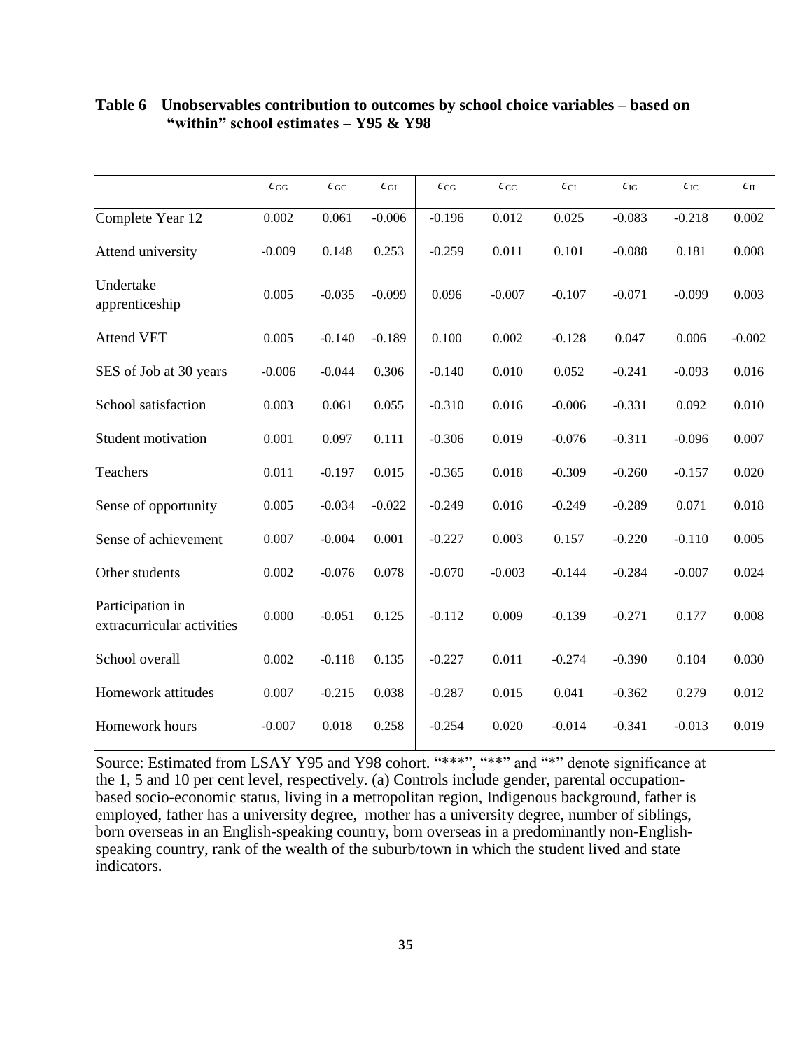**Table 6 Unobservables contribution to outcomes by school choice variables – based on "within" school estimates – Y95 & Y98**

| | $\bar{\epsilon}_{GG}$ | $\bar{\epsilon}_{GC}$ | $\bar{\epsilon}_{GI}$ | $\bar{\epsilon}_{CG}$ | $\bar{\epsilon}_{CC}$ | $\bar{\epsilon}_{CI}$ | $\bar{\epsilon}_{IG}$ | $\bar{\epsilon}_{IC}$ | $\bar{\epsilon}_{II}$ |
|---|---|---|---|---|---|---|---|---|---|
| Complete Year 12 | 0.002 | 0.061 | -0.006 | -0.196 | 0.012 | 0.025 | -0.083 | -0.218 | 0.002 |
| Attend university | -0.009 | 0.148 | 0.253 | -0.259 | 0.011 | 0.101 | -0.088 | 0.181 | 0.008 |
| Undertake apprenticeship | 0.005 | -0.035 | -0.099 | 0.096 | -0.007 | -0.107 | -0.071 | -0.099 | 0.003 |
| Attend VET | 0.005 | -0.140 | -0.189 | 0.100 | 0.002 | -0.128 | 0.047 | 0.006 | -0.002 |
| SES of Job at 30 years | -0.006 | -0.044 | 0.306 | -0.140 | 0.010 | 0.052 | -0.241 | -0.093 | 0.016 |
| School satisfaction | 0.003 | 0.061 | 0.055 | -0.310 | 0.016 | -0.006 | -0.331 | 0.092 | 0.010 |
| Student motivation | 0.001 | 0.097 | 0.111 | -0.306 | 0.019 | -0.076 | -0.311 | -0.096 | 0.007 |
| Teachers | 0.011 | -0.197 | 0.015 | -0.365 | 0.018 | -0.309 | -0.260 | -0.157 | 0.020 |
| Sense of opportunity | 0.005 | -0.034 | -0.022 | -0.249 | 0.016 | -0.249 | -0.289 | 0.071 | 0.018 |
| Sense of achievement | 0.007 | -0.004 | 0.001 | -0.227 | 0.003 | 0.157 | -0.220 | -0.110 | 0.005 |
| Other students | 0.002 | -0.076 | 0.078 | -0.070 | -0.003 | -0.144 | -0.284 | -0.007 | 0.024 |
| Participation in extracurricular activities | 0.000 | -0.051 | 0.125 | -0.112 | 0.009 | -0.139 | -0.271 | 0.177 | 0.008 |
| School overall | 0.002 | -0.118 | 0.135 | -0.227 | 0.011 | -0.274 | -0.390 | 0.104 | 0.030 |
| Homework attitudes | 0.007 | -0.215 | 0.038 | -0.287 | 0.015 | 0.041 | -0.362 | 0.279 | 0.012 |
| Homework hours | -0.007 | 0.018 | 0.258 | -0.254 | 0.020 | -0.014 | -0.341 | -0.013 | 0.019 |

Source: Estimated from LSAY Y95 and Y98 cohort. "***", "**" and "*" denote significance at the 1, 5 and 10 per cent level, respectively. (a) Controls include gender, parental occupation-based socio-economic status, living in a metropolitan region, Indigenous background, father is employed, father has a university degree, mother has a university degree, number of siblings, born overseas in an English-speaking country, born overseas in a predominantly non-English-speaking country, rank of the wealth of the suburb/town in which the student lived and state indicators.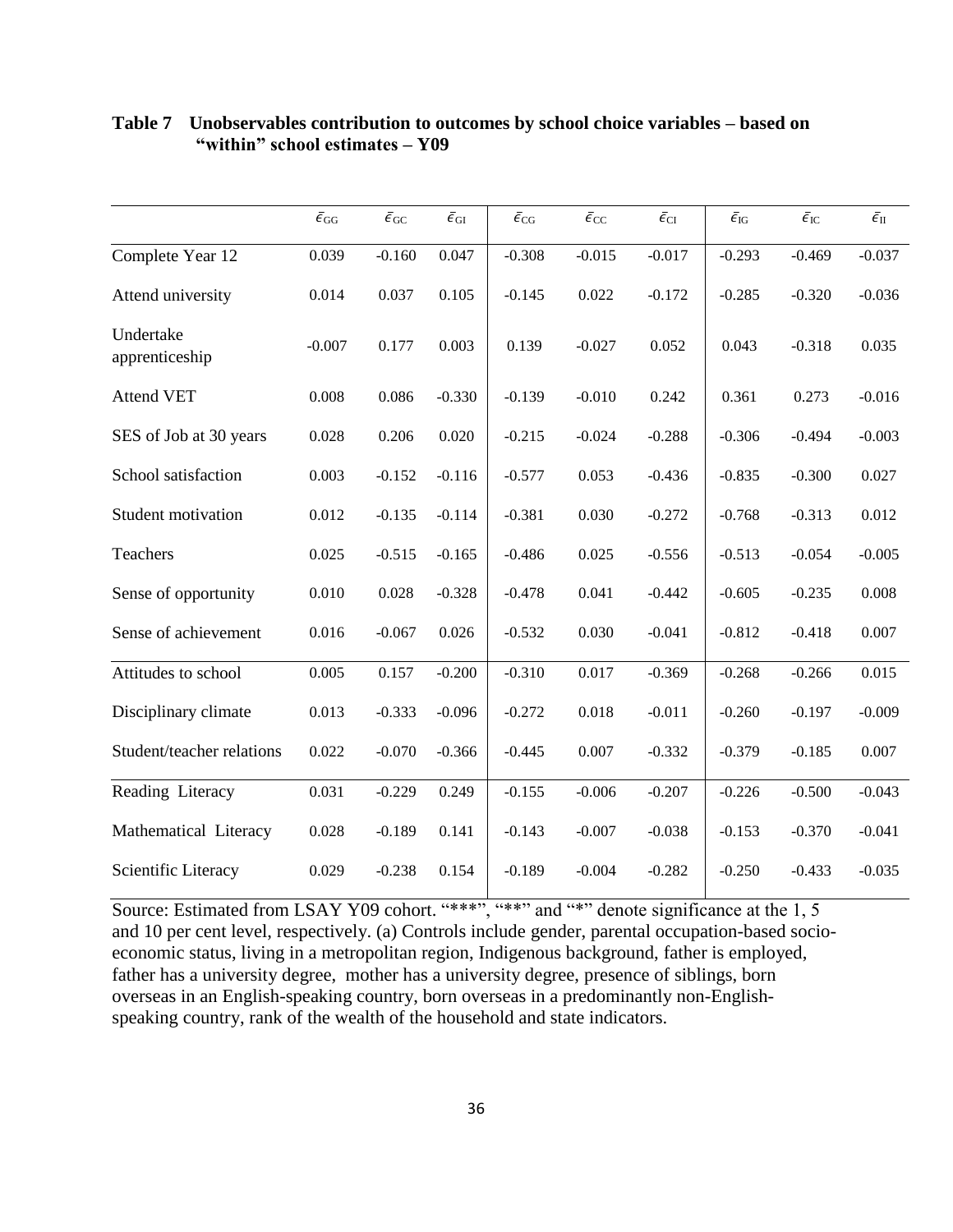**Table 7 Unobservables contribution to outcomes by school choice variables – based on "within" school estimates – Y09**

| | $\bar{\epsilon}_{\mathrm{GG}}$ | $\bar{\epsilon}_{\mathrm{GC}}$ | $\bar{\epsilon}_{\mathrm{GI}}$ | $\bar{\epsilon}_{\mathrm{CG}}$ | $\bar{\epsilon}_{\mathrm{CC}}$ | $\bar{\epsilon}_{\mathrm{CI}}$ | $\bar{\epsilon}_{\mathrm{IG}}$ | $\bar{\epsilon}_{\mathrm{IC}}$ | $\bar{\epsilon}_{\mathrm{II}}$ |
|---|---|---|---|---|---|---|---|---|---|
| Complete Year 12 | 0.039 | -0.160 | 0.047 | -0.308 | -0.015 | -0.017 | -0.293 | -0.469 | -0.037 |
| Attend university | 0.014 | 0.037 | 0.105 | -0.145 | 0.022 | -0.172 | -0.285 | -0.320 | -0.036 |
| Undertake apprenticeship | -0.007 | 0.177 | 0.003 | 0.139 | -0.027 | 0.052 | 0.043 | -0.318 | 0.035 |
| Attend VET | 0.008 | 0.086 | -0.330 | -0.139 | -0.010 | 0.242 | 0.361 | 0.273 | -0.016 |
| SES of Job at 30 years | 0.028 | 0.206 | 0.020 | -0.215 | -0.024 | -0.288 | -0.306 | -0.494 | -0.003 |
| School satisfaction | 0.003 | -0.152 | -0.116 | -0.577 | 0.053 | -0.436 | -0.835 | -0.300 | 0.027 |
| Student motivation | 0.012 | -0.135 | -0.114 | -0.381 | 0.030 | -0.272 | -0.768 | -0.313 | 0.012 |
| Teachers | 0.025 | -0.515 | -0.165 | -0.486 | 0.025 | -0.556 | -0.513 | -0.054 | -0.005 |
| Sense of opportunity | 0.010 | 0.028 | -0.328 | -0.478 | 0.041 | -0.442 | -0.605 | -0.235 | 0.008 |
| Sense of achievement | 0.016 | -0.067 | 0.026 | -0.532 | 0.030 | -0.041 | -0.812 | -0.418 | 0.007 |
| Attitudes to school | 0.005 | 0.157 | -0.200 | -0.310 | 0.017 | -0.369 | -0.268 | -0.266 | 0.015 |
| Disciplinary climate | 0.013 | -0.333 | -0.096 | -0.272 | 0.018 | -0.011 | -0.260 | -0.197 | -0.009 |
| Student/teacher relations | 0.022 | -0.070 | -0.366 | -0.445 | 0.007 | -0.332 | -0.379 | -0.185 | 0.007 |
| Reading Literacy | 0.031 | -0.229 | 0.249 | -0.155 | -0.006 | -0.207 | -0.226 | -0.500 | -0.043 |
| Mathematical Literacy | 0.028 | -0.189 | 0.141 | -0.143 | -0.007 | -0.038 | -0.153 | -0.370 | -0.041 |
| Scientific Literacy | 0.029 | -0.238 | 0.154 | -0.189 | -0.004 | -0.282 | -0.250 | -0.433 | -0.035 |

Source: Estimated from LSAY Y09 cohort. "***", "**" and "*" denote significance at the 1, 5 and 10 per cent level, respectively. (a) Controls include gender, parental occupation-based socio-economic status, living in a metropolitan region, Indigenous background, father is employed, father has a university degree, mother has a university degree, presence of siblings, born overseas in an English-speaking country, born overseas in a predominantly non-English-speaking country, rank of the wealth of the household and state indicators.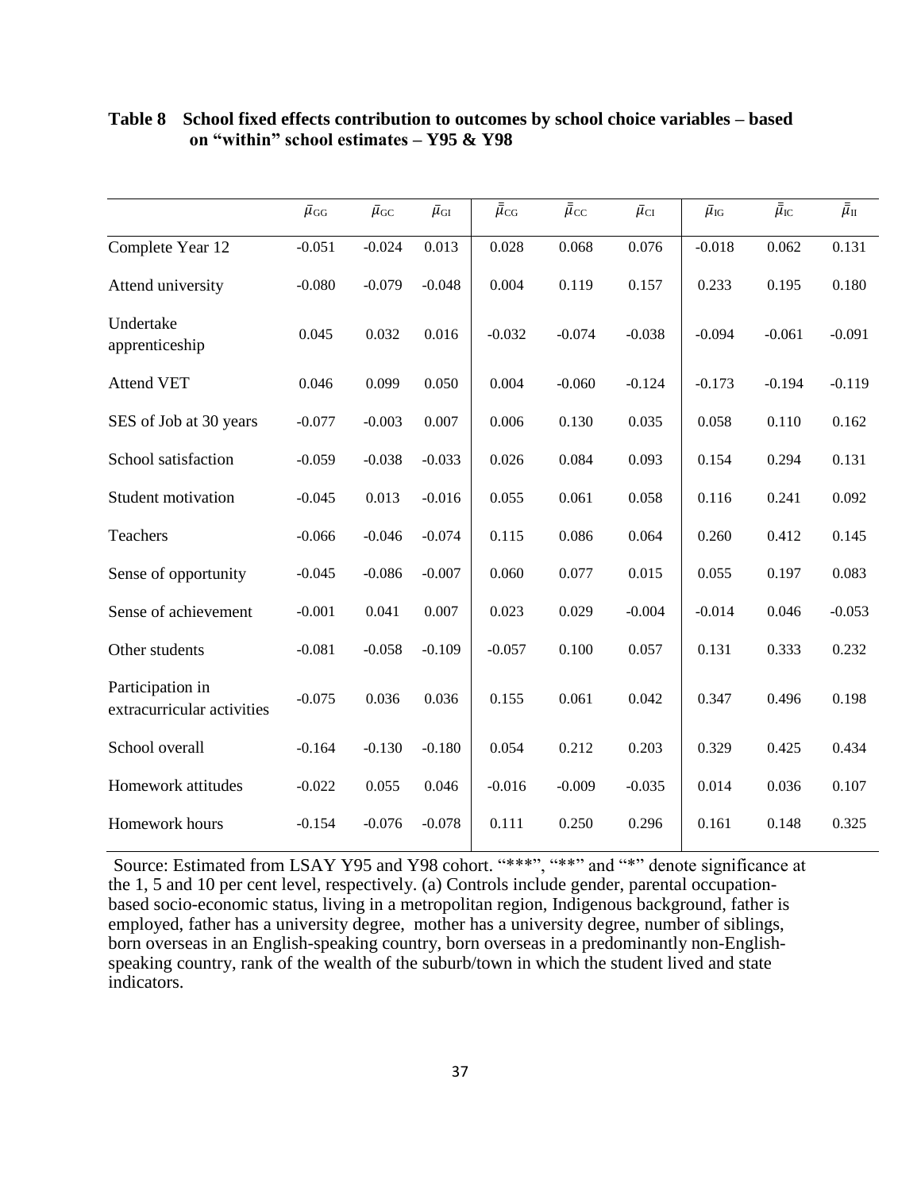**Table 8 School fixed effects contribution to outcomes by school choice variables – based on "within" school estimates – Y95 & Y98**

| | $\bar{\mu}_{GG}$ | $\bar{\mu}_{GC}$ | $\bar{\mu}_{GI}$ | $\bar{\bar{\mu}}_{CG}$ | $\bar{\bar{\mu}}_{CC}$ | $\bar{\mu}_{CI}$ | $\bar{\mu}_{IG}$ | $\bar{\bar{\mu}}_{IC}$ | $\bar{\bar{\mu}}_{II}$ |
|---|---|---|---|---|---|---|---|---|---|
| Complete Year 12 | -0.051 | -0.024 | 0.013 | 0.028 | 0.068 | 0.076 | -0.018 | 0.062 | 0.131 |
| Attend university | -0.080 | -0.079 | -0.048 | 0.004 | 0.119 | 0.157 | 0.233 | 0.195 | 0.180 |
| Undertake apprenticeship | 0.045 | 0.032 | 0.016 | -0.032 | -0.074 | -0.038 | -0.094 | -0.061 | -0.091 |
| Attend VET | 0.046 | 0.099 | 0.050 | 0.004 | -0.060 | -0.124 | -0.173 | -0.194 | -0.119 |
| SES of Job at 30 years | -0.077 | -0.003 | 0.007 | 0.006 | 0.130 | 0.035 | 0.058 | 0.110 | 0.162 |
| School satisfaction | -0.059 | -0.038 | -0.033 | 0.026 | 0.084 | 0.093 | 0.154 | 0.294 | 0.131 |
| Student motivation | -0.045 | 0.013 | -0.016 | 0.055 | 0.061 | 0.058 | 0.116 | 0.241 | 0.092 |
| Teachers | -0.066 | -0.046 | -0.074 | 0.115 | 0.086 | 0.064 | 0.260 | 0.412 | 0.145 |
| Sense of opportunity | -0.045 | -0.086 | -0.007 | 0.060 | 0.077 | 0.015 | 0.055 | 0.197 | 0.083 |
| Sense of achievement | -0.001 | 0.041 | 0.007 | 0.023 | 0.029 | -0.004 | -0.014 | 0.046 | -0.053 |
| Other students | -0.081 | -0.058 | -0.109 | -0.057 | 0.100 | 0.057 | 0.131 | 0.333 | 0.232 |
| Participation in extracurricular activities | -0.075 | 0.036 | 0.036 | 0.155 | 0.061 | 0.042 | 0.347 | 0.496 | 0.198 |
| School overall | -0.164 | -0.130 | -0.180 | 0.054 | 0.212 | 0.203 | 0.329 | 0.425 | 0.434 |
| Homework attitudes | -0.022 | 0.055 | 0.046 | -0.016 | -0.009 | -0.035 | 0.014 | 0.036 | 0.107 |
| Homework hours | -0.154 | -0.076 | -0.078 | 0.111 | 0.250 | 0.296 | 0.161 | 0.148 | 0.325 |

Source: Estimated from LSAY Y95 and Y98 cohort. "***", "**" and "*" denote significance at the 1, 5 and 10 per cent level, respectively. (a) Controls include gender, parental occupation-based socio-economic status, living in a metropolitan region, Indigenous background, father is employed, father has a university degree, mother has a university degree, number of siblings, born overseas in an English-speaking country, born overseas in a predominantly non-English-speaking country, rank of the wealth of the suburb/town in which the student lived and state indicators.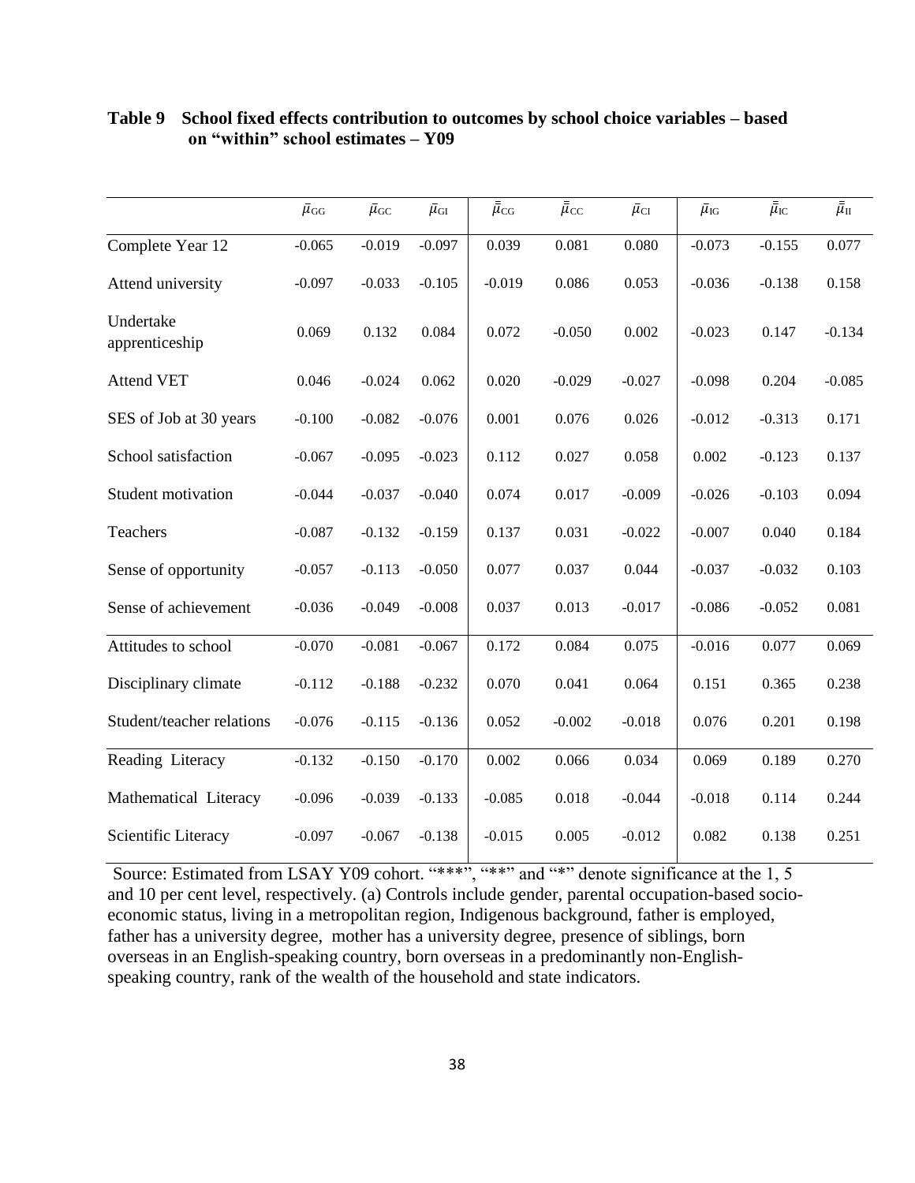**Table 9 School fixed effects contribution to outcomes by school choice variables – based on "within" school estimates – Y09**

| | $\bar{\mu}_{GG}$ | $\bar{\mu}_{GC}$ | $\bar{\mu}_{GI}$ | $\bar{\bar{\mu}}_{CG}$ | $\bar{\bar{\mu}}_{CC}$ | $\bar{\mu}_{CI}$ | $\bar{\mu}_{IG}$ | $\bar{\bar{\mu}}_{IC}$ | $\bar{\bar{\mu}}_{II}$ |
|---|---|---|---|---|---|---|---|---|---|
| Complete Year 12 | -0.065 | -0.019 | -0.097 | 0.039 | 0.081 | 0.080 | -0.073 | -0.155 | 0.077 |
| Attend university | -0.097 | -0.033 | -0.105 | -0.019 | 0.086 | 0.053 | -0.036 | -0.138 | 0.158 |
| Undertake apprenticeship | 0.069 | 0.132 | 0.084 | 0.072 | -0.050 | 0.002 | -0.023 | 0.147 | -0.134 |
| Attend VET | 0.046 | -0.024 | 0.062 | 0.020 | -0.029 | -0.027 | -0.098 | 0.204 | -0.085 |
| SES of Job at 30 years | -0.100 | -0.082 | -0.076 | 0.001 | 0.076 | 0.026 | -0.012 | -0.313 | 0.171 |
| School satisfaction | -0.067 | -0.095 | -0.023 | 0.112 | 0.027 | 0.058 | 0.002 | -0.123 | 0.137 |
| Student motivation | -0.044 | -0.037 | -0.040 | 0.074 | 0.017 | -0.009 | -0.026 | -0.103 | 0.094 |
| Teachers | -0.087 | -0.132 | -0.159 | 0.137 | 0.031 | -0.022 | -0.007 | 0.040 | 0.184 |
| Sense of opportunity | -0.057 | -0.113 | -0.050 | 0.077 | 0.037 | 0.044 | -0.037 | -0.032 | 0.103 |
| Sense of achievement | -0.036 | -0.049 | -0.008 | 0.037 | 0.013 | -0.017 | -0.086 | -0.052 | 0.081 |
| Attitudes to school | -0.070 | -0.081 | -0.067 | 0.172 | 0.084 | 0.075 | -0.016 | 0.077 | 0.069 |
| Disciplinary climate | -0.112 | -0.188 | -0.232 | 0.070 | 0.041 | 0.064 | 0.151 | 0.365 | 0.238 |
| Student/teacher relations | -0.076 | -0.115 | -0.136 | 0.052 | -0.002 | -0.018 | 0.076 | 0.201 | 0.198 |
| Reading Literacy | -0.132 | -0.150 | -0.170 | 0.002 | 0.066 | 0.034 | 0.069 | 0.189 | 0.270 |
| Mathematical Literacy | -0.096 | -0.039 | -0.133 | -0.085 | 0.018 | -0.044 | -0.018 | 0.114 | 0.244 |
| Scientific Literacy | -0.097 | -0.067 | -0.138 | -0.015 | 0.005 | -0.012 | 0.082 | 0.138 | 0.251 |

Source: Estimated from LSAY Y09 cohort. "***", "**" and "*" denote significance at the 1, 5 and 10 per cent level, respectively. (a) Controls include gender, parental occupation-based socio-economic status, living in a metropolitan region, Indigenous background, father is employed, father has a university degree, mother has a university degree, presence of siblings, born overseas in an English-speaking country, born overseas in a predominantly non-English-speaking country, rank of the wealth of the household and state indicators.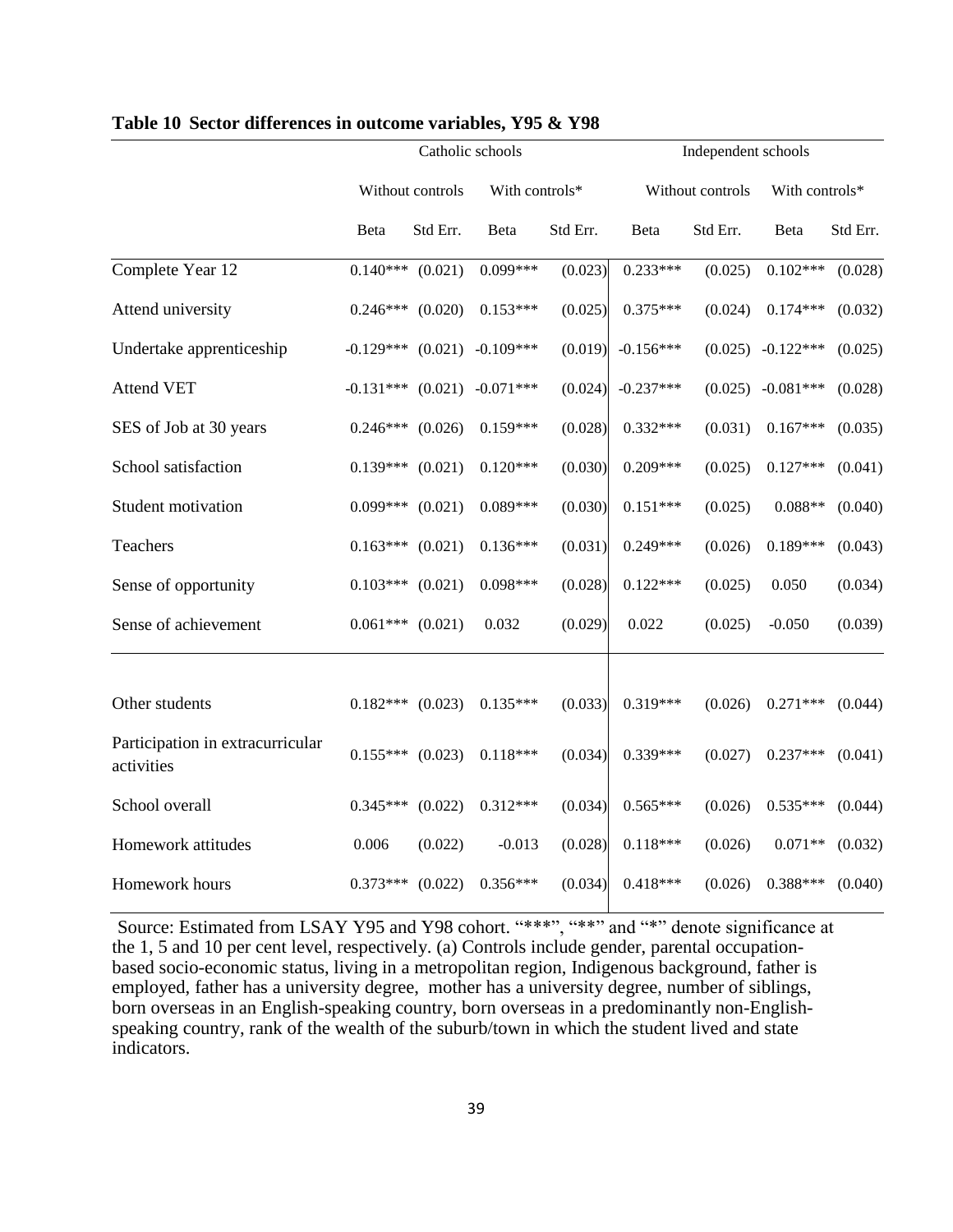**Table 10 Sector differences in outcome variables, Y95 & Y98**

| | Catholic schools | | | | Independent schools | | | |
|---|---|---|---|---|---|---|---|---|
| | Without controls | | With controls* | | Without controls | | With controls* | |
| | Beta | Std Err. | Beta | Std Err. | Beta | Std Err. | Beta | Std Err. |
| Complete Year 12 | 0.140*** | (0.021) | 0.099*** | (0.023) | 0.233*** | (0.025) | 0.102*** | (0.028) |
| Attend university | 0.246*** | (0.020) | 0.153*** | (0.025) | 0.375*** | (0.024) | 0.174*** | (0.032) |
| Undertake apprenticeship | -0.129*** | (0.021) | -0.109*** | (0.019) | -0.156*** | (0.025) | -0.122*** | (0.025) |
| Attend VET | -0.131*** | (0.021) | -0.071*** | (0.024) | -0.237*** | (0.025) | -0.081*** | (0.028) |
| SES of Job at 30 years | 0.246*** | (0.026) | 0.159*** | (0.028) | 0.332*** | (0.031) | 0.167*** | (0.035) |
| School satisfaction | 0.139*** | (0.021) | 0.120*** | (0.030) | 0.209*** | (0.025) | 0.127*** | (0.041) |
| Student motivation | 0.099*** | (0.021) | 0.089*** | (0.030) | 0.151*** | (0.025) | 0.088** | (0.040) |
| Teachers | 0.163*** | (0.021) | 0.136*** | (0.031) | 0.249*** | (0.026) | 0.189*** | (0.043) |
| Sense of opportunity | 0.103*** | (0.021) | 0.098*** | (0.028) | 0.122*** | (0.025) | 0.050 | (0.034) |
| Sense of achievement | 0.061*** | (0.021) | 0.032 | (0.029) | 0.022 | (0.025) | -0.050 | (0.039) |
| Other students | 0.182*** | (0.023) | 0.135*** | (0.033) | 0.319*** | (0.026) | 0.271*** | (0.044) |
| Participation in extracurricular activities | 0.155*** | (0.023) | 0.118*** | (0.034) | 0.339*** | (0.027) | 0.237*** | (0.041) |
| School overall | 0.345*** | (0.022) | 0.312*** | (0.034) | 0.565*** | (0.026) | 0.535*** | (0.044) |
| Homework attitudes | 0.006 | (0.022) | -0.013 | (0.028) | 0.118*** | (0.026) | 0.071** | (0.032) |
| Homework hours | 0.373*** | (0.022) | 0.356*** | (0.034) | 0.418*** | (0.026) | 0.388*** | (0.040) |

Source: Estimated from LSAY Y95 and Y98 cohort. "***", "**" and "*" denote significance at the 1, 5 and 10 per cent level, respectively. (a) Controls include gender, parental occupation-based socio-economic status, living in a metropolitan region, Indigenous background, father is employed, father has a university degree, mother has a university degree, number of siblings, born overseas in an English-speaking country, born overseas in a predominantly non-English-speaking country, rank of the wealth of the suburb/town in which the student lived and state indicators.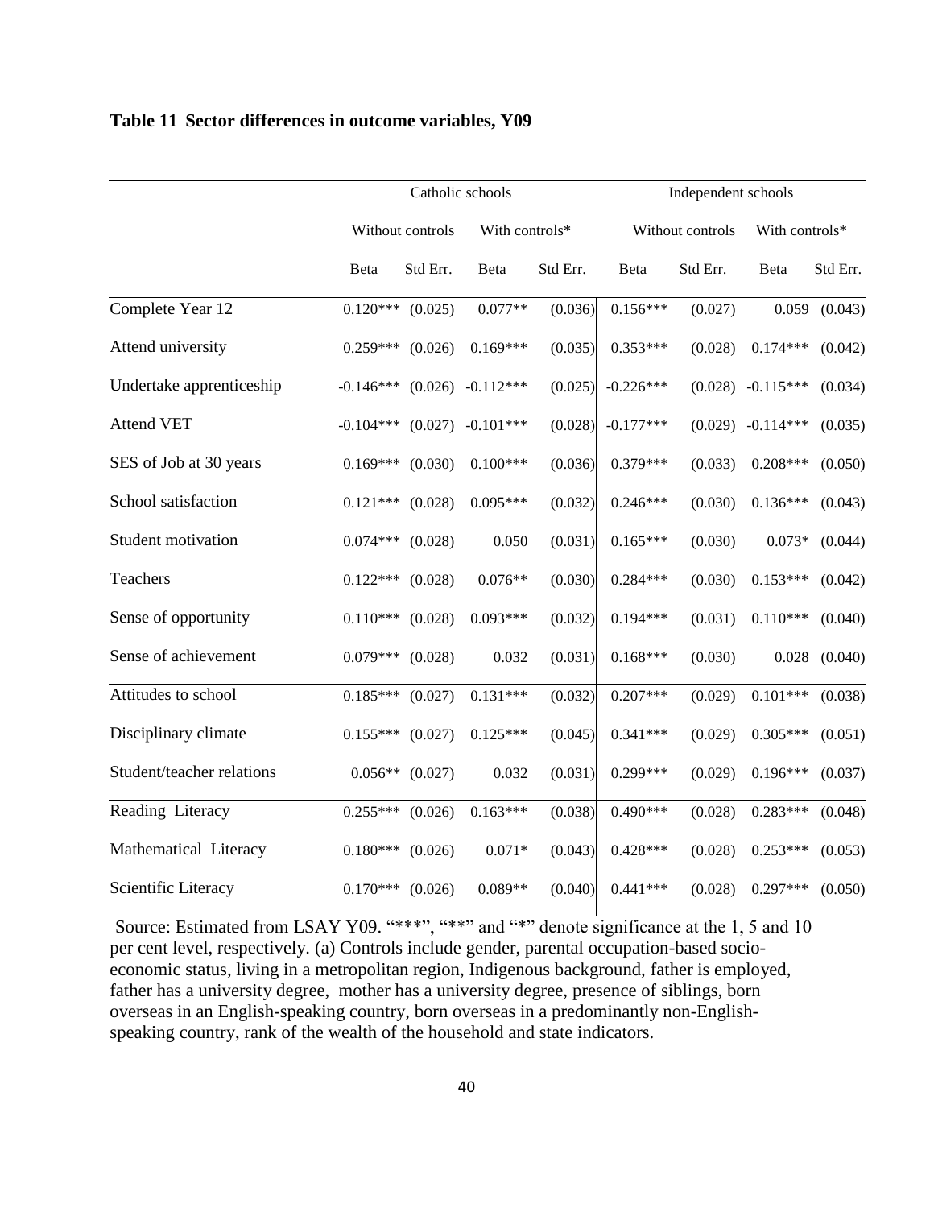**Table 11 Sector differences in outcome variables, Y09**

| | Catholic schools | | | | Independent schools | | | |
|---|---|---|---|---|---|---|---|---|
| | Without controls | | With controls* | | Without controls | | With controls* | |
| | Beta | Std Err. | Beta | Std Err. | Beta | Std Err. | Beta | Std Err. |
| Complete Year 12 | 0.120*** | (0.025) | 0.077** | (0.036) | 0.156*** | (0.027) | 0.059 | (0.043) |
| Attend university | 0.259*** | (0.026) | 0.169*** | (0.035) | 0.353*** | (0.028) | 0.174*** | (0.042) |
| Undertake apprenticeship | -0.146*** | (0.026) | -0.112*** | (0.025) | -0.226*** | (0.028) | -0.115*** | (0.034) |
| Attend VET | -0.104*** | (0.027) | -0.101*** | (0.028) | -0.177*** | (0.029) | -0.114*** | (0.035) |
| SES of Job at 30 years | 0.169*** | (0.030) | 0.100*** | (0.036) | 0.379*** | (0.033) | 0.208*** | (0.050) |
| School satisfaction | 0.121*** | (0.028) | 0.095*** | (0.032) | 0.246*** | (0.030) | 0.136*** | (0.043) |
| Student motivation | 0.074*** | (0.028) | 0.050 | (0.031) | 0.165*** | (0.030) | 0.073* | (0.044) |
| Teachers | 0.122*** | (0.028) | 0.076** | (0.030) | 0.284*** | (0.030) | 0.153*** | (0.042) |
| Sense of opportunity | 0.110*** | (0.028) | 0.093*** | (0.032) | 0.194*** | (0.031) | 0.110*** | (0.040) |
| Sense of achievement | 0.079*** | (0.028) | 0.032 | (0.031) | 0.168*** | (0.030) | 0.028 | (0.040) |
| Attitudes to school | 0.185*** | (0.027) | 0.131*** | (0.032) | 0.207*** | (0.029) | 0.101*** | (0.038) |
| Disciplinary climate | 0.155*** | (0.027) | 0.125*** | (0.045) | 0.341*** | (0.029) | 0.305*** | (0.051) |
| Student/teacher relations | 0.056** | (0.027) | 0.032 | (0.031) | 0.299*** | (0.029) | 0.196*** | (0.037) |
| Reading Literacy | 0.255*** | (0.026) | 0.163*** | (0.038) | 0.490*** | (0.028) | 0.283*** | (0.048) |
| Mathematical Literacy | 0.180*** | (0.026) | 0.071* | (0.043) | 0.428*** | (0.028) | 0.253*** | (0.053) |
| Scientific Literacy | 0.170*** | (0.026) | 0.089** | (0.040) | 0.441*** | (0.028) | 0.297*** | (0.050) |

Source: Estimated from LSAY Y09. "***", "**" and "*" denote significance at the 1, 5 and 10 per cent level, respectively. (a) Controls include gender, parental occupation-based socio-economic status, living in a metropolitan region, Indigenous background, father is employed, father has a university degree, mother has a university degree, presence of siblings, born overseas in an English-speaking country, born overseas in a predominantly non-English-speaking country, rank of the wealth of the household and state indicators.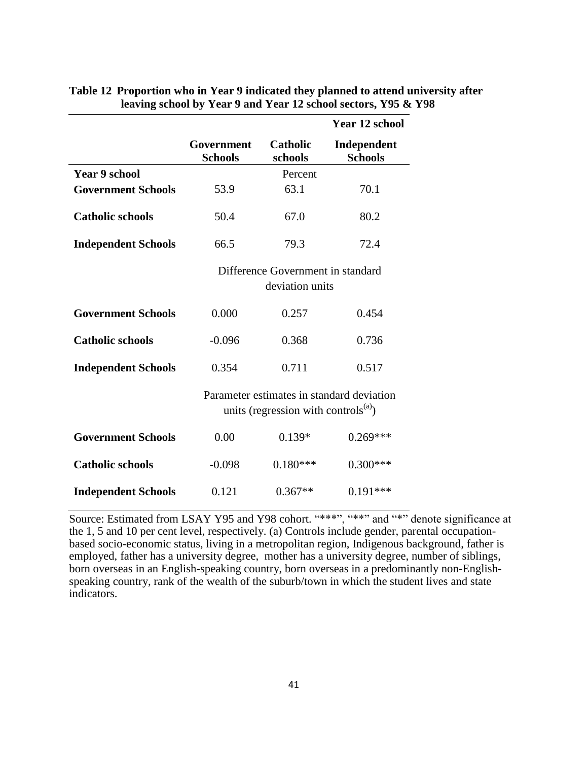**Table 12 Proportion who in Year 9 indicated they planned to attend university after leaving school by Year 9 and Year 12 school sectors, Y95 & Y98**

| | | | Year 12 school |
|---|---|---|---|
| | **Government Schools** | **Catholic schools** | **Independent Schools** |
| **Year 9 school** | | Percent | |
| **Government Schools** | 53.9 | 63.1 | 70.1 |
| **Catholic schools** | 50.4 | 67.0 | 80.2 |
| **Independent Schools** | 66.5 | 79.3 | 72.4 |
| | | Difference Government in standard deviation units | |
| **Government Schools** | 0.000 | 0.257 | 0.454 |
| **Catholic schools** | -0.096 | 0.368 | 0.736 |
| **Independent Schools** | 0.354 | 0.711 | 0.517 |
| | | Parameter estimates in standard deviation units (regression with controls[(a)]) | |
| **Government Schools** | 0.00 | 0.139* | 0.269*** |
| **Catholic schools** | -0.098 | 0.180*** | 0.300*** |
| **Independent Schools** | 0.121 | 0.367** | 0.191*** |

Source: Estimated from LSAY Y95 and Y98 cohort. "***", "**" and "*" denote significance at the 1, 5 and 10 per cent level, respectively. (a) Controls include gender, parental occupation-based socio-economic status, living in a metropolitan region, Indigenous background, father is employed, father has a university degree, mother has a university degree, number of siblings, born overseas in an English-speaking country, born overseas in a predominantly non-English-speaking country, rank of the wealth of the suburb/town in which the student lives and state indicators.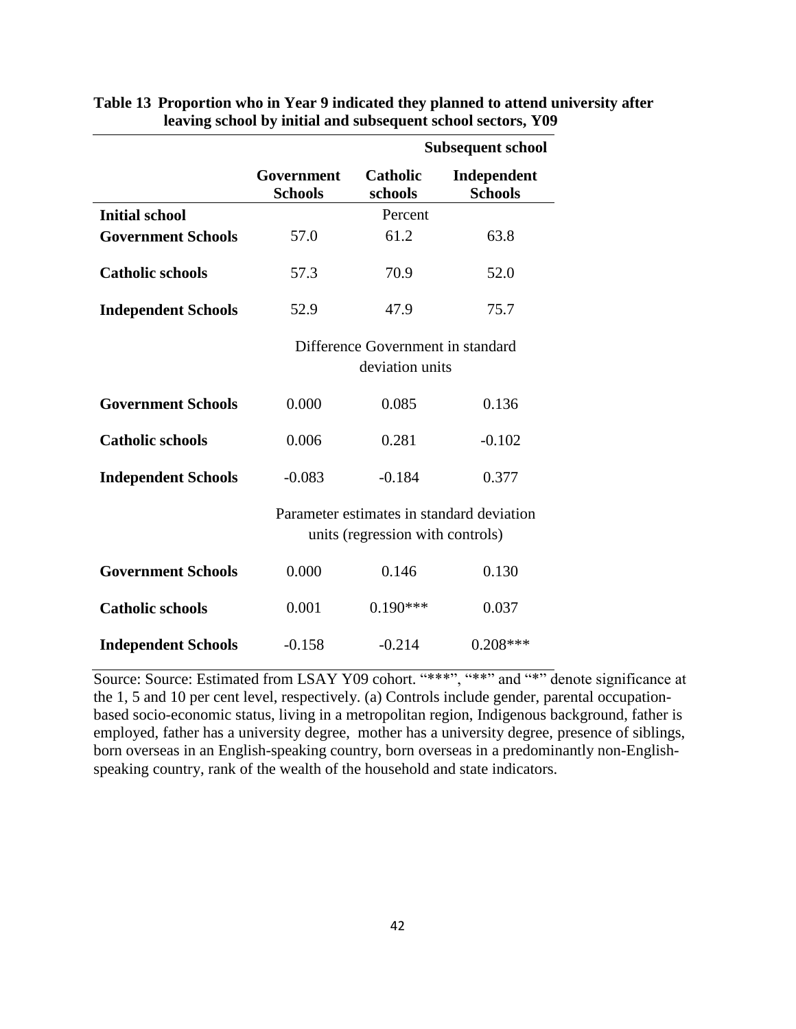**Table 13 Proportion who in Year 9 indicated they planned to attend university after leaving school by initial and subsequent school sectors, Y09**

| | Subsequent school | | |
|---|---|---|---|
| | **Government Schools** | **Catholic schools** | **Independent Schools** |
| **Initial school** | | Percent | |
| **Government Schools** | 57.0 | 61.2 | 63.8 |
| **Catholic schools** | 57.3 | 70.9 | 52.0 |
| **Independent Schools** | 52.9 | 47.9 | 75.7 |
| | Difference Government in standard deviation units | | |
| **Government Schools** | 0.000 | 0.085 | 0.136 |
| **Catholic schools** | 0.006 | 0.281 | -0.102 |
| **Independent Schools** | -0.083 | -0.184 | 0.377 |
| | Parameter estimates in standard deviation units (regression with controls) | | |
| **Government Schools** | 0.000 | 0.146 | 0.130 |
| **Catholic schools** | 0.001 | 0.190*** | 0.037 |
| **Independent Schools** | -0.158 | -0.214 | 0.208*** |

Source: Source: Estimated from LSAY Y09 cohort. "***", "**" and "*" denote significance at the 1, 5 and 10 per cent level, respectively. (a) Controls include gender, parental occupation-based socio-economic status, living in a metropolitan region, Indigenous background, father is employed, father has a university degree, mother has a university degree, presence of siblings, born overseas in an English-speaking country, born overseas in a predominantly non-English-speaking country, rank of the wealth of the household and state indicators.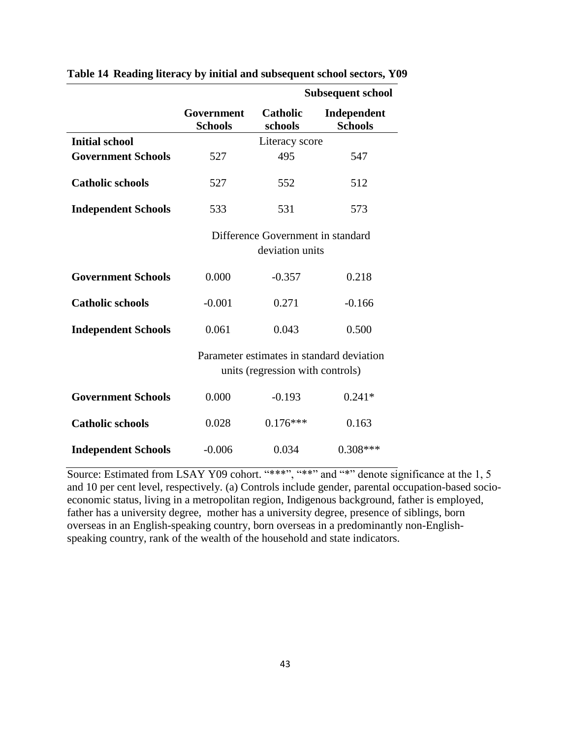**Table 14 Reading literacy by initial and subsequent school sectors, Y09**

| | Subsequent school | | |
|---|---|---|---|
| | **Government Schools** | **Catholic schools** | **Independent Schools** |
| **Initial school** | Literacy score | | |
| **Government Schools** | 527 | 495 | 547 |
| **Catholic schools** | 527 | 552 | 512 |
| **Independent Schools** | 533 | 531 | 573 |
| | Difference Government in standard deviation units | | |
| **Government Schools** | 0.000 | -0.357 | 0.218 |
| **Catholic schools** | -0.001 | 0.271 | -0.166 |
| **Independent Schools** | 0.061 | 0.043 | 0.500 |
| | Parameter estimates in standard deviation units (regression with controls) | | |
| **Government Schools** | 0.000 | -0.193 | 0.241* |
| **Catholic schools** | 0.028 | 0.176*** | 0.163 |
| **Independent Schools** | -0.006 | 0.034 | 0.308*** |

Source: Estimated from LSAY Y09 cohort. "***", "**" and "*" denote significance at the 1, 5 and 10 per cent level, respectively. (a) Controls include gender, parental occupation-based socio-economic status, living in a metropolitan region, Indigenous background, father is employed, father has a university degree, mother has a university degree, presence of siblings, born overseas in an English-speaking country, born overseas in a predominantly non-English-speaking country, rank of the wealth of the household and state indicators.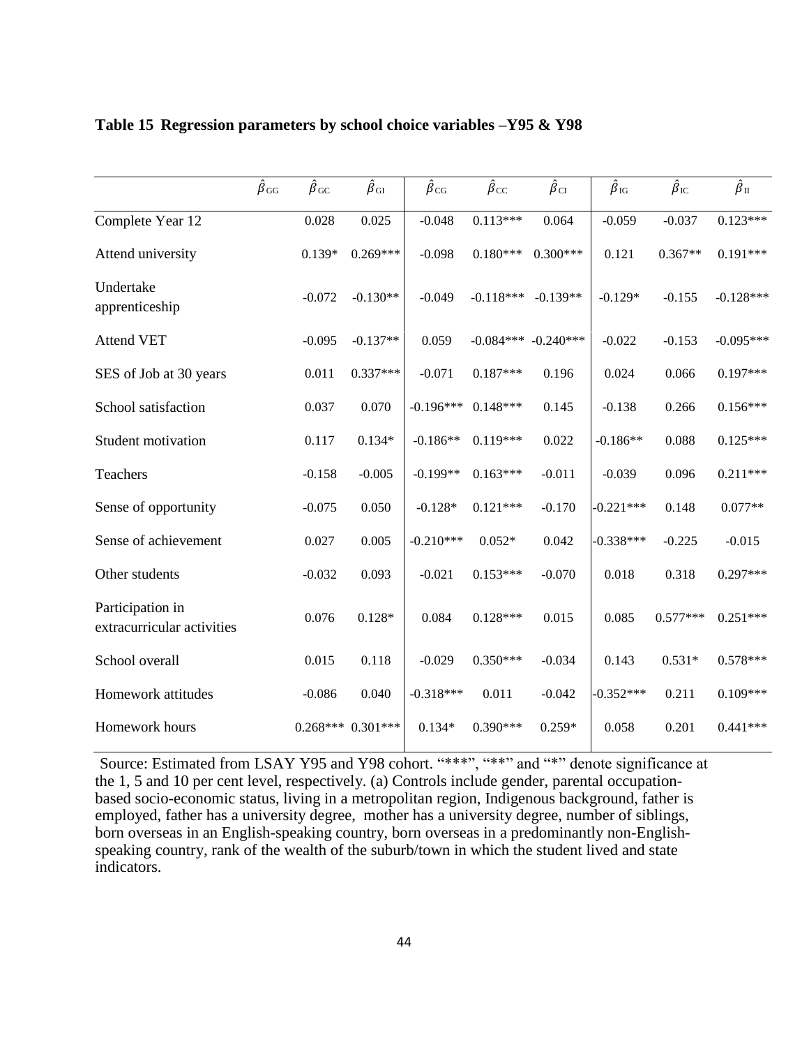**Table 15 Regression parameters by school choice variables –Y95 & Y98**

| | $\hat{\beta}_{GG}$ | $\hat{\beta}_{GC}$ | $\hat{\beta}_{GI}$ | $\hat{\beta}_{CG}$ | $\hat{\beta}_{CC}$ | $\hat{\beta}_{CI}$ | $\hat{\beta}_{IG}$ | $\hat{\beta}_{IC}$ | $\hat{\beta}_{II}$ |
|---|---|---|---|---|---|---|---|---|---|
| Complete Year 12 | | 0.028 | 0.025 | -0.048 | 0.113*** | 0.064 | -0.059 | -0.037 | 0.123*** |
| Attend university | | 0.139* | 0.269*** | -0.098 | 0.180*** | 0.300*** | 0.121 | 0.367** | 0.191*** |
| Undertake apprenticeship | | -0.072 | -0.130** | -0.049 | -0.118*** | -0.139** | -0.129* | -0.155 | -0.128*** |
| Attend VET | | -0.095 | -0.137** | 0.059 | -0.084*** | -0.240*** | -0.022 | -0.153 | -0.095*** |
| SES of Job at 30 years | | 0.011 | 0.337*** | -0.071 | 0.187*** | 0.196 | 0.024 | 0.066 | 0.197*** |
| School satisfaction | | 0.037 | 0.070 | -0.196*** | 0.148*** | 0.145 | -0.138 | 0.266 | 0.156*** |
| Student motivation | | 0.117 | 0.134* | -0.186** | 0.119*** | 0.022 | -0.186** | 0.088 | 0.125*** |
| Teachers | | -0.158 | -0.005 | -0.199** | 0.163*** | -0.011 | -0.039 | 0.096 | 0.211*** |
| Sense of opportunity | | -0.075 | 0.050 | -0.128* | 0.121*** | -0.170 | -0.221*** | 0.148 | 0.077** |
| Sense of achievement | | 0.027 | 0.005 | -0.210*** | 0.052* | 0.042 | -0.338*** | -0.225 | -0.015 |
| Other students | | -0.032 | 0.093 | -0.021 | 0.153*** | -0.070 | 0.018 | 0.318 | 0.297*** |
| Participation in extracurricular activities | | 0.076 | 0.128* | 0.084 | 0.128*** | 0.015 | 0.085 | 0.577*** | 0.251*** |
| School overall | | 0.015 | 0.118 | -0.029 | 0.350*** | -0.034 | 0.143 | 0.531* | 0.578*** |
| Homework attitudes | | -0.086 | 0.040 | -0.318*** | 0.011 | -0.042 | -0.352*** | 0.211 | 0.109*** |
| Homework hours | | 0.268*** | 0.301*** | 0.134* | 0.390*** | 0.259* | 0.058 | 0.201 | 0.441*** |

Source: Estimated from LSAY Y95 and Y98 cohort. "***", "**" and "*" denote significance at the 1, 5 and 10 per cent level, respectively. (a) Controls include gender, parental occupation-based socio-economic status, living in a metropolitan region, Indigenous background, father is employed, father has a university degree, mother has a university degree, number of siblings, born overseas in an English-speaking country, born overseas in a predominantly non-English-speaking country, rank of the wealth of the suburb/town in which the student lived and state indicators.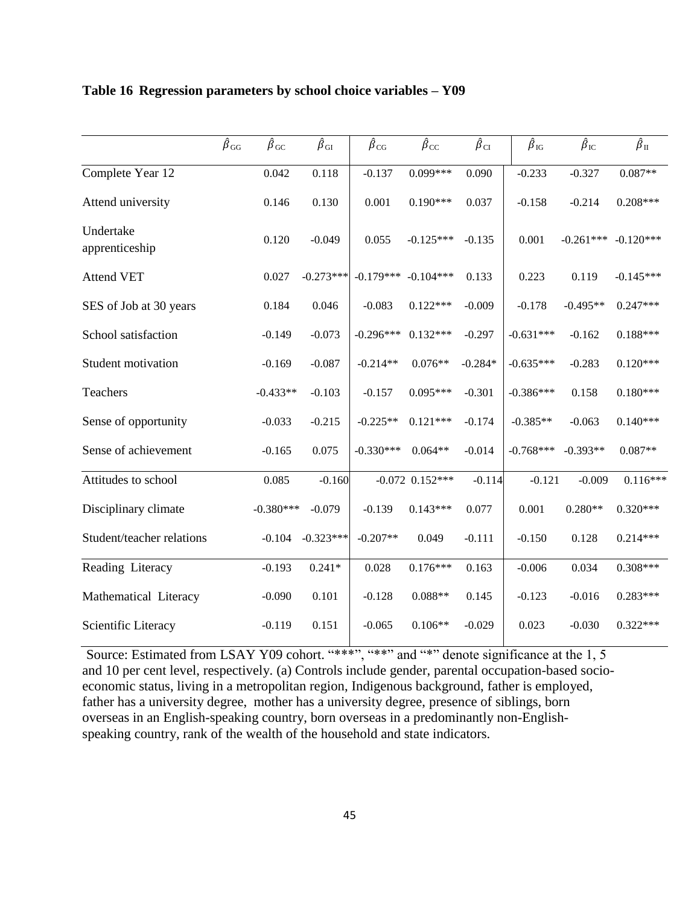**Table 16 Regression parameters by school choice variables – Y09**

| | $\hat{\beta}_{GG}$ | $\hat{\beta}_{GC}$ | $\hat{\beta}_{GI}$ | $\hat{\beta}_{CG}$ | $\hat{\beta}_{CC}$ | $\hat{\beta}_{CI}$ | $\hat{\beta}_{IG}$ | $\hat{\beta}_{IC}$ | $\hat{\beta}_{II}$ |
|---|---|---|---|---|---|---|---|---|---|
| Complete Year 12 | | 0.042 | 0.118 | -0.137 | 0.099*** | 0.090 | -0.233 | -0.327 | 0.087** |
| Attend university | | 0.146 | 0.130 | 0.001 | 0.190*** | 0.037 | -0.158 | -0.214 | 0.208*** |
| Undertake apprenticeship | | 0.120 | -0.049 | 0.055 | -0.125*** | -0.135 | 0.001 | -0.261*** | -0.120*** |
| Attend VET | | 0.027 | -0.273*** | -0.179*** | -0.104*** | 0.133 | 0.223 | 0.119 | -0.145*** |
| SES of Job at 30 years | | 0.184 | 0.046 | -0.083 | 0.122*** | -0.009 | -0.178 | -0.495** | 0.247*** |
| School satisfaction | | -0.149 | -0.073 | -0.296*** | 0.132*** | -0.297 | -0.631*** | -0.162 | 0.188*** |
| Student motivation | | -0.169 | -0.087 | -0.214** | 0.076** | -0.284* | -0.635*** | -0.283 | 0.120*** |
| Teachers | | -0.433** | -0.103 | -0.157 | 0.095*** | -0.301 | -0.386*** | 0.158 | 0.180*** |
| Sense of opportunity | | -0.033 | -0.215 | -0.225** | 0.121*** | -0.174 | -0.385** | -0.063 | 0.140*** |
| Sense of achievement | | -0.165 | 0.075 | -0.330*** | 0.064** | -0.014 | -0.768*** | -0.393** | 0.087** |
| Attitudes to school | | 0.085 | -0.160 | -0.072 | 0.152*** | -0.114 | -0.121 | -0.009 | 0.116*** |
| Disciplinary climate | | -0.380*** | -0.079 | -0.139 | 0.143*** | 0.077 | 0.001 | 0.280** | 0.320*** |
| Student/teacher relations | | -0.104 | -0.323*** | -0.207** | 0.049 | -0.111 | -0.150 | 0.128 | 0.214*** |
| Reading Literacy | | -0.193 | 0.241* | 0.028 | 0.176*** | 0.163 | -0.006 | 0.034 | 0.308*** |
| Mathematical Literacy | | -0.090 | 0.101 | -0.128 | 0.088** | 0.145 | -0.123 | -0.016 | 0.283*** |
| Scientific Literacy | | -0.119 | 0.151 | -0.065 | 0.106** | -0.029 | 0.023 | -0.030 | 0.322*** |

Source: Estimated from LSAY Y09 cohort. "***", "**" and "*" denote significance at the 1, 5 and 10 per cent level, respectively. (a) Controls include gender, parental occupation-based socio-economic status, living in a metropolitan region, Indigenous background, father is employed, father has a university degree, mother has a university degree, presence of siblings, born overseas in an English-speaking country, born overseas in a predominantly non-English-speaking country, rank of the wealth of the household and state indicators.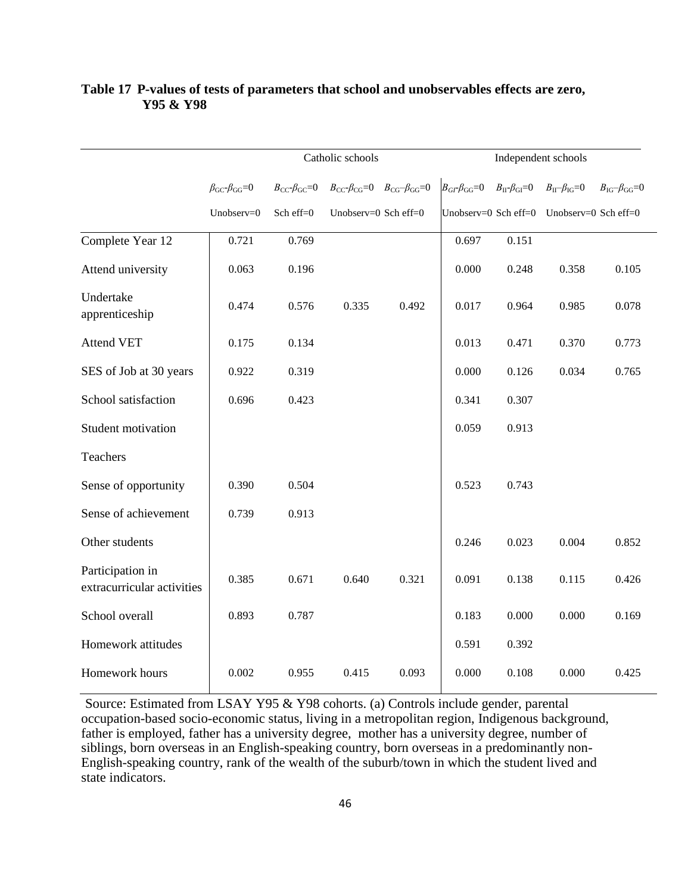**Table 17 P-values of tests of parameters that school and unobservables effects are zero, Y95 & Y98**

| | Catholic schools | | | | Independent schools | | | |
|---|---|---|---|---|---|---|---|---|
| | $\beta_{GC}$-$\beta_{GG}$=0 | $B_{CC}$-$\beta_{GC}$=0 | $B_{CC}$-$\beta_{CG}$=0 | $B_{CG}$–$\beta_{GG}$=0 | $B_{GI}$-$\beta_{GG}$=0 | $B_{II}$-$\beta_{GI}$=0 | $B_{II}$–$\beta_{IG}$=0 | $B_{IG}$–$\beta_{GG}$=0 |
| | Unobserv=0 | Sch eff=0 | Unobserv=0 | Sch eff=0 | Unobserv=0 | Sch eff=0 | Unobserv=0 | Sch eff=0 |
| Complete Year 12 | 0.721 | 0.769 | | | 0.697 | 0.151 | | |
| Attend university | 0.063 | 0.196 | | | 0.000 | 0.248 | 0.358 | 0.105 |
| Undertake apprenticeship | 0.474 | 0.576 | 0.335 | 0.492 | 0.017 | 0.964 | 0.985 | 0.078 |
| Attend VET | 0.175 | 0.134 | | | 0.013 | 0.471 | 0.370 | 0.773 |
| SES of Job at 30 years | 0.922 | 0.319 | | | 0.000 | 0.126 | 0.034 | 0.765 |
| School satisfaction | 0.696 | 0.423 | | | 0.341 | 0.307 | | |
| Student motivation | | | | | 0.059 | 0.913 | | |
| Teachers | | | | | | | | |
| Sense of opportunity | 0.390 | 0.504 | | | 0.523 | 0.743 | | |
| Sense of achievement | 0.739 | 0.913 | | | | | | |
| Other students | | | | | 0.246 | 0.023 | 0.004 | 0.852 |
| Participation in extracurricular activities | 0.385 | 0.671 | 0.640 | 0.321 | 0.091 | 0.138 | 0.115 | 0.426 |
| School overall | 0.893 | 0.787 | | | 0.183 | 0.000 | 0.000 | 0.169 |
| Homework attitudes | | | | | 0.591 | 0.392 | | |
| Homework hours | 0.002 | 0.955 | 0.415 | 0.093 | 0.000 | 0.108 | 0.000 | 0.425 |

Source: Estimated from LSAY Y95 & Y98 cohorts. (a) Controls include gender, parental occupation-based socio-economic status, living in a metropolitan region, Indigenous background, father is employed, father has a university degree, mother has a university degree, number of siblings, born overseas in an English-speaking country, born overseas in a predominantly non-English-speaking country, rank of the wealth of the suburb/town in which the student lived and state indicators.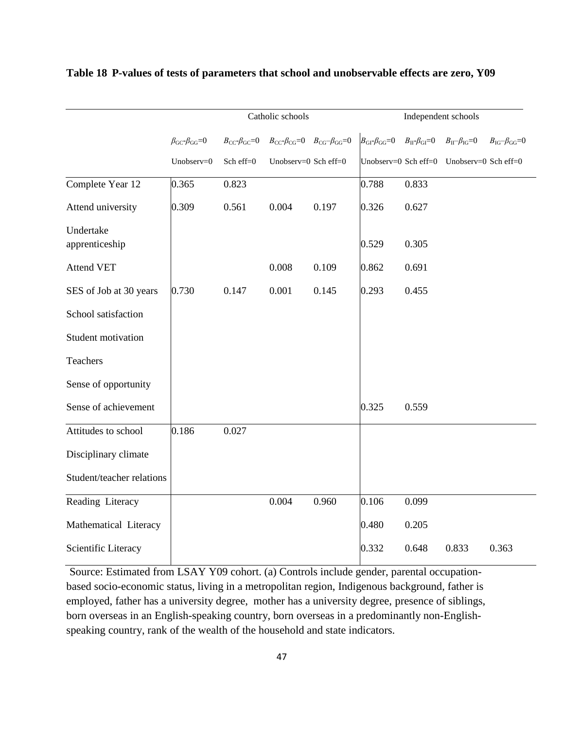**Table 18 P-values of tests of parameters that school and unobservable effects are zero, Y09**

| | Catholic schools | | | | Independent schools | | | |
|---|---|---|---|---|---|---|---|---|
| | $\beta_{GC}$-$\beta_{GG}$=0 Unobserv=0 | $B_{CC}$-$\beta_{GC}$=0 Sch eff=0 | $B_{CC}$-$\beta_{CG}$=0 Unobserv=0 | $B_{CG}$–$\beta_{GG}$=0 Sch eff=0 | $B_{GI}$-$\beta_{GG}$=0 Unobserv=0 | $B_{II}$-$\beta_{GI}$=0 Sch eff=0 | $B_{II}$–$\beta_{IG}$=0 Unobserv=0 | $B_{IG}$–$\beta_{GG}$=0 Sch eff=0 |
| Complete Year 12 | 0.365 | 0.823 | | | 0.788 | 0.833 | | |
| Attend university | 0.309 | 0.561 | 0.004 | 0.197 | 0.326 | 0.627 | | |
| Undertake apprenticeship | | | | | 0.529 | 0.305 | | |
| Attend VET | | | 0.008 | 0.109 | 0.862 | 0.691 | | |
| SES of Job at 30 years | 0.730 | 0.147 | 0.001 | 0.145 | 0.293 | 0.455 | | |
| School satisfaction | | | | | | | | |
| Student motivation | | | | | | | | |
| Teachers | | | | | | | | |
| Sense of opportunity | | | | | | | | |
| Sense of achievement | | | | | 0.325 | 0.559 | | |
| Attitudes to school | 0.186 | 0.027 | | | | | | |
| Disciplinary climate | | | | | | | | |
| Student/teacher relations | | | | | | | | |
| Reading Literacy | | | 0.004 | 0.960 | 0.106 | 0.099 | | |
| Mathematical Literacy | | | | | 0.480 | 0.205 | | |
| Scientific Literacy | | | | | 0.332 | 0.648 | 0.833 | 0.363 |

Source: Estimated from LSAY Y09 cohort. (a) Controls include gender, parental occupation-based socio-economic status, living in a metropolitan region, Indigenous background, father is employed, father has a university degree, mother has a university degree, presence of siblings, born overseas in an English-speaking country, born overseas in a predominantly non-English-speaking country, rank of the wealth of the household and state indicators.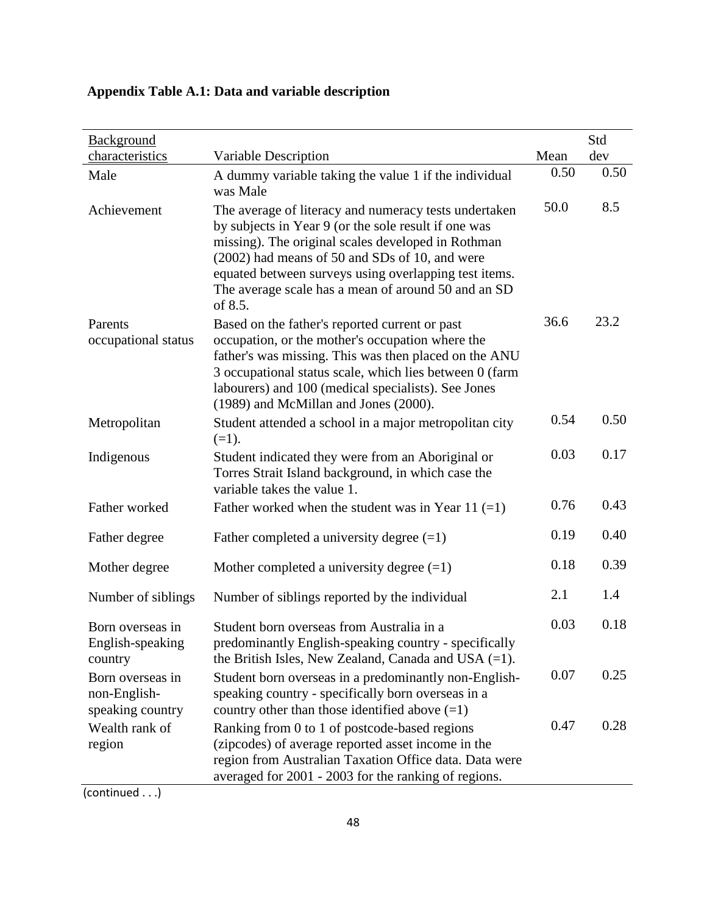**Appendix Table A.1: Data and variable description**

| Background characteristics | Variable Description | Mean | Std dev |
|---|---|---|---|
| Male | A dummy variable taking the value 1 if the individual was Male | 0.50 | 0.50 |
| Achievement | The average of literacy and numeracy tests undertaken by subjects in Year 9 (or the sole result if one was missing). The original scales developed in Rothman (2002) had means of 50 and SDs of 10, and were equated between surveys using overlapping test items. The average scale has a mean of around 50 and an SD of 8.5. | 50.0 | 8.5 |
| Parents occupational status | Based on the father's reported current or past occupation, or the mother's occupation where the father's was missing. This was then placed on the ANU 3 occupational status scale, which lies between 0 (farm labourers) and 100 (medical specialists). See Jones (1989) and McMillan and Jones (2000). | 36.6 | 23.2 |
| Metropolitan | Student attended a school in a major metropolitan city (=1). | 0.54 | 0.50 |
| Indigenous | Student indicated they were from an Aboriginal or Torres Strait Island background, in which case the variable takes the value 1. | 0.03 | 0.17 |
| Father worked | Father worked when the student was in Year 11 (=1) | 0.76 | 0.43 |
| Father degree | Father completed a university degree (=1) | 0.19 | 0.40 |
| Mother degree | Mother completed a university degree (=1) | 0.18 | 0.39 |
| Number of siblings | Number of siblings reported by the individual | 2.1 | 1.4 |
| Born overseas in English-speaking country | Student born overseas from Australia in a predominantly English-speaking country - specifically the British Isles, New Zealand, Canada and USA (=1). | 0.03 | 0.18 |
| Born overseas in non-English-speaking country | Student born overseas in a predominantly non-English-speaking country - specifically born overseas in a country other than those identified above (=1) | 0.07 | 0.25 |
| Wealth rank of region | Ranking from 0 to 1 of postcode-based regions (zipcodes) of average reported asset income in the region from Australian Taxation Office data. Data were averaged for 2001 - 2003 for the ranking of regions. | 0.47 | 0.28 |

(continued . . .)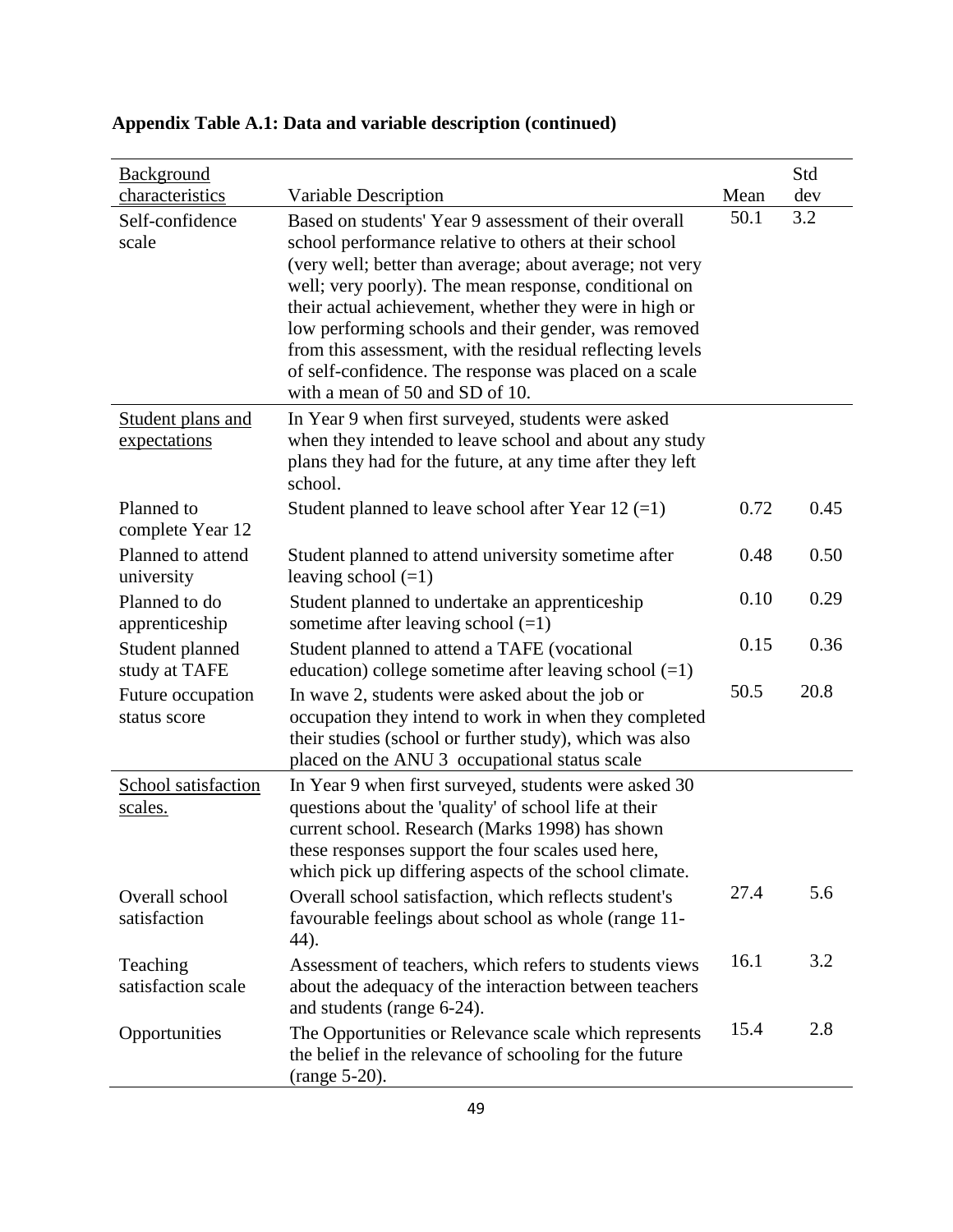**Appendix Table A.1: Data and variable description (continued)**

| Background characteristics | Variable Description | Mean | Std dev |
|---|---|---|---|
| Self-confidence scale | Based on students' Year 9 assessment of their overall school performance relative to others at their school (very well; better than average; about average; not very well; very poorly). The mean response, conditional on their actual achievement, whether they were in high or low performing schools and their gender, was removed from this assessment, with the residual reflecting levels of self-confidence. The response was placed on a scale with a mean of 50 and SD of 10. | 50.1 | 3.2 |
| Student plans and expectations | In Year 9 when first surveyed, students were asked when they intended to leave school and about any study plans they had for the future, at any time after they left school. | | |
| Planned to complete Year 12 | Student planned to leave school after Year 12 (=1) | 0.72 | 0.45 |
| Planned to attend university | Student planned to attend university sometime after leaving school (=1) | 0.48 | 0.50 |
| Planned to do apprenticeship | Student planned to undertake an apprenticeship sometime after leaving school (=1) | 0.10 | 0.29 |
| Student planned study at TAFE | Student planned to attend a TAFE (vocational education) college sometime after leaving school (=1) | 0.15 | 0.36 |
| Future occupation status score | In wave 2, students were asked about the job or occupation they intend to work in when they completed their studies (school or further study), which was also placed on the ANU 3 occupational status scale | 50.5 | 20.8 |
| School satisfaction scales. | In Year 9 when first surveyed, students were asked 30 questions about the 'quality' of school life at their current school. Research (Marks 1998) has shown these responses support the four scales used here, which pick up differing aspects of the school climate. | | |
| Overall school satisfaction | Overall school satisfaction, which reflects student's favourable feelings about school as whole (range 11-44). | 27.4 | 5.6 |
| Teaching satisfaction scale | Assessment of teachers, which refers to students views about the adequacy of the interaction between teachers and students (range 6-24). | 16.1 | 3.2 |
| Opportunities | The Opportunities or Relevance scale which represents the belief in the relevance of schooling for the future (range 5-20). | 15.4 | 2.8 |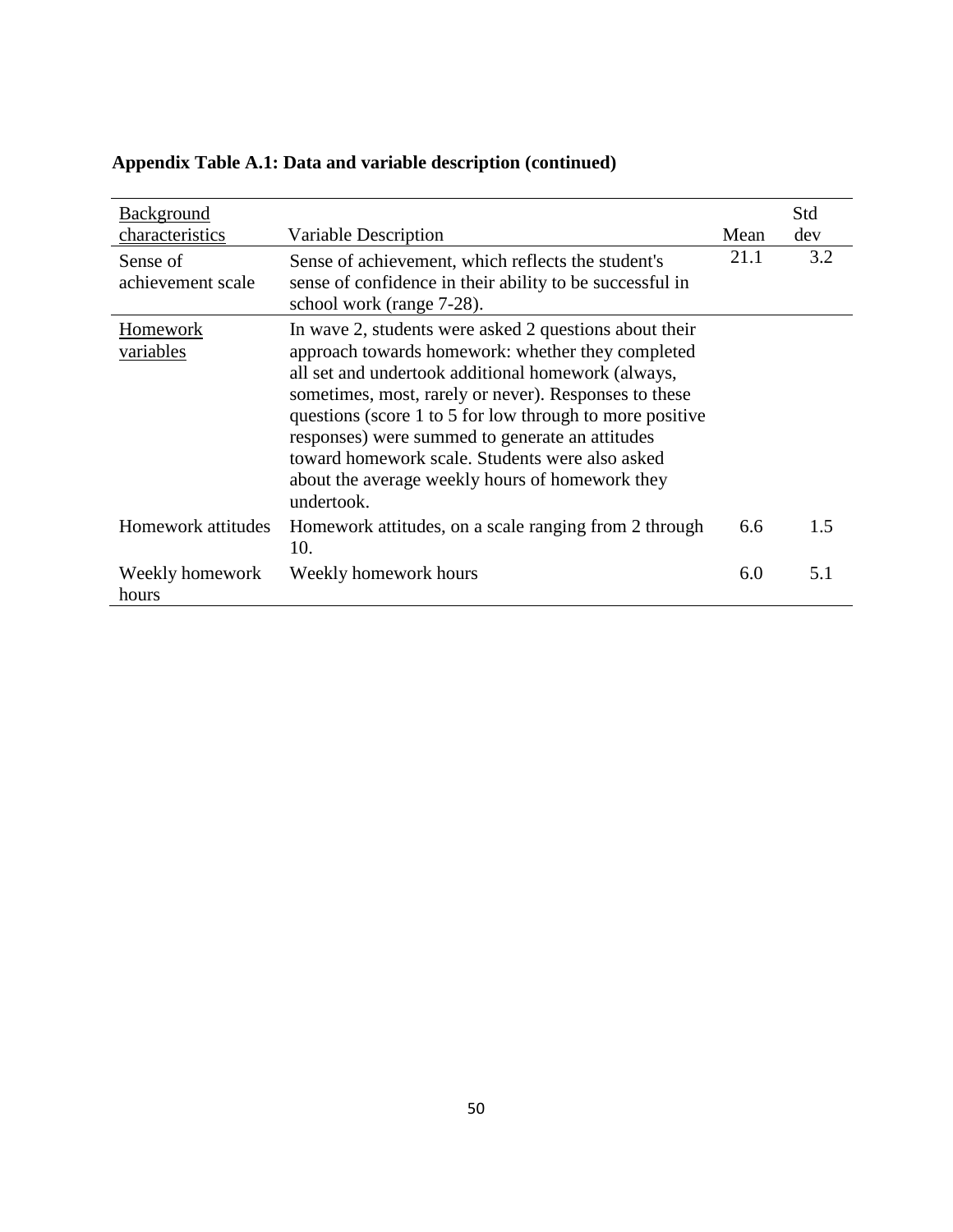**Appendix Table A.1: Data and variable description (continued)**

| Background characteristics | Variable Description | Mean | Std dev |
|---|---|---|---|
| Sense of achievement scale | Sense of achievement, which reflects the student's sense of confidence in their ability to be successful in school work (range 7-28). | 21.1 | 3.2 |
| Homework variables | In wave 2, students were asked 2 questions about their approach towards homework: whether they completed all set and undertook additional homework (always, sometimes, most, rarely or never). Responses to these questions (score 1 to 5 for low through to more positive responses) were summed to generate an attitudes toward homework scale. Students were also asked about the average weekly hours of homework they undertook. | | |
| Homework attitudes | Homework attitudes, on a scale ranging from 2 through 10. | 6.6 | 1.5 |
| Weekly homework hours | Weekly homework hours | 6.0 | 5.1 |